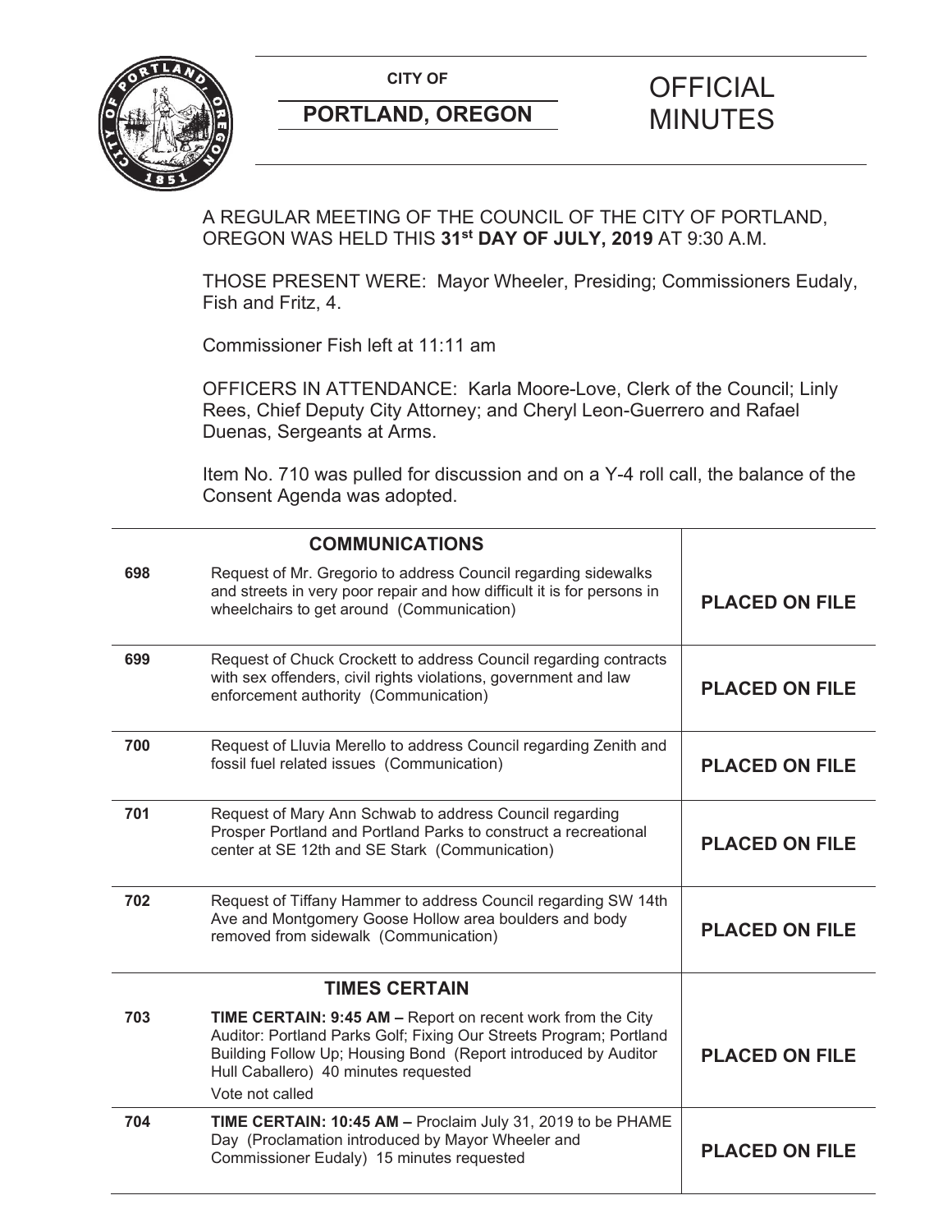**CITY OF**

**PORTLAND, OREGON**

# OFFICIAL MINUTES

A REGULAR MEETING OF THE COUNCIL OF THE CITY OF PORTLAND, OREGON WAS HELD THIS **31st DAY OF JULY, 2019** AT 9:30 A.M.

THOSE PRESENT WERE: Mayor Wheeler, Presiding; Commissioners Eudaly, Fish and Fritz, 4.

Commissioner Fish left at 11:11 am

OFFICERS IN ATTENDANCE: Karla Moore-Love, Clerk of the Council; Linly Rees, Chief Deputy City Attorney; and Cheryl Leon-Guerrero and Rafael Duenas, Sergeants at Arms.

Item No. 710 was pulled for discussion and on a Y-4 roll call, the balance of the Consent Agenda was adopted.

| | **COMMUNICATIONS** | |
|---|---|---|
| **698** | Request of Mr. Gregorio to address Council regarding sidewalks and streets in very poor repair and how difficult it is for persons in wheelchairs to get around (Communication) | **PLACED ON FILE** |
| **699** | Request of Chuck Crockett to address Council regarding contracts with sex offenders, civil rights violations, government and law enforcement authority (Communication) | **PLACED ON FILE** |
| **700** | Request of Lluvia Merello to address Council regarding Zenith and fossil fuel related issues (Communication) | **PLACED ON FILE** |
| **701** | Request of Mary Ann Schwab to address Council regarding Prosper Portland and Portland Parks to construct a recreational center at SE 12th and SE Stark (Communication) | **PLACED ON FILE** |
| **702** | Request of Tiffany Hammer to address Council regarding SW 14th Ave and Montgomery Goose Hollow area boulders and body removed from sidewalk (Communication) | **PLACED ON FILE** |
| | **TIMES CERTAIN** | |
| **703** | **TIME CERTAIN: 9:45 AM –** Report on recent work from the City Auditor: Portland Parks Golf; Fixing Our Streets Program; Portland Building Follow Up; Housing Bond (Report introduced by Auditor Hull Caballero) 40 minutes requested<br>Vote not called | **PLACED ON FILE** |
| **704** | **TIME CERTAIN: 10:45 AM –** Proclaim July 31, 2019 to be PHAME Day (Proclamation introduced by Mayor Wheeler and Commissioner Eudaly) 15 minutes requested | **PLACED ON FILE** |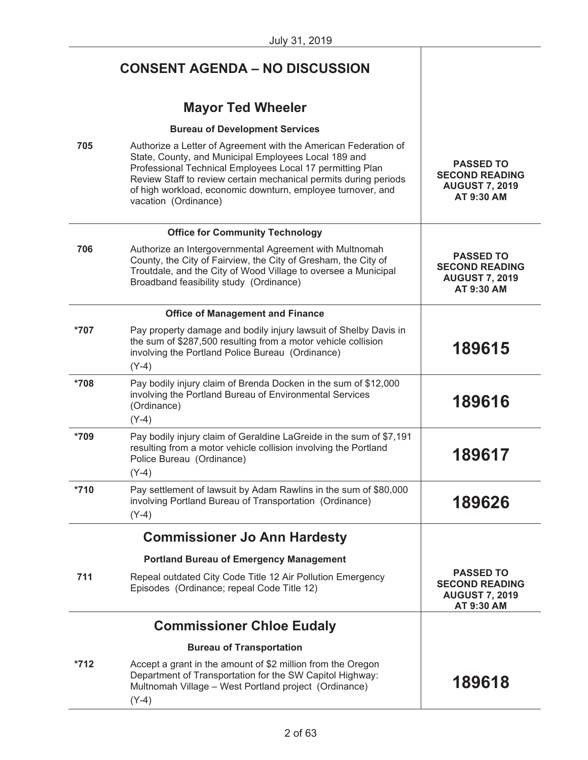## CONSENT AGENDA – NO DISCUSSION

### Mayor Ted Wheeler

**Bureau of Development Services**

| | | |
|---|---|---|
| 705 | Authorize a Letter of Agreement with the American Federation of State, County, and Municipal Employees Local 189 and Professional Technical Employees Local 17 permitting Plan Review Staff to review certain mechanical permits during periods of high workload, economic downturn, employee turnover, and vacation (Ordinance) | **PASSED TO SECOND READING AUGUST 7, 2019 AT 9:30 AM** |

**Office for Community Technology**

| | | |
|---|---|---|
| 706 | Authorize an Intergovernmental Agreement with Multnomah County, the City of Fairview, the City of Gresham, the City of Troutdale, and the City of Wood Village to oversee a Municipal Broadband feasibility study (Ordinance) | **PASSED TO SECOND READING AUGUST 7, 2019 AT 9:30 AM** |

**Office of Management and Finance**

| | | |
|---|---|---|
| *707 | Pay property damage and bodily injury lawsuit of Shelby Davis in the sum of $287,500 resulting from a motor vehicle collision involving the Portland Police Bureau (Ordinance) (Y-4) | **189615** |
| *708 | Pay bodily injury claim of Brenda Docken in the sum of $12,000 involving the Portland Bureau of Environmental Services (Ordinance) (Y-4) | **189616** |
| *709 | Pay bodily injury claim of Geraldine LaGreide in the sum of $7,191 resulting from a motor vehicle collision involving the Portland Police Bureau (Ordinance) (Y-4) | **189617** |
| *710 | Pay settlement of lawsuit by Adam Rawlins in the sum of $80,000 involving Portland Bureau of Transportation (Ordinance) (Y-4) | **189626** |

### Commissioner Jo Ann Hardesty

**Portland Bureau of Emergency Management**

| | | |
|---|---|---|
| 711 | Repeal outdated City Code Title 12 Air Pollution Emergency Episodes (Ordinance; repeal Code Title 12) | **PASSED TO SECOND READING AUGUST 7, 2019 AT 9:30 AM** |

### Commissioner Chloe Eudaly

**Bureau of Transportation**

| | | |
|---|---|---|
| *712 | Accept a grant in the amount of $2 million from the Oregon Department of Transportation for the SW Capitol Highway: Multnomah Village – West Portland project (Ordinance) (Y-4) | **189618** |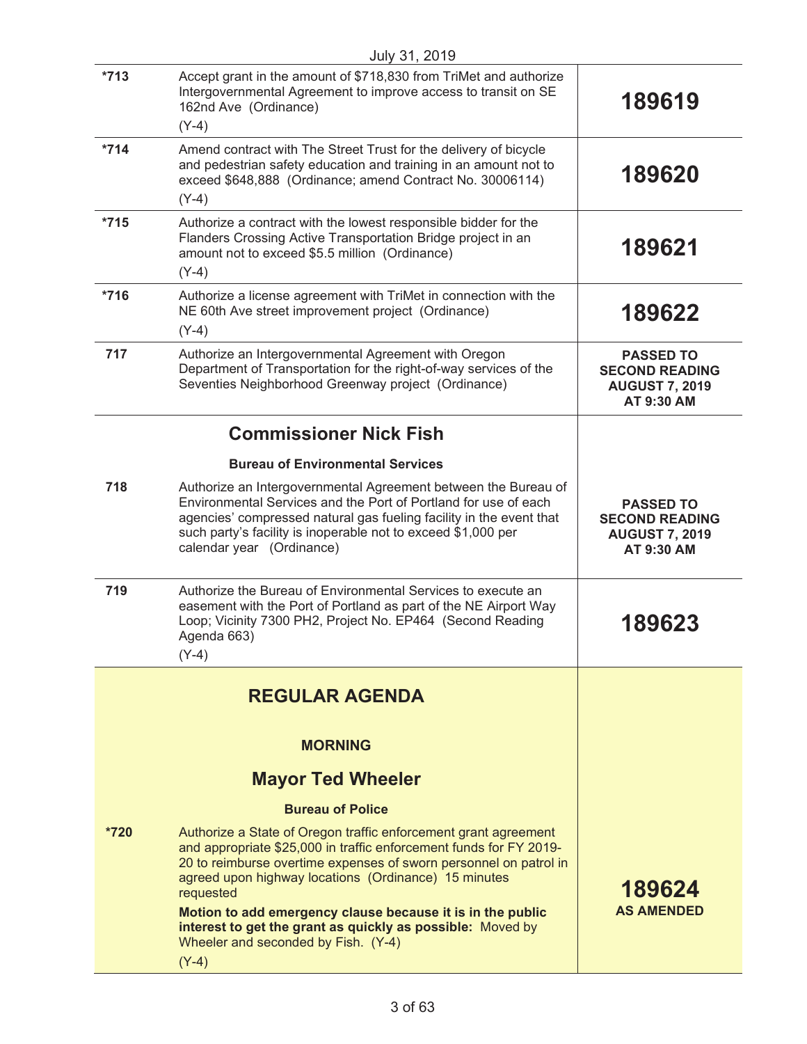July 31, 2019

| | | |
|---|---|---|
| *713 | Accept grant in the amount of $718,830 from TriMet and authorize Intergovernmental Agreement to improve access to transit on SE 162nd Ave (Ordinance)<br>(Y-4) | **189619** |
| *714 | Amend contract with The Street Trust for the delivery of bicycle and pedestrian safety education and training in an amount not to exceed $648,888 (Ordinance; amend Contract No. 30006114)<br>(Y-4) | **189620** |
| *715 | Authorize a contract with the lowest responsible bidder for the Flanders Crossing Active Transportation Bridge project in an amount not to exceed $5.5 million (Ordinance)<br>(Y-4) | **189621** |
| *716 | Authorize a license agreement with TriMet in connection with the NE 60th Ave street improvement project (Ordinance)<br>(Y-4) | **189622** |
| 717 | Authorize an Intergovernmental Agreement with Oregon Department of Transportation for the right-of-way services of the Seventies Neighborhood Greenway project (Ordinance) | **PASSED TO SECOND READING AUGUST 7, 2019 AT 9:30 AM** |
| | **Commissioner Nick Fish**<br>**Bureau of Environmental Services** | |
| 718 | Authorize an Intergovernmental Agreement between the Bureau of Environmental Services and the Port of Portland for use of each agencies' compressed natural gas fueling facility in the event that such party's facility is inoperable not to exceed $1,000 per calendar year (Ordinance) | **PASSED TO SECOND READING AUGUST 7, 2019 AT 9:30 AM** |
| 719 | Authorize the Bureau of Environmental Services to execute an easement with the Port of Portland as part of the NE Airport Way Loop; Vicinity 7300 PH2, Project No. EP464 (Second Reading Agenda 663)<br>(Y-4) | **189623** |
| | **REGULAR AGENDA**<br>**MORNING**<br>**Mayor Ted Wheeler**<br>**Bureau of Police** | |
| *720 | Authorize a State of Oregon traffic enforcement grant agreement and appropriate $25,000 in traffic enforcement funds for FY 2019-20 to reimburse overtime expenses of sworn personnel on patrol in agreed upon highway locations (Ordinance) 15 minutes requested<br>**Motion to add emergency clause because it is in the public interest to get the grant as quickly as possible:** Moved by Wheeler and seconded by Fish. (Y-4)<br>(Y-4) | **189624 AS AMENDED** |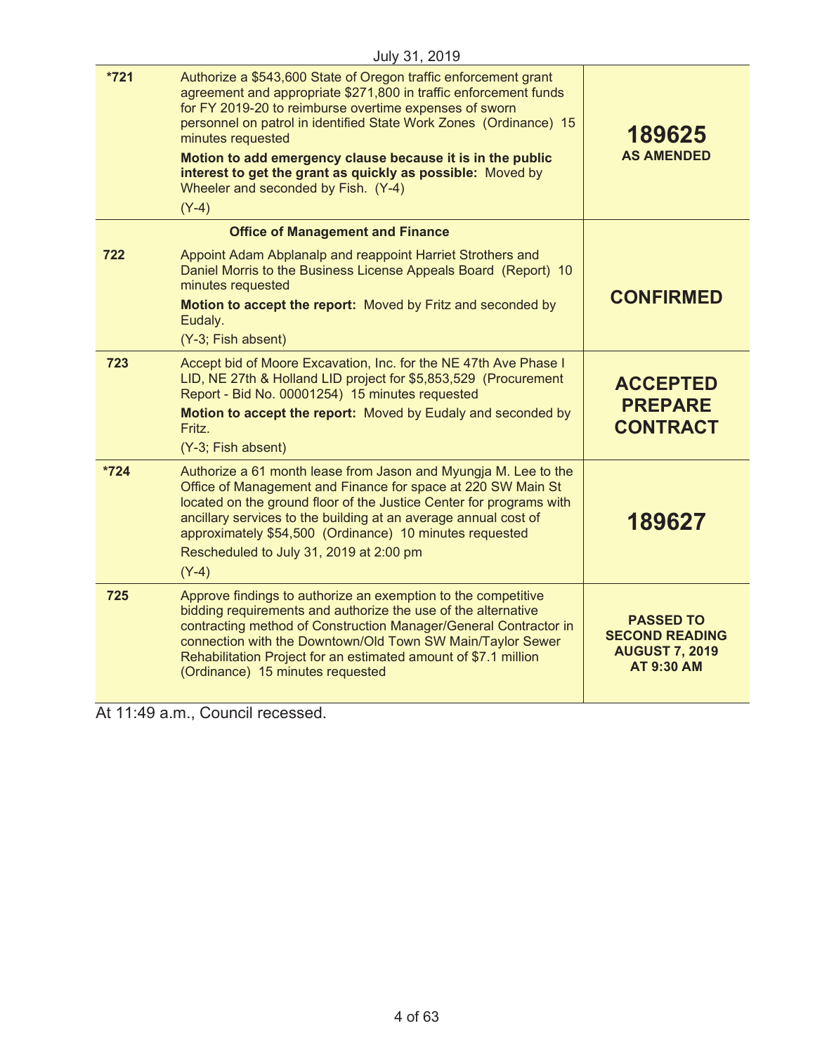July 31, 2019

| | | |
|---|---|---|
| *721 | Authorize a $543,600 State of Oregon traffic enforcement grant agreement and appropriate $271,800 in traffic enforcement funds for FY 2019-20 to reimburse overtime expenses of sworn personnel on patrol in identified State Work Zones (Ordinance) 15 minutes requested<br>**Motion to add emergency clause because it is in the public interest to get the grant as quickly as possible:** Moved by Wheeler and seconded by Fish. (Y-4)<br>(Y-4) | **189625**<br>**AS AMENDED** |
| | **Office of Management and Finance** | |
| 722 | Appoint Adam Abplanalp and reappoint Harriet Strothers and Daniel Morris to the Business License Appeals Board (Report) 10 minutes requested<br>**Motion to accept the report:** Moved by Fritz and seconded by Eudaly.<br>(Y-3; Fish absent) | **CONFIRMED** |
| 723 | Accept bid of Moore Excavation, Inc. for the NE 47th Ave Phase I LID, NE 27th & Holland LID project for $5,853,529 (Procurement Report - Bid No. 00001254) 15 minutes requested<br>**Motion to accept the report:** Moved by Eudaly and seconded by Fritz.<br>(Y-3; Fish absent) | **ACCEPTED PREPARE CONTRACT** |
| *724 | Authorize a 61 month lease from Jason and Myungja M. Lee to the Office of Management and Finance for space at 220 SW Main St located on the ground floor of the Justice Center for programs with ancillary services to the building at an average annual cost of approximately $54,500 (Ordinance) 10 minutes requested<br>Rescheduled to July 31, 2019 at 2:00 pm<br>(Y-4) | **189627** |
| 725 | Approve findings to authorize an exemption to the competitive bidding requirements and authorize the use of the alternative contracting method of Construction Manager/General Contractor in connection with the Downtown/Old Town SW Main/Taylor Sewer Rehabilitation Project for an estimated amount of $7.1 million (Ordinance) 15 minutes requested | **PASSED TO SECOND READING AUGUST 7, 2019 AT 9:30 AM** |

At 11:49 a.m., Council recessed.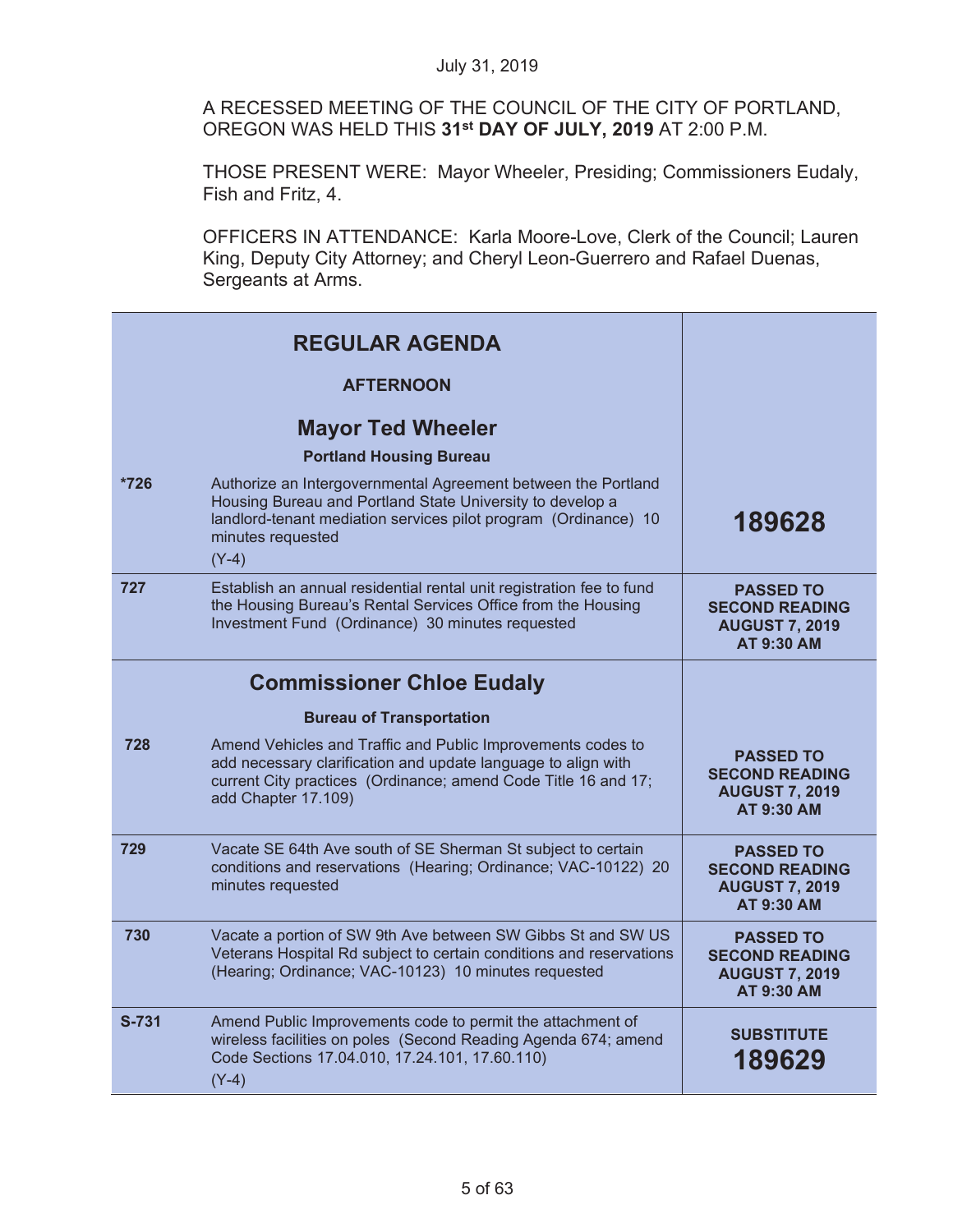July 31, 2019

A RECESSED MEETING OF THE COUNCIL OF THE CITY OF PORTLAND, OREGON WAS HELD THIS **31st DAY OF JULY, 2019** AT 2:00 P.M.

THOSE PRESENT WERE: Mayor Wheeler, Presiding; Commissioners Eudaly, Fish and Fritz, 4.

OFFICERS IN ATTENDANCE: Karla Moore-Love, Clerk of the Council; Lauren King, Deputy City Attorney; and Cheryl Leon-Guerrero and Rafael Duenas, Sergeants at Arms.

| | | |
|---|---|---|
| | **REGULAR AGENDA** | |
| | **AFTERNOON** | |
| | **Mayor Ted Wheeler** | |
| | **Portland Housing Bureau** | |
| *726 | Authorize an Intergovernmental Agreement between the Portland Housing Bureau and Portland State University to develop a landlord-tenant mediation services pilot program (Ordinance) 10 minutes requested (Y-4) | **189628** |
| 727 | Establish an annual residential rental unit registration fee to fund the Housing Bureau's Rental Services Office from the Housing Investment Fund (Ordinance) 30 minutes requested | **PASSED TO SECOND READING AUGUST 7, 2019 AT 9:30 AM** |
| | **Commissioner Chloe Eudaly** | |
| | **Bureau of Transportation** | |
| 728 | Amend Vehicles and Traffic and Public Improvements codes to add necessary clarification and update language to align with current City practices (Ordinance; amend Code Title 16 and 17; add Chapter 17.109) | **PASSED TO SECOND READING AUGUST 7, 2019 AT 9:30 AM** |
| 729 | Vacate SE 64th Ave south of SE Sherman St subject to certain conditions and reservations (Hearing; Ordinance; VAC-10122) 20 minutes requested | **PASSED TO SECOND READING AUGUST 7, 2019 AT 9:30 AM** |
| 730 | Vacate a portion of SW 9th Ave between SW Gibbs St and SW US Veterans Hospital Rd subject to certain conditions and reservations (Hearing; Ordinance; VAC-10123) 10 minutes requested | **PASSED TO SECOND READING AUGUST 7, 2019 AT 9:30 AM** |
| S-731 | Amend Public Improvements code to permit the attachment of wireless facilities on poles (Second Reading Agenda 674; amend Code Sections 17.04.010, 17.24.101, 17.60.110) (Y-4) | **SUBSTITUTE 189629** |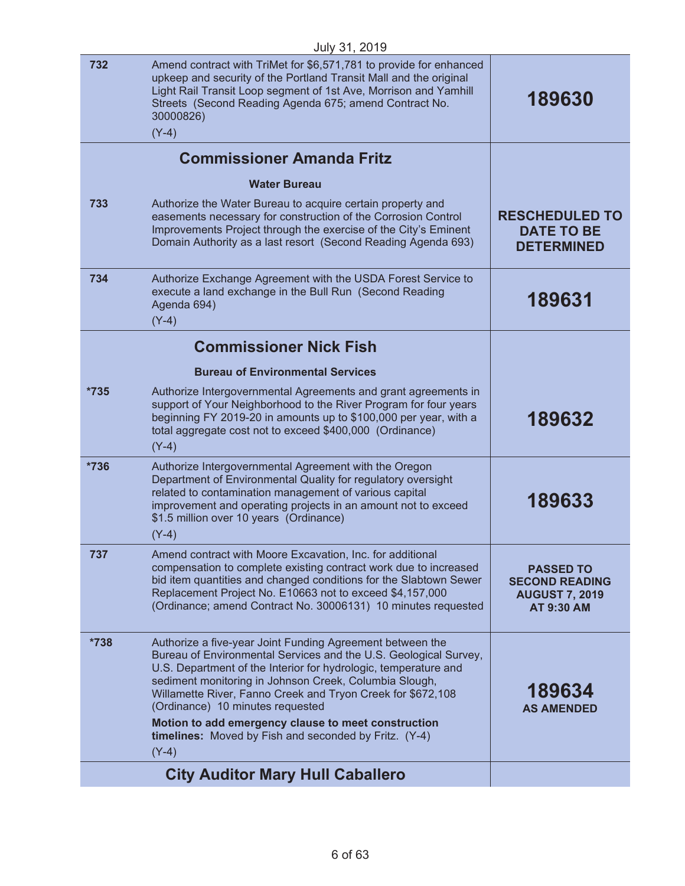July 31, 2019

| | | |
|---|---|---|
| 732 | Amend contract with TriMet for $6,571,781 to provide for enhanced upkeep and security of the Portland Transit Mall and the original Light Rail Transit Loop segment of 1st Ave, Morrison and Yamhill Streets (Second Reading Agenda 675; amend Contract No. 30000826)<br>(Y-4) | **189630** |
| | **Commissioner Amanda Fritz** | |
| | **Water Bureau** | |
| 733 | Authorize the Water Bureau to acquire certain property and easements necessary for construction of the Corrosion Control Improvements Project through the exercise of the City's Eminent Domain Authority as a last resort (Second Reading Agenda 693) | **RESCHEDULED TO DATE TO BE DETERMINED** |
| 734 | Authorize Exchange Agreement with the USDA Forest Service to execute a land exchange in the Bull Run (Second Reading Agenda 694)<br>(Y-4) | **189631** |
| | **Commissioner Nick Fish** | |
| | **Bureau of Environmental Services** | |
| *735 | Authorize Intergovernmental Agreements and grant agreements in support of Your Neighborhood to the River Program for four years beginning FY 2019-20 in amounts up to $100,000 per year, with a total aggregate cost not to exceed $400,000 (Ordinance)<br>(Y-4) | **189632** |
| *736 | Authorize Intergovernmental Agreement with the Oregon Department of Environmental Quality for regulatory oversight related to contamination management of various capital improvement and operating projects in an amount not to exceed $1.5 million over 10 years (Ordinance)<br>(Y-4) | **189633** |
| 737 | Amend contract with Moore Excavation, Inc. for additional compensation to complete existing contract work due to increased bid item quantities and changed conditions for the Slabtown Sewer Replacement Project No. E10663 not to exceed $4,157,000 (Ordinance; amend Contract No. 30006131) 10 minutes requested | **PASSED TO SECOND READING AUGUST 7, 2019 AT 9:30 AM** |
| *738 | Authorize a five-year Joint Funding Agreement between the Bureau of Environmental Services and the U.S. Geological Survey, U.S. Department of the Interior for hydrologic, temperature and sediment monitoring in Johnson Creek, Columbia Slough, Willamette River, Fanno Creek and Tryon Creek for $672,108 (Ordinance) 10 minutes requested<br>**Motion to add emergency clause to meet construction timelines:** Moved by Fish and seconded by Fritz. (Y-4)<br>(Y-4) | **189634 AS AMENDED** |
| | **City Auditor Mary Hull Caballero** | |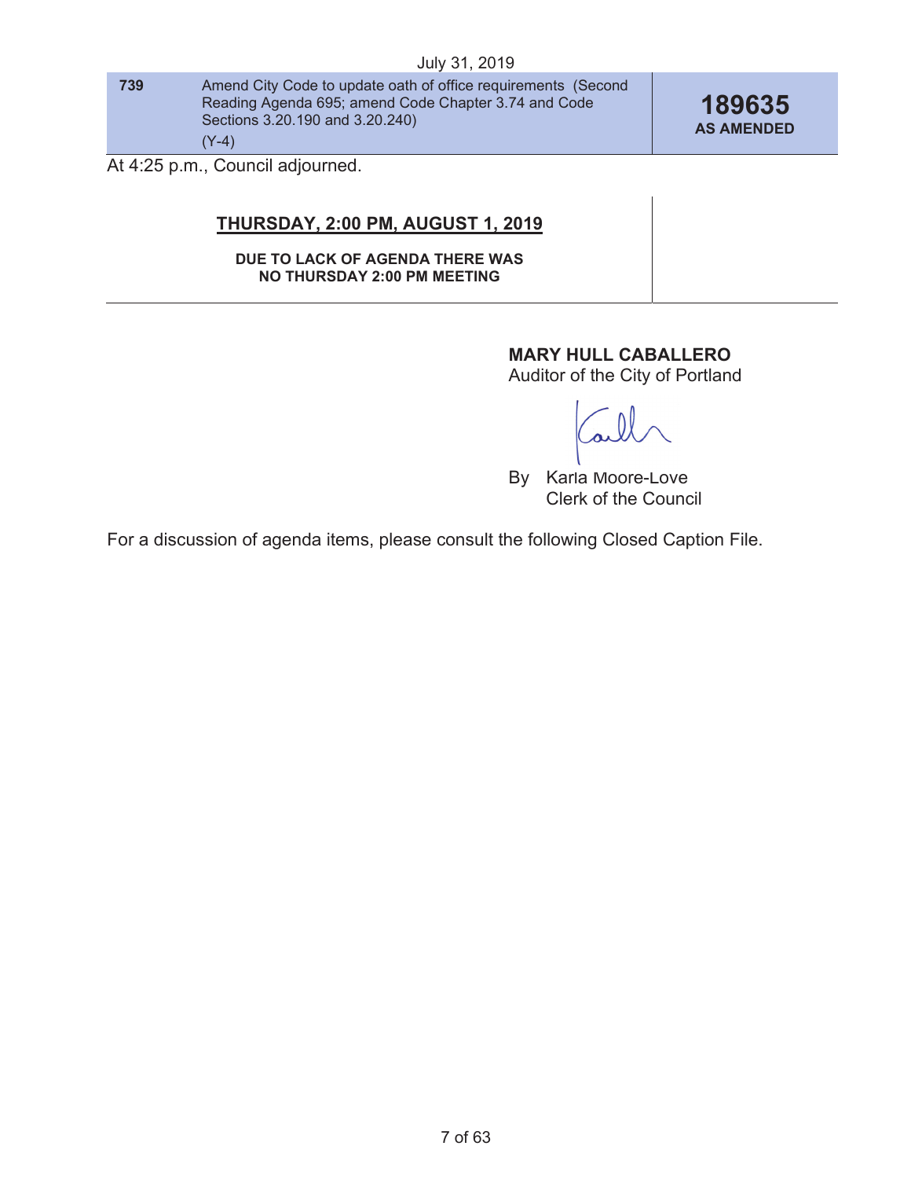July 31, 2019

| | | |
|---|---|---|
| **739** | Amend City Code to update oath of office requirements (Second Reading Agenda 695; amend Code Chapter 3.74 and Code Sections 3.20.190 and 3.20.240)<br>(Y-4) | **189635**<br>**AS AMENDED** |

At 4:25 p.m., Council adjourned.

## THURSDAY, 2:00 PM, AUGUST 1, 2019

**DUE TO LACK OF AGENDA THERE WAS NO THURSDAY 2:00 PM MEETING**

**MARY HULL CABALLERO**
Auditor of the City of Portland

By Karla Moore-Love
Clerk of the Council

For a discussion of agenda items, please consult the following Closed Caption File.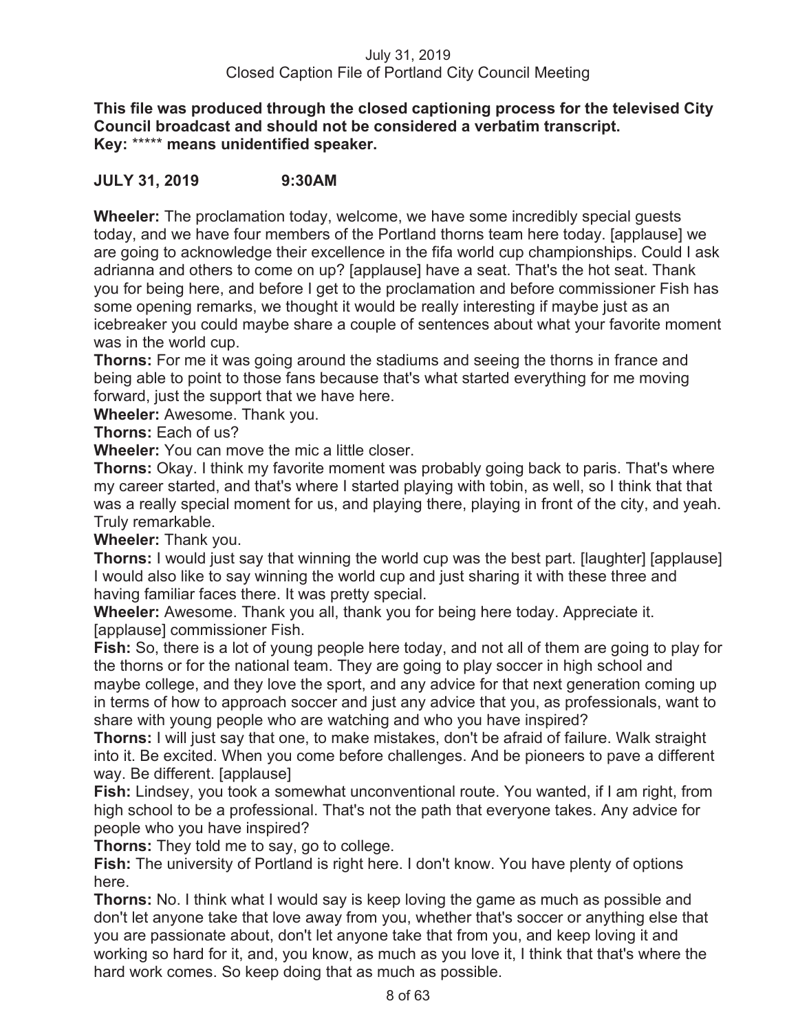**This file was produced through the closed captioning process for the televised City Council broadcast and should not be considered a verbatim transcript.**
**Key: ***** means unidentified speaker.**

**JULY 31, 2019 9:30AM**

**Wheeler:** The proclamation today, welcome, we have some incredibly special guests today, and we have four members of the Portland thorns team here today. [applause] we are going to acknowledge their excellence in the fifa world cup championships. Could I ask adrianna and others to come on up? [applause] have a seat. That's the hot seat. Thank you for being here, and before I get to the proclamation and before commissioner Fish has some opening remarks, we thought it would be really interesting if maybe just as an icebreaker you could maybe share a couple of sentences about what your favorite moment was in the world cup.

**Thorns:** For me it was going around the stadiums and seeing the thorns in france and being able to point to those fans because that's what started everything for me moving forward, just the support that we have here.

**Wheeler:** Awesome. Thank you.

**Thorns:** Each of us?

**Wheeler:** You can move the mic a little closer.

**Thorns:** Okay. I think my favorite moment was probably going back to paris. That's where my career started, and that's where I started playing with tobin, as well, so I think that that was a really special moment for us, and playing there, playing in front of the city, and yeah. Truly remarkable.

**Wheeler:** Thank you.

**Thorns:** I would just say that winning the world cup was the best part. [laughter] [applause] I would also like to say winning the world cup and just sharing it with these three and having familiar faces there. It was pretty special.

**Wheeler:** Awesome. Thank you all, thank you for being here today. Appreciate it. [applause] commissioner Fish.

**Fish:** So, there is a lot of young people here today, and not all of them are going to play for the thorns or for the national team. They are going to play soccer in high school and maybe college, and they love the sport, and any advice for that next generation coming up in terms of how to approach soccer and just any advice that you, as professionals, want to share with young people who are watching and who you have inspired?

**Thorns:** I will just say that one, to make mistakes, don't be afraid of failure. Walk straight into it. Be excited. When you come before challenges. And be pioneers to pave a different way. Be different. [applause]

**Fish:** Lindsey, you took a somewhat unconventional route. You wanted, if I am right, from high school to be a professional. That's not the path that everyone takes. Any advice for people who you have inspired?

**Thorns:** They told me to say, go to college.

**Fish:** The university of Portland is right here. I don't know. You have plenty of options here.

**Thorns:** No. I think what I would say is keep loving the game as much as possible and don't let anyone take that love away from you, whether that's soccer or anything else that you are passionate about, don't let anyone take that from you, and keep loving it and working so hard for it, and, you know, as much as you love it, I think that that's where the hard work comes. So keep doing that as much as possible.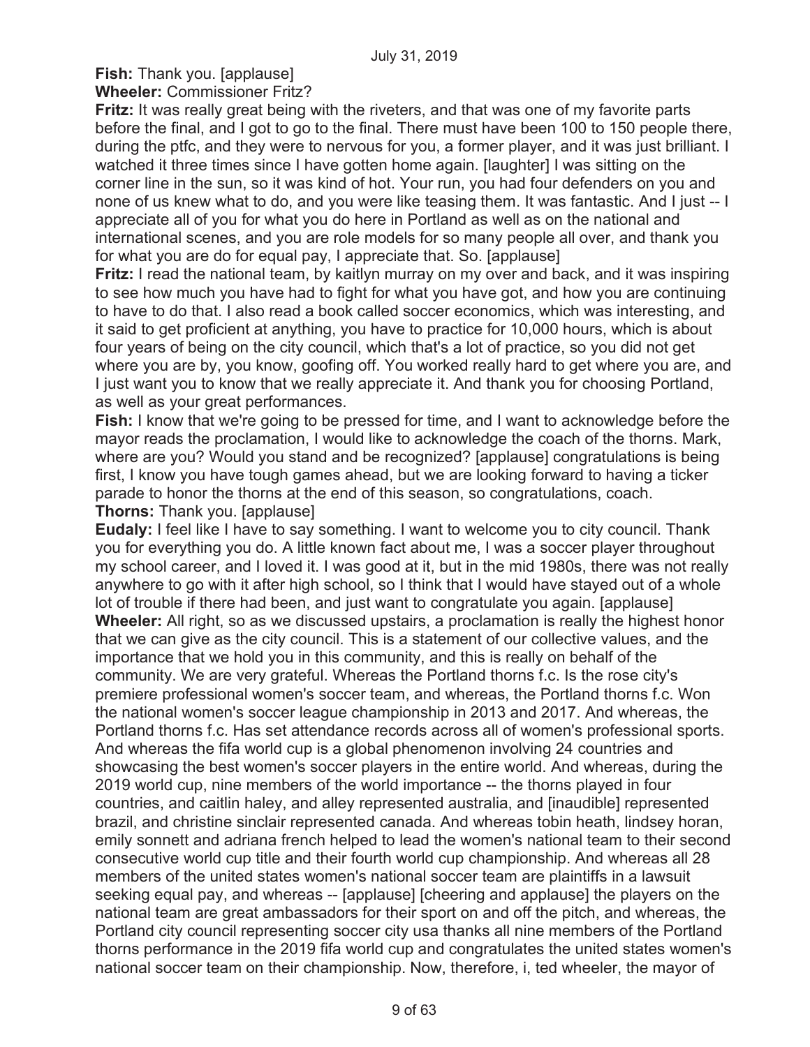**Fish:** Thank you. [applause]

**Wheeler:** Commissioner Fritz?

**Fritz:** It was really great being with the riveters, and that was one of my favorite parts before the final, and I got to go to the final. There must have been 100 to 150 people there, during the ptfc, and they were to nervous for you, a former player, and it was just brilliant. I watched it three times since I have gotten home again. [laughter] I was sitting on the corner line in the sun, so it was kind of hot. Your run, you had four defenders on you and none of us knew what to do, and you were like teasing them. It was fantastic. And I just -- I appreciate all of you for what you do here in Portland as well as on the national and international scenes, and you are role models for so many people all over, and thank you for what you are do for equal pay, I appreciate that. So. [applause]

**Fritz:** I read the national team, by kaitlyn murray on my over and back, and it was inspiring to see how much you have had to fight for what you have got, and how you are continuing to have to do that. I also read a book called soccer economics, which was interesting, and it said to get proficient at anything, you have to practice for 10,000 hours, which is about four years of being on the city council, which that's a lot of practice, so you did not get where you are by, you know, goofing off. You worked really hard to get where you are, and I just want you to know that we really appreciate it. And thank you for choosing Portland, as well as your great performances.

**Fish:** I know that we're going to be pressed for time, and I want to acknowledge before the mayor reads the proclamation, I would like to acknowledge the coach of the thorns. Mark, where are you? Would you stand and be recognized? [applause] congratulations is being first, I know you have tough games ahead, but we are looking forward to having a ticker parade to honor the thorns at the end of this season, so congratulations, coach.

**Thorns:** Thank you. [applause]

**Eudaly:** I feel like I have to say something. I want to welcome you to city council. Thank you for everything you do. A little known fact about me, I was a soccer player throughout my school career, and I loved it. I was good at it, but in the mid 1980s, there was not really anywhere to go with it after high school, so I think that I would have stayed out of a whole lot of trouble if there had been, and just want to congratulate you again. [applause]

**Wheeler:** All right, so as we discussed upstairs, a proclamation is really the highest honor that we can give as the city council. This is a statement of our collective values, and the importance that we hold you in this community, and this is really on behalf of the community. We are very grateful. Whereas the Portland thorns f.c. Is the rose city's premiere professional women's soccer team, and whereas, the Portland thorns f.c. Won the national women's soccer league championship in 2013 and 2017. And whereas, the Portland thorns f.c. Has set attendance records across all of women's professional sports. And whereas the fifa world cup is a global phenomenon involving 24 countries and showcasing the best women's soccer players in the entire world. And whereas, during the 2019 world cup, nine members of the world importance -- the thorns played in four countries, and caitlin haley, and alley represented australia, and [inaudible] represented brazil, and christine sinclair represented canada. And whereas tobin heath, lindsey horan, emily sonnett and adriana french helped to lead the women's national team to their second consecutive world cup title and their fourth world cup championship. And whereas all 28 members of the united states women's national soccer team are plaintiffs in a lawsuit seeking equal pay, and whereas -- [applause] [cheering and applause] the players on the national team are great ambassadors for their sport on and off the pitch, and whereas, the Portland city council representing soccer city usa thanks all nine members of the Portland thorns performance in the 2019 fifa world cup and congratulates the united states women's national soccer team on their championship. Now, therefore, i, ted wheeler, the mayor of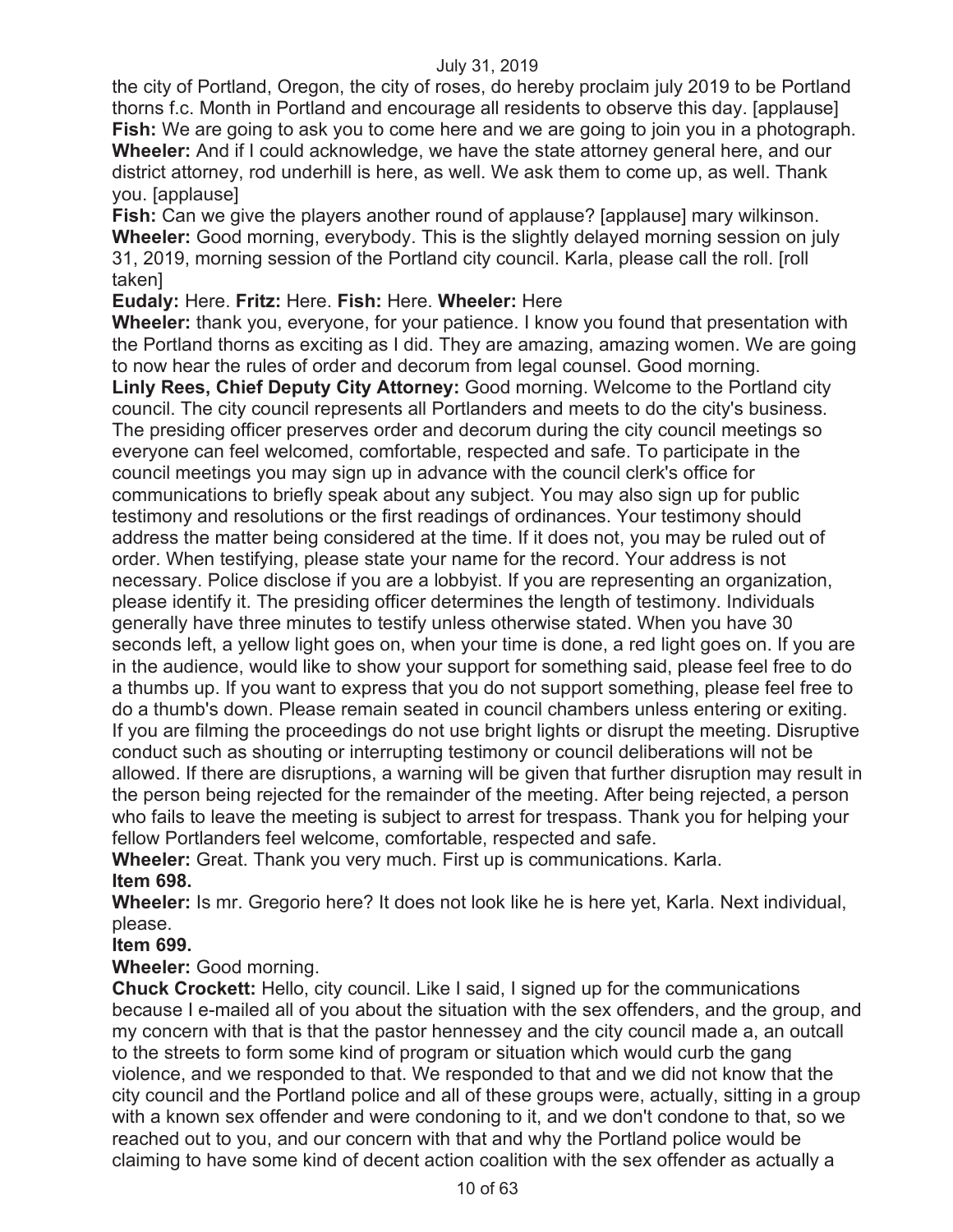the city of Portland, Oregon, the city of roses, do hereby proclaim july 2019 to be Portland thorns f.c. Month in Portland and encourage all residents to observe this day. [applause]
**Fish:** We are going to ask you to come here and we are going to join you in a photograph.
**Wheeler:** And if I could acknowledge, we have the state attorney general here, and our district attorney, rod underhill is here, as well. We ask them to come up, as well. Thank you. [applause]
**Fish:** Can we give the players another round of applause? [applause] mary wilkinson.
**Wheeler:** Good morning, everybody. This is the slightly delayed morning session on july 31, 2019, morning session of the Portland city council. Karla, please call the roll. [roll taken]
**Eudaly:** Here. **Fritz:** Here. **Fish:** Here. **Wheeler:** Here
**Wheeler:** thank you, everyone, for your patience. I know you found that presentation with the Portland thorns as exciting as I did. They are amazing, amazing women. We are going to now hear the rules of order and decorum from legal counsel. Good morning.
**Linly Rees, Chief Deputy City Attorney:** Good morning. Welcome to the Portland city council. The city council represents all Portlanders and meets to do the city's business. The presiding officer preserves order and decorum during the city council meetings so everyone can feel welcomed, comfortable, respected and safe. To participate in the council meetings you may sign up in advance with the council clerk's office for communications to briefly speak about any subject. You may also sign up for public testimony and resolutions or the first readings of ordinances. Your testimony should address the matter being considered at the time. If it does not, you may be ruled out of order. When testifying, please state your name for the record. Your address is not necessary. Police disclose if you are a lobbyist. If you are representing an organization, please identify it. The presiding officer determines the length of testimony. Individuals generally have three minutes to testify unless otherwise stated. When you have 30 seconds left, a yellow light goes on, when your time is done, a red light goes on. If you are in the audience, would like to show your support for something said, please feel free to do a thumbs up. If you want to express that you do not support something, please feel free to do a thumb's down. Please remain seated in council chambers unless entering or exiting. If you are filming the proceedings do not use bright lights or disrupt the meeting. Disruptive conduct such as shouting or interrupting testimony or council deliberations will not be allowed. If there are disruptions, a warning will be given that further disruption may result in the person being rejected for the remainder of the meeting. After being rejected, a person who fails to leave the meeting is subject to arrest for trespass. Thank you for helping your fellow Portlanders feel welcome, comfortable, respected and safe.
**Wheeler:** Great. Thank you very much. First up is communications. Karla.
**Item 698.**
**Wheeler:** Is mr. Gregorio here? It does not look like he is here yet, Karla. Next individual, please.
**Item 699.**
**Wheeler:** Good morning.
**Chuck Crockett:** Hello, city council. Like I said, I signed up for the communications because I e-mailed all of you about the situation with the sex offenders, and the group, and my concern with that is that the pastor hennessey and the city council made a, an outcall to the streets to form some kind of program or situation which would curb the gang violence, and we responded to that. We responded to that and we did not know that the city council and the Portland police and all of these groups were, actually, sitting in a group with a known sex offender and were condoning to it, and we don't condone to that, so we reached out to you, and our concern with that and why the Portland police would be claiming to have some kind of decent action coalition with the sex offender as actually a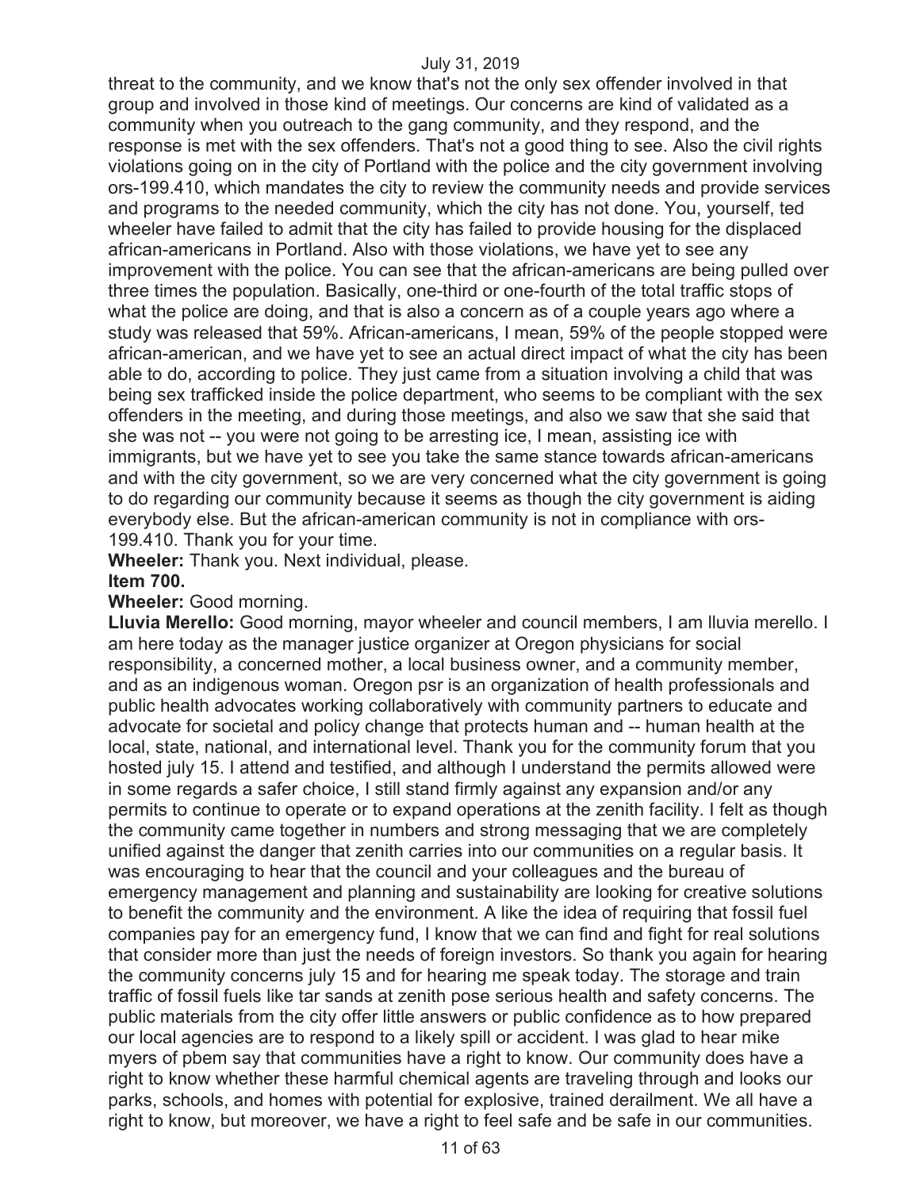threat to the community, and we know that's not the only sex offender involved in that group and involved in those kind of meetings. Our concerns are kind of validated as a community when you outreach to the gang community, and they respond, and the response is met with the sex offenders. That's not a good thing to see. Also the civil rights violations going on in the city of Portland with the police and the city government involving ors-199.410, which mandates the city to review the community needs and provide services and programs to the needed community, which the city has not done. You, yourself, ted wheeler have failed to admit that the city has failed to provide housing for the displaced african-americans in Portland. Also with those violations, we have yet to see any improvement with the police. You can see that the african-americans are being pulled over three times the population. Basically, one-third or one-fourth of the total traffic stops of what the police are doing, and that is also a concern as of a couple years ago where a study was released that 59%. African-americans, I mean, 59% of the people stopped were african-american, and we have yet to see an actual direct impact of what the city has been able to do, according to police. They just came from a situation involving a child that was being sex trafficked inside the police department, who seems to be compliant with the sex offenders in the meeting, and during those meetings, and also we saw that she said that she was not -- you were not going to be arresting ice, I mean, assisting ice with immigrants, but we have yet to see you take the same stance towards african-americans and with the city government, so we are very concerned what the city government is going to do regarding our community because it seems as though the city government is aiding everybody else. But the african-american community is not in compliance with ors-199.410. Thank you for your time.

**Wheeler:** Thank you. Next individual, please.

**Item 700.**

**Wheeler:** Good morning.

**Lluvia Merello:** Good morning, mayor wheeler and council members, I am lluvia merello. I am here today as the manager justice organizer at Oregon physicians for social responsibility, a concerned mother, a local business owner, and a community member, and as an indigenous woman. Oregon psr is an organization of health professionals and public health advocates working collaboratively with community partners to educate and advocate for societal and policy change that protects human and -- human health at the local, state, national, and international level. Thank you for the community forum that you hosted july 15. I attend and testified, and although I understand the permits allowed were in some regards a safer choice, I still stand firmly against any expansion and/or any permits to continue to operate or to expand operations at the zenith facility. I felt as though the community came together in numbers and strong messaging that we are completely unified against the danger that zenith carries into our communities on a regular basis. It was encouraging to hear that the council and your colleagues and the bureau of emergency management and planning and sustainability are looking for creative solutions to benefit the community and the environment. A like the idea of requiring that fossil fuel companies pay for an emergency fund, I know that we can find and fight for real solutions that consider more than just the needs of foreign investors. So thank you again for hearing the community concerns july 15 and for hearing me speak today. The storage and train traffic of fossil fuels like tar sands at zenith pose serious health and safety concerns. The public materials from the city offer little answers or public confidence as to how prepared our local agencies are to respond to a likely spill or accident. I was glad to hear mike myers of pbem say that communities have a right to know. Our community does have a right to know whether these harmful chemical agents are traveling through and looks our parks, schools, and homes with potential for explosive, trained derailment. We all have a right to know, but moreover, we have a right to feel safe and be safe in our communities.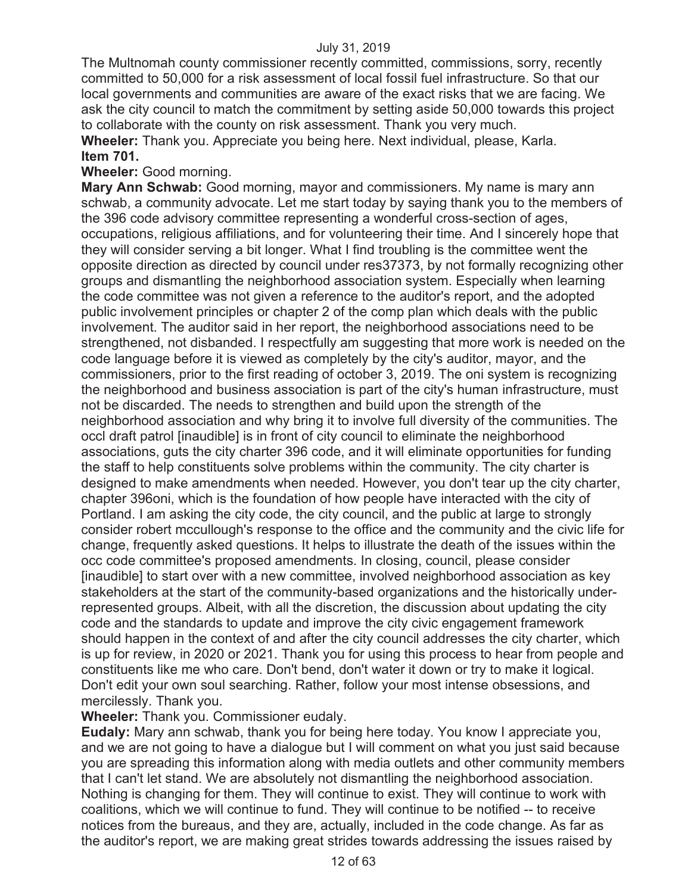The Multnomah county commissioner recently committed, commissions, sorry, recently committed to 50,000 for a risk assessment of local fossil fuel infrastructure. So that our local governments and communities are aware of the exact risks that we are facing. We ask the city council to match the commitment by setting aside 50,000 towards this project to collaborate with the county on risk assessment. Thank you very much.

**Wheeler:** Thank you. Appreciate you being here. Next individual, please, Karla.

**Item 701.**

**Wheeler:** Good morning.

**Mary Ann Schwab:** Good morning, mayor and commissioners. My name is mary ann schwab, a community advocate. Let me start today by saying thank you to the members of the 396 code advisory committee representing a wonderful cross-section of ages, occupations, religious affiliations, and for volunteering their time. And I sincerely hope that they will consider serving a bit longer. What I find troubling is the committee went the opposite direction as directed by council under res37373, by not formally recognizing other groups and dismantling the neighborhood association system. Especially when learning the code committee was not given a reference to the auditor's report, and the adopted public involvement principles or chapter 2 of the comp plan which deals with the public involvement. The auditor said in her report, the neighborhood associations need to be strengthened, not disbanded. I respectfully am suggesting that more work is needed on the code language before it is viewed as completely by the city's auditor, mayor, and the commissioners, prior to the first reading of october 3, 2019. The oni system is recognizing the neighborhood and business association is part of the city's human infrastructure, must not be discarded. The needs to strengthen and build upon the strength of the neighborhood association and why bring it to involve full diversity of the communities. The occl draft patrol [inaudible] is in front of city council to eliminate the neighborhood associations, guts the city charter 396 code, and it will eliminate opportunities for funding the staff to help constituents solve problems within the community. The city charter is designed to make amendments when needed. However, you don't tear up the city charter, chapter 396oni, which is the foundation of how people have interacted with the city of Portland. I am asking the city code, the city council, and the public at large to strongly consider robert mccullough's response to the office and the community and the civic life for change, frequently asked questions. It helps to illustrate the death of the issues within the occ code committee's proposed amendments. In closing, council, please consider [inaudible] to start over with a new committee, involved neighborhood association as key stakeholders at the start of the community-based organizations and the historically under-represented groups. Albeit, with all the discretion, the discussion about updating the city code and the standards to update and improve the city civic engagement framework should happen in the context of and after the city council addresses the city charter, which is up for review, in 2020 or 2021. Thank you for using this process to hear from people and constituents like me who care. Don't bend, don't water it down or try to make it logical. Don't edit your own soul searching. Rather, follow your most intense obsessions, and mercilessly. Thank you.

**Wheeler:** Thank you. Commissioner eudaly.

**Eudaly:** Mary ann schwab, thank you for being here today. You know I appreciate you, and we are not going to have a dialogue but I will comment on what you just said because you are spreading this information along with media outlets and other community members that I can't let stand. We are absolutely not dismantling the neighborhood association. Nothing is changing for them. They will continue to exist. They will continue to work with coalitions, which we will continue to fund. They will continue to be notified -- to receive notices from the bureaus, and they are, actually, included in the code change. As far as the auditor's report, we are making great strides towards addressing the issues raised by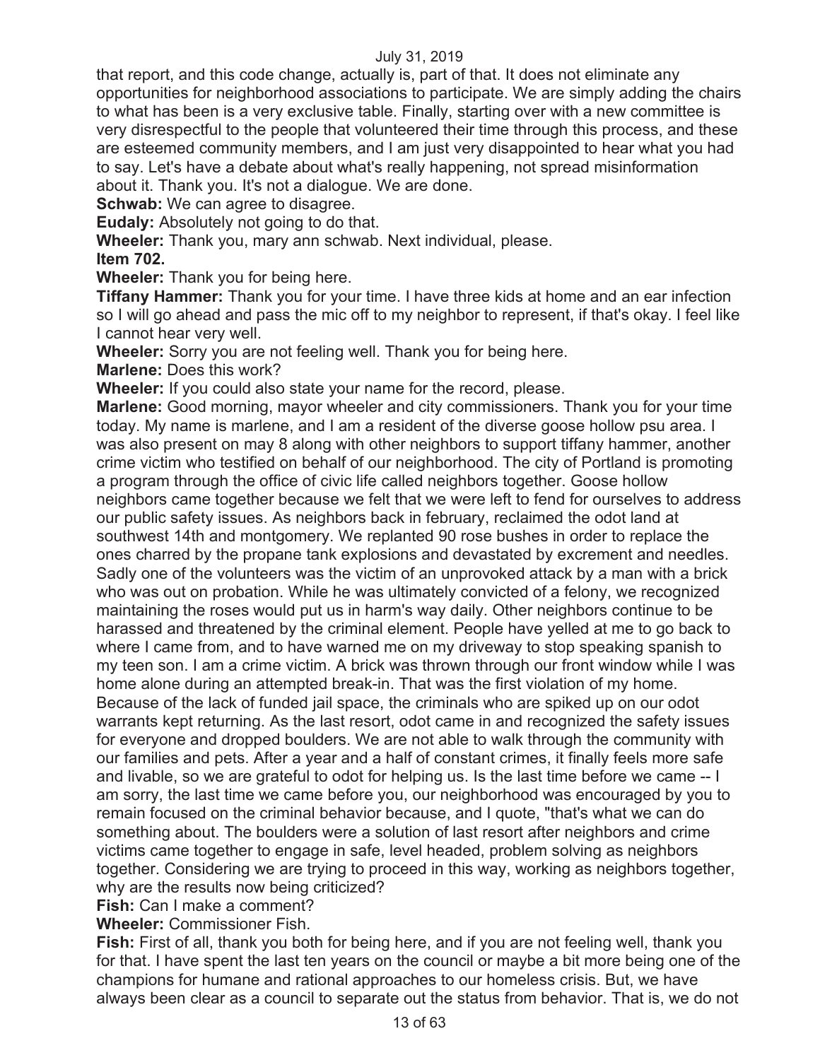that report, and this code change, actually is, part of that. It does not eliminate any opportunities for neighborhood associations to participate. We are simply adding the chairs to what has been is a very exclusive table. Finally, starting over with a new committee is very disrespectful to the people that volunteered their time through this process, and these are esteemed community members, and I am just very disappointed to hear what you had to say. Let's have a debate about what's really happening, not spread misinformation about it. Thank you. It's not a dialogue. We are done.

**Schwab:** We can agree to disagree.

**Eudaly:** Absolutely not going to do that.

**Wheeler:** Thank you, mary ann schwab. Next individual, please.

**Item 702.**

**Wheeler:** Thank you for being here.

**Tiffany Hammer:** Thank you for your time. I have three kids at home and an ear infection so I will go ahead and pass the mic off to my neighbor to represent, if that's okay. I feel like I cannot hear very well.

**Wheeler:** Sorry you are not feeling well. Thank you for being here.

**Marlene:** Does this work?

**Wheeler:** If you could also state your name for the record, please.

**Marlene:** Good morning, mayor wheeler and city commissioners. Thank you for your time today. My name is marlene, and I am a resident of the diverse goose hollow psu area. I was also present on may 8 along with other neighbors to support tiffany hammer, another crime victim who testified on behalf of our neighborhood. The city of Portland is promoting a program through the office of civic life called neighbors together. Goose hollow neighbors came together because we felt that we were left to fend for ourselves to address our public safety issues. As neighbors back in february, reclaimed the odot land at southwest 14th and montgomery. We replanted 90 rose bushes in order to replace the ones charred by the propane tank explosions and devastated by excrement and needles. Sadly one of the volunteers was the victim of an unprovoked attack by a man with a brick who was out on probation. While he was ultimately convicted of a felony, we recognized maintaining the roses would put us in harm's way daily. Other neighbors continue to be harassed and threatened by the criminal element. People have yelled at me to go back to where I came from, and to have warned me on my driveway to stop speaking spanish to my teen son. I am a crime victim. A brick was thrown through our front window while I was home alone during an attempted break-in. That was the first violation of my home. Because of the lack of funded jail space, the criminals who are spiked up on our odot warrants kept returning. As the last resort, odot came in and recognized the safety issues for everyone and dropped boulders. We are not able to walk through the community with our families and pets. After a year and a half of constant crimes, it finally feels more safe and livable, so we are grateful to odot for helping us. Is the last time before we came -- I am sorry, the last time we came before you, our neighborhood was encouraged by you to remain focused on the criminal behavior because, and I quote, "that's what we can do something about. The boulders were a solution of last resort after neighbors and crime victims came together to engage in safe, level headed, problem solving as neighbors together. Considering we are trying to proceed in this way, working as neighbors together, why are the results now being criticized?

**Fish:** Can I make a comment?

**Wheeler:** Commissioner Fish.

**Fish:** First of all, thank you both for being here, and if you are not feeling well, thank you for that. I have spent the last ten years on the council or maybe a bit more being one of the champions for humane and rational approaches to our homeless crisis. But, we have always been clear as a council to separate out the status from behavior. That is, we do not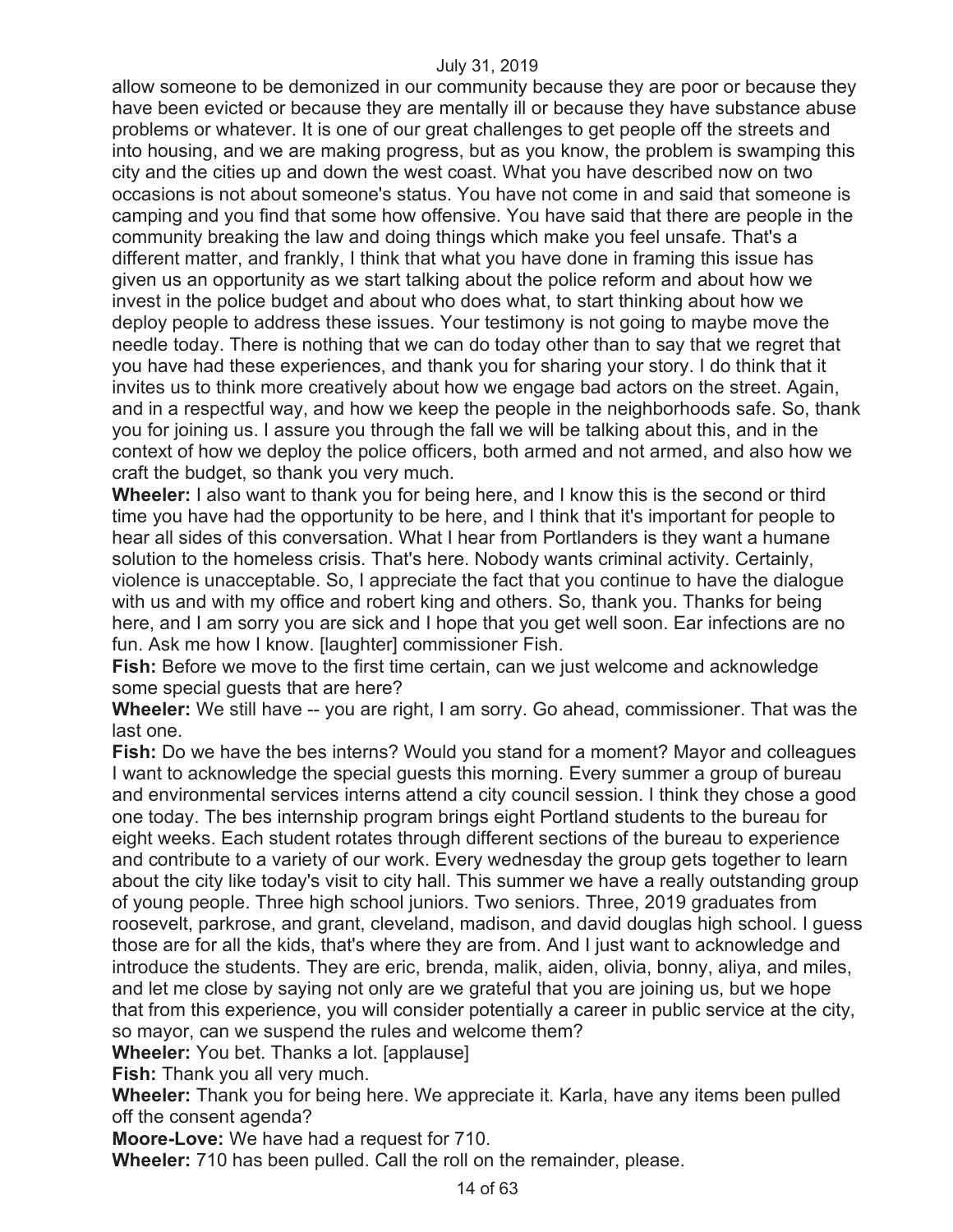allow someone to be demonized in our community because they are poor or because they have been evicted or because they are mentally ill or because they have substance abuse problems or whatever. It is one of our great challenges to get people off the streets and into housing, and we are making progress, but as you know, the problem is swamping this city and the cities up and down the west coast. What you have described now on two occasions is not about someone's status. You have not come in and said that someone is camping and you find that some how offensive. You have said that there are people in the community breaking the law and doing things which make you feel unsafe. That's a different matter, and frankly, I think that what you have done in framing this issue has given us an opportunity as we start talking about the police reform and about how we invest in the police budget and about who does what, to start thinking about how we deploy people to address these issues. Your testimony is not going to maybe move the needle today. There is nothing that we can do today other than to say that we regret that you have had these experiences, and thank you for sharing your story. I do think that it invites us to think more creatively about how we engage bad actors on the street. Again, and in a respectful way, and how we keep the people in the neighborhoods safe. So, thank you for joining us. I assure you through the fall we will be talking about this, and in the context of how we deploy the police officers, both armed and not armed, and also how we craft the budget, so thank you very much.

**Wheeler:** I also want to thank you for being here, and I know this is the second or third time you have had the opportunity to be here, and I think that it's important for people to hear all sides of this conversation. What I hear from Portlanders is they want a humane solution to the homeless crisis. That's here. Nobody wants criminal activity. Certainly, violence is unacceptable. So, I appreciate the fact that you continue to have the dialogue with us and with my office and robert king and others. So, thank you. Thanks for being here, and I am sorry you are sick and I hope that you get well soon. Ear infections are no fun. Ask me how I know. [laughter] commissioner Fish.

**Fish:** Before we move to the first time certain, can we just welcome and acknowledge some special guests that are here?

**Wheeler:** We still have -- you are right, I am sorry. Go ahead, commissioner. That was the last one.

**Fish:** Do we have the bes interns? Would you stand for a moment? Mayor and colleagues I want to acknowledge the special guests this morning. Every summer a group of bureau and environmental services interns attend a city council session. I think they chose a good one today. The bes internship program brings eight Portland students to the bureau for eight weeks. Each student rotates through different sections of the bureau to experience and contribute to a variety of our work. Every wednesday the group gets together to learn about the city like today's visit to city hall. This summer we have a really outstanding group of young people. Three high school juniors. Two seniors. Three, 2019 graduates from roosevelt, parkrose, and grant, cleveland, madison, and david douglas high school. I guess those are for all the kids, that's where they are from. And I just want to acknowledge and introduce the students. They are eric, brenda, malik, aiden, olivia, bonny, aliya, and miles, and let me close by saying not only are we grateful that you are joining us, but we hope that from this experience, you will consider potentially a career in public service at the city, so mayor, can we suspend the rules and welcome them?

**Wheeler:** You bet. Thanks a lot. [applause]

**Fish:** Thank you all very much.

**Wheeler:** Thank you for being here. We appreciate it. Karla, have any items been pulled off the consent agenda?

**Moore-Love:** We have had a request for 710.

**Wheeler:** 710 has been pulled. Call the roll on the remainder, please.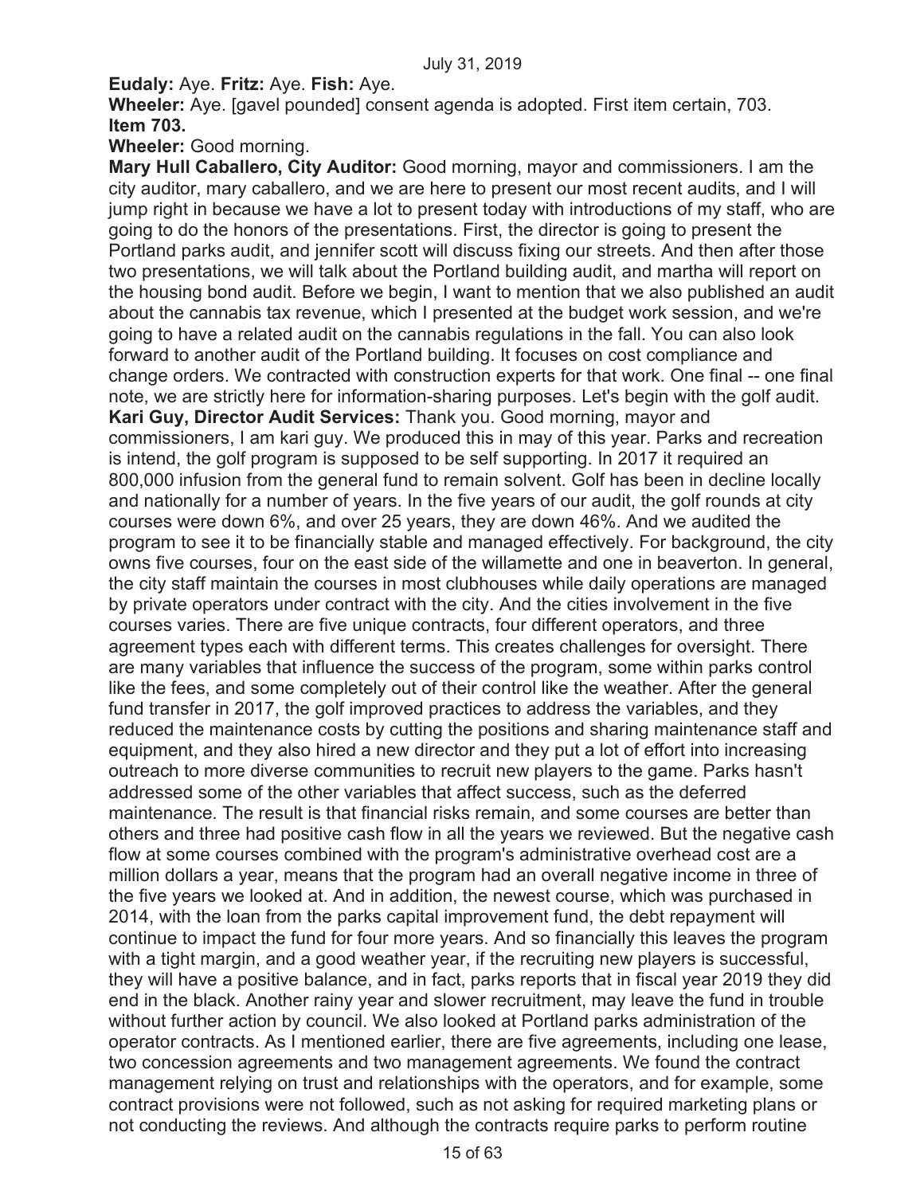**Eudaly:** Aye. **Fritz:** Aye. **Fish:** Aye.

**Wheeler:** Aye. [gavel pounded] consent agenda is adopted. First item certain, 703.

**Item 703.**

**Wheeler:** Good morning.

**Mary Hull Caballero, City Auditor:** Good morning, mayor and commissioners. I am the city auditor, mary caballero, and we are here to present our most recent audits, and I will jump right in because we have a lot to present today with introductions of my staff, who are going to do the honors of the presentations. First, the director is going to present the Portland parks audit, and jennifer scott will discuss fixing our streets. And then after those two presentations, we will talk about the Portland building audit, and martha will report on the housing bond audit. Before we begin, I want to mention that we also published an audit about the cannabis tax revenue, which I presented at the budget work session, and we're going to have a related audit on the cannabis regulations in the fall. You can also look forward to another audit of the Portland building. It focuses on cost compliance and change orders. We contracted with construction experts for that work. One final -- one final note, we are strictly here for information-sharing purposes. Let's begin with the golf audit.

**Kari Guy, Director Audit Services:** Thank you. Good morning, mayor and commissioners, I am kari guy. We produced this in may of this year. Parks and recreation is intend, the golf program is supposed to be self supporting. In 2017 it required an 800,000 infusion from the general fund to remain solvent. Golf has been in decline locally and nationally for a number of years. In the five years of our audit, the golf rounds at city courses were down 6%, and over 25 years, they are down 46%. And we audited the program to see it to be financially stable and managed effectively. For background, the city owns five courses, four on the east side of the willamette and one in beaverton. In general, the city staff maintain the courses in most clubhouses while daily operations are managed by private operators under contract with the city. And the cities involvement in the five courses varies. There are five unique contracts, four different operators, and three agreement types each with different terms. This creates challenges for oversight. There are many variables that influence the success of the program, some within parks control like the fees, and some completely out of their control like the weather. After the general fund transfer in 2017, the golf improved practices to address the variables, and they reduced the maintenance costs by cutting the positions and sharing maintenance staff and equipment, and they also hired a new director and they put a lot of effort into increasing outreach to more diverse communities to recruit new players to the game. Parks hasn't addressed some of the other variables that affect success, such as the deferred maintenance. The result is that financial risks remain, and some courses are better than others and three had positive cash flow in all the years we reviewed. But the negative cash flow at some courses combined with the program's administrative overhead cost are a million dollars a year, means that the program had an overall negative income in three of the five years we looked at. And in addition, the newest course, which was purchased in 2014, with the loan from the parks capital improvement fund, the debt repayment will continue to impact the fund for four more years. And so financially this leaves the program with a tight margin, and a good weather year, if the recruiting new players is successful, they will have a positive balance, and in fact, parks reports that in fiscal year 2019 they did end in the black. Another rainy year and slower recruitment, may leave the fund in trouble without further action by council. We also looked at Portland parks administration of the operator contracts. As I mentioned earlier, there are five agreements, including one lease, two concession agreements and two management agreements. We found the contract management relying on trust and relationships with the operators, and for example, some contract provisions were not followed, such as not asking for required marketing plans or not conducting the reviews. And although the contracts require parks to perform routine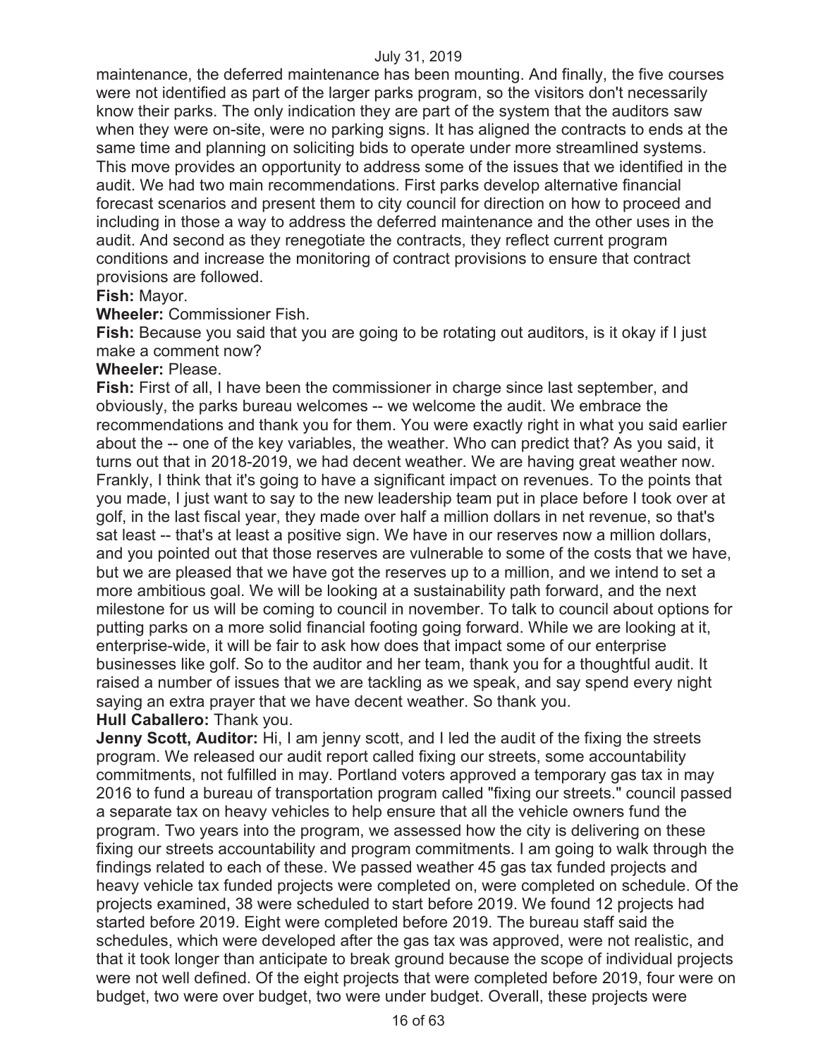maintenance, the deferred maintenance has been mounting. And finally, the five courses were not identified as part of the larger parks program, so the visitors don't necessarily know their parks. The only indication they are part of the system that the auditors saw when they were on-site, were no parking signs. It has aligned the contracts to ends at the same time and planning on soliciting bids to operate under more streamlined systems. This move provides an opportunity to address some of the issues that we identified in the audit. We had two main recommendations. First parks develop alternative financial forecast scenarios and present them to city council for direction on how to proceed and including in those a way to address the deferred maintenance and the other uses in the audit. And second as they renegotiate the contracts, they reflect current program conditions and increase the monitoring of contract provisions to ensure that contract provisions are followed.

**Fish:** Mayor.

**Wheeler:** Commissioner Fish.

**Fish:** Because you said that you are going to be rotating out auditors, is it okay if I just make a comment now?

**Wheeler:** Please.

**Fish:** First of all, I have been the commissioner in charge since last september, and obviously, the parks bureau welcomes -- we welcome the audit. We embrace the recommendations and thank you for them. You were exactly right in what you said earlier about the -- one of the key variables, the weather. Who can predict that? As you said, it turns out that in 2018-2019, we had decent weather. We are having great weather now. Frankly, I think that it's going to have a significant impact on revenues. To the points that you made, I just want to say to the new leadership team put in place before I took over at golf, in the last fiscal year, they made over half a million dollars in net revenue, so that's sat least -- that's at least a positive sign. We have in our reserves now a million dollars, and you pointed out that those reserves are vulnerable to some of the costs that we have, but we are pleased that we have got the reserves up to a million, and we intend to set a more ambitious goal. We will be looking at a sustainability path forward, and the next milestone for us will be coming to council in november. To talk to council about options for putting parks on a more solid financial footing going forward. While we are looking at it, enterprise-wide, it will be fair to ask how does that impact some of our enterprise businesses like golf. So to the auditor and her team, thank you for a thoughtful audit. It raised a number of issues that we are tackling as we speak, and say spend every night saying an extra prayer that we have decent weather. So thank you.

**Hull Caballero:** Thank you.

**Jenny Scott, Auditor:** Hi, I am jenny scott, and I led the audit of the fixing the streets program. We released our audit report called fixing our streets, some accountability commitments, not fulfilled in may. Portland voters approved a temporary gas tax in may 2016 to fund a bureau of transportation program called "fixing our streets." council passed a separate tax on heavy vehicles to help ensure that all the vehicle owners fund the program. Two years into the program, we assessed how the city is delivering on these fixing our streets accountability and program commitments. I am going to walk through the findings related to each of these. We passed weather 45 gas tax funded projects and heavy vehicle tax funded projects were completed on, were completed on schedule. Of the projects examined, 38 were scheduled to start before 2019. We found 12 projects had started before 2019. Eight were completed before 2019. The bureau staff said the schedules, which were developed after the gas tax was approved, were not realistic, and that it took longer than anticipate to break ground because the scope of individual projects were not well defined. Of the eight projects that were completed before 2019, four were on budget, two were over budget, two were under budget. Overall, these projects were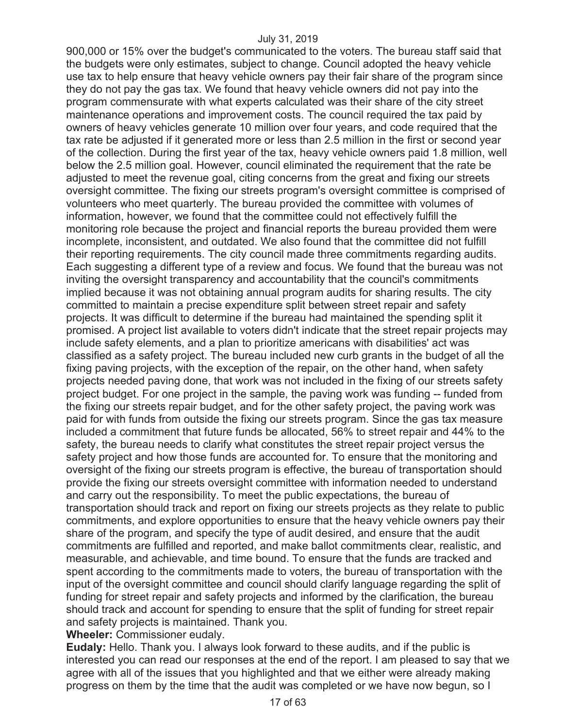900,000 or 15% over the budget's communicated to the voters. The bureau staff said that the budgets were only estimates, subject to change. Council adopted the heavy vehicle use tax to help ensure that heavy vehicle owners pay their fair share of the program since they do not pay the gas tax. We found that heavy vehicle owners did not pay into the program commensurate with what experts calculated was their share of the city street maintenance operations and improvement costs. The council required the tax paid by owners of heavy vehicles generate 10 million over four years, and code required that the tax rate be adjusted if it generated more or less than 2.5 million in the first or second year of the collection. During the first year of the tax, heavy vehicle owners paid 1.8 million, well below the 2.5 million goal. However, council eliminated the requirement that the rate be adjusted to meet the revenue goal, citing concerns from the great and fixing our streets oversight committee. The fixing our streets program's oversight committee is comprised of volunteers who meet quarterly. The bureau provided the committee with volumes of information, however, we found that the committee could not effectively fulfill the monitoring role because the project and financial reports the bureau provided them were incomplete, inconsistent, and outdated. We also found that the committee did not fulfill their reporting requirements. The city council made three commitments regarding audits. Each suggesting a different type of a review and focus. We found that the bureau was not inviting the oversight transparency and accountability that the council's commitments implied because it was not obtaining annual program audits for sharing results. The city committed to maintain a precise expenditure split between street repair and safety projects. It was difficult to determine if the bureau had maintained the spending split it promised. A project list available to voters didn't indicate that the street repair projects may include safety elements, and a plan to prioritize americans with disabilities' act was classified as a safety project. The bureau included new curb grants in the budget of all the fixing paving projects, with the exception of the repair, on the other hand, when safety projects needed paving done, that work was not included in the fixing of our streets safety project budget. For one project in the sample, the paving work was funding -- funded from the fixing our streets repair budget, and for the other safety project, the paving work was paid for with funds from outside the fixing our streets program. Since the gas tax measure included a commitment that future funds be allocated, 56% to street repair and 44% to the safety, the bureau needs to clarify what constitutes the street repair project versus the safety project and how those funds are accounted for. To ensure that the monitoring and oversight of the fixing our streets program is effective, the bureau of transportation should provide the fixing our streets oversight committee with information needed to understand and carry out the responsibility. To meet the public expectations, the bureau of transportation should track and report on fixing our streets projects as they relate to public commitments, and explore opportunities to ensure that the heavy vehicle owners pay their share of the program, and specify the type of audit desired, and ensure that the audit commitments are fulfilled and reported, and make ballot commitments clear, realistic, and measurable, and achievable, and time bound. To ensure that the funds are tracked and spent according to the commitments made to voters, the bureau of transportation with the input of the oversight committee and council should clarify language regarding the split of funding for street repair and safety projects and informed by the clarification, the bureau should track and account for spending to ensure that the split of funding for street repair and safety projects is maintained. Thank you.

**Wheeler:** Commissioner eudaly.

**Eudaly:** Hello. Thank you. I always look forward to these audits, and if the public is interested you can read our responses at the end of the report. I am pleased to say that we agree with all of the issues that you highlighted and that we either were already making progress on them by the time that the audit was completed or we have now begun, so I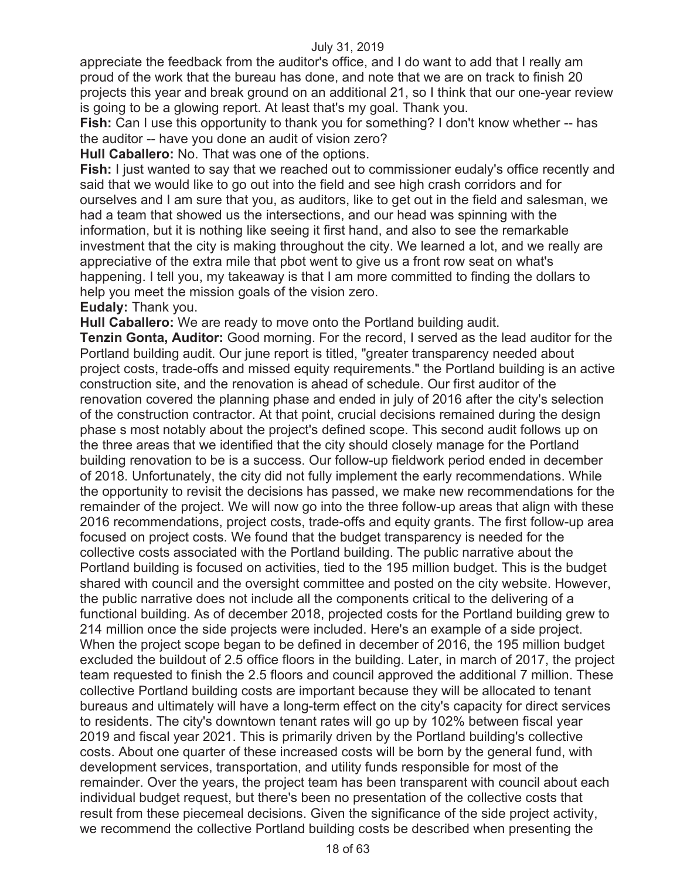appreciate the feedback from the auditor's office, and I do want to add that I really am proud of the work that the bureau has done, and note that we are on track to finish 20 projects this year and break ground on an additional 21, so I think that our one-year review is going to be a glowing report. At least that's my goal. Thank you.

**Fish:** Can I use this opportunity to thank you for something? I don't know whether -- has the auditor -- have you done an audit of vision zero?

**Hull Caballero:** No. That was one of the options.

**Fish:** I just wanted to say that we reached out to commissioner eudaly's office recently and said that we would like to go out into the field and see high crash corridors and for ourselves and I am sure that you, as auditors, like to get out in the field and salesman, we had a team that showed us the intersections, and our head was spinning with the information, but it is nothing like seeing it first hand, and also to see the remarkable investment that the city is making throughout the city. We learned a lot, and we really are appreciative of the extra mile that pbot went to give us a front row seat on what's happening. I tell you, my takeaway is that I am more committed to finding the dollars to help you meet the mission goals of the vision zero.

**Eudaly:** Thank you.

**Hull Caballero:** We are ready to move onto the Portland building audit.

**Tenzin Gonta, Auditor:** Good morning. For the record, I served as the lead auditor for the Portland building audit. Our june report is titled, "greater transparency needed about project costs, trade-offs and missed equity requirements." the Portland building is an active construction site, and the renovation is ahead of schedule. Our first auditor of the renovation covered the planning phase and ended in july of 2016 after the city's selection of the construction contractor. At that point, crucial decisions remained during the design phase s most notably about the project's defined scope. This second audit follows up on the three areas that we identified that the city should closely manage for the Portland building renovation to be is a success. Our follow-up fieldwork period ended in december of 2018. Unfortunately, the city did not fully implement the early recommendations. While the opportunity to revisit the decisions has passed, we make new recommendations for the remainder of the project. We will now go into the three follow-up areas that align with these 2016 recommendations, project costs, trade-offs and equity grants. The first follow-up area focused on project costs. We found that the budget transparency is needed for the collective costs associated with the Portland building. The public narrative about the Portland building is focused on activities, tied to the 195 million budget. This is the budget shared with council and the oversight committee and posted on the city website. However, the public narrative does not include all the components critical to the delivering of a functional building. As of december 2018, projected costs for the Portland building grew to 214 million once the side projects were included. Here's an example of a side project. When the project scope began to be defined in december of 2016, the 195 million budget excluded the buildout of 2.5 office floors in the building. Later, in march of 2017, the project team requested to finish the 2.5 floors and council approved the additional 7 million. These collective Portland building costs are important because they will be allocated to tenant bureaus and ultimately will have a long-term effect on the city's capacity for direct services to residents. The city's downtown tenant rates will go up by 102% between fiscal year 2019 and fiscal year 2021. This is primarily driven by the Portland building's collective costs. About one quarter of these increased costs will be born by the general fund, with development services, transportation, and utility funds responsible for most of the remainder. Over the years, the project team has been transparent with council about each individual budget request, but there's been no presentation of the collective costs that result from these piecemeal decisions. Given the significance of the side project activity, we recommend the collective Portland building costs be described when presenting the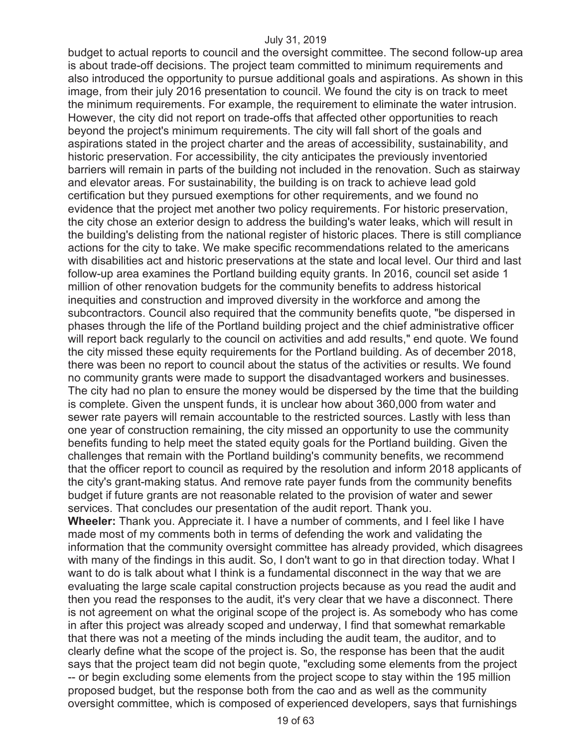budget to actual reports to council and the oversight committee. The second follow-up area is about trade-off decisions. The project team committed to minimum requirements and also introduced the opportunity to pursue additional goals and aspirations. As shown in this image, from their july 2016 presentation to council. We found the city is on track to meet the minimum requirements. For example, the requirement to eliminate the water intrusion. However, the city did not report on trade-offs that affected other opportunities to reach beyond the project's minimum requirements. The city will fall short of the goals and aspirations stated in the project charter and the areas of accessibility, sustainability, and historic preservation. For accessibility, the city anticipates the previously inventoried barriers will remain in parts of the building not included in the renovation. Such as stairway and elevator areas. For sustainability, the building is on track to achieve lead gold certification but they pursued exemptions for other requirements, and we found no evidence that the project met another two policy requirements. For historic preservation, the city chose an exterior design to address the building's water leaks, which will result in the building's delisting from the national register of historic places. There is still compliance actions for the city to take. We make specific recommendations related to the americans with disabilities act and historic preservations at the state and local level. Our third and last follow-up area examines the Portland building equity grants. In 2016, council set aside 1 million of other renovation budgets for the community benefits to address historical inequities and construction and improved diversity in the workforce and among the subcontractors. Council also required that the community benefits quote, "be dispersed in phases through the life of the Portland building project and the chief administrative officer will report back regularly to the council on activities and add results," end quote. We found the city missed these equity requirements for the Portland building. As of december 2018, there was been no report to council about the status of the activities or results. We found no community grants were made to support the disadvantaged workers and businesses. The city had no plan to ensure the money would be dispersed by the time that the building is complete. Given the unspent funds, it is unclear how about 360,000 from water and sewer rate payers will remain accountable to the restricted sources. Lastly with less than one year of construction remaining, the city missed an opportunity to use the community benefits funding to help meet the stated equity goals for the Portland building. Given the challenges that remain with the Portland building's community benefits, we recommend that the officer report to council as required by the resolution and inform 2018 applicants of the city's grant-making status. And remove rate payer funds from the community benefits budget if future grants are not reasonable related to the provision of water and sewer services. That concludes our presentation of the audit report. Thank you.

**Wheeler:** Thank you. Appreciate it. I have a number of comments, and I feel like I have made most of my comments both in terms of defending the work and validating the information that the community oversight committee has already provided, which disagrees with many of the findings in this audit. So, I don't want to go in that direction today. What I want to do is talk about what I think is a fundamental disconnect in the way that we are evaluating the large scale capital construction projects because as you read the audit and then you read the responses to the audit, it's very clear that we have a disconnect. There is not agreement on what the original scope of the project is. As somebody who has come in after this project was already scoped and underway, I find that somewhat remarkable that there was not a meeting of the minds including the audit team, the auditor, and to clearly define what the scope of the project is. So, the response has been that the audit says that the project team did not begin quote, "excluding some elements from the project -- or begin excluding some elements from the project scope to stay within the 195 million proposed budget, but the response both from the cao and as well as the community oversight committee, which is composed of experienced developers, says that furnishings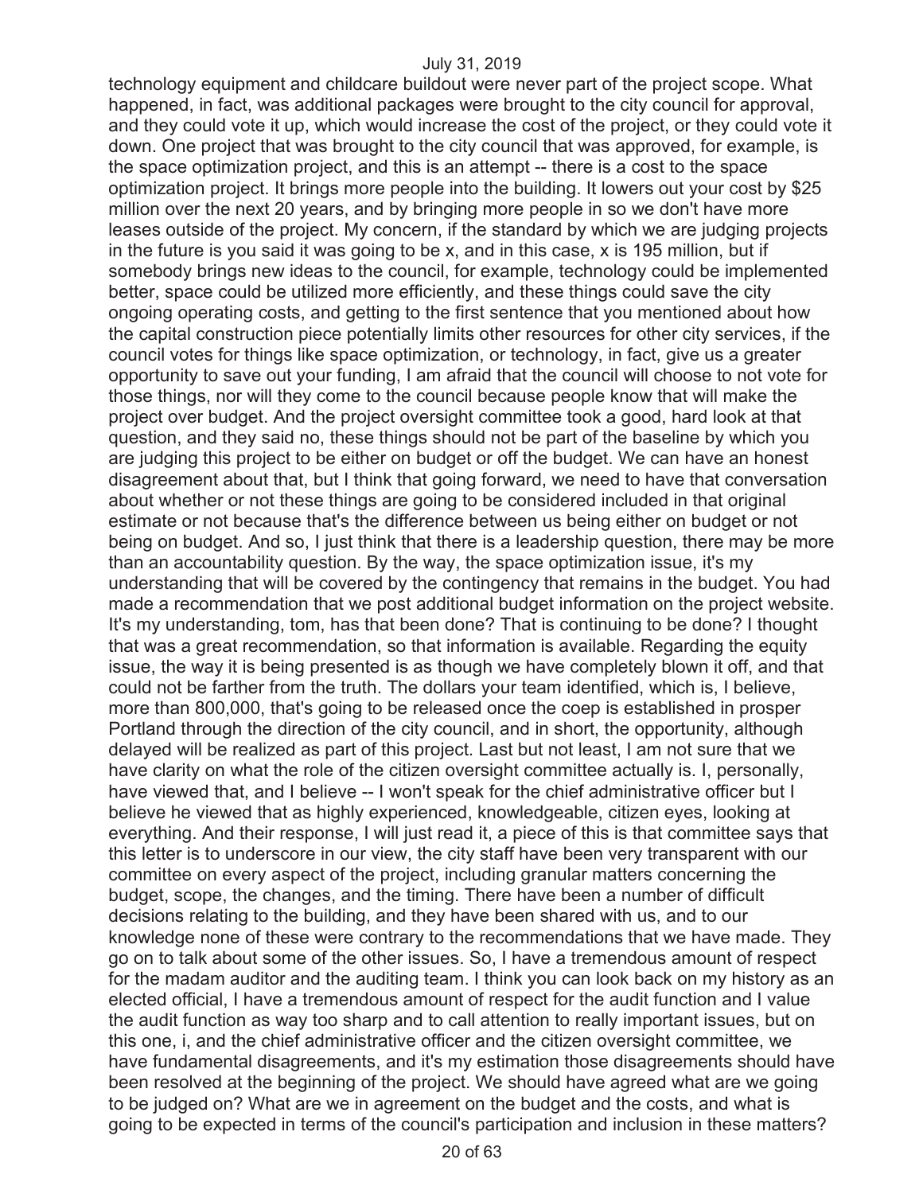technology equipment and childcare buildout were never part of the project scope. What happened, in fact, was additional packages were brought to the city council for approval, and they could vote it up, which would increase the cost of the project, or they could vote it down. One project that was brought to the city council that was approved, for example, is the space optimization project, and this is an attempt -- there is a cost to the space optimization project. It brings more people into the building. It lowers out your cost by $25 million over the next 20 years, and by bringing more people in so we don't have more leases outside of the project. My concern, if the standard by which we are judging projects in the future is you said it was going to be x, and in this case, x is 195 million, but if somebody brings new ideas to the council, for example, technology could be implemented better, space could be utilized more efficiently, and these things could save the city ongoing operating costs, and getting to the first sentence that you mentioned about how the capital construction piece potentially limits other resources for other city services, if the council votes for things like space optimization, or technology, in fact, give us a greater opportunity to save out your funding, I am afraid that the council will choose to not vote for those things, nor will they come to the council because people know that will make the project over budget. And the project oversight committee took a good, hard look at that question, and they said no, these things should not be part of the baseline by which you are judging this project to be either on budget or off the budget. We can have an honest disagreement about that, but I think that going forward, we need to have that conversation about whether or not these things are going to be considered included in that original estimate or not because that's the difference between us being either on budget or not being on budget. And so, I just think that there is a leadership question, there may be more than an accountability question. By the way, the space optimization issue, it's my understanding that will be covered by the contingency that remains in the budget. You had made a recommendation that we post additional budget information on the project website. It's my understanding, tom, has that been done? That is continuing to be done? I thought that was a great recommendation, so that information is available. Regarding the equity issue, the way it is being presented is as though we have completely blown it off, and that could not be farther from the truth. The dollars your team identified, which is, I believe, more than 800,000, that's going to be released once the coep is established in prosper Portland through the direction of the city council, and in short, the opportunity, although delayed will be realized as part of this project. Last but not least, I am not sure that we have clarity on what the role of the citizen oversight committee actually is. I, personally, have viewed that, and I believe -- I won't speak for the chief administrative officer but I believe he viewed that as highly experienced, knowledgeable, citizen eyes, looking at everything. And their response, I will just read it, a piece of this is that committee says that this letter is to underscore in our view, the city staff have been very transparent with our committee on every aspect of the project, including granular matters concerning the budget, scope, the changes, and the timing. There have been a number of difficult decisions relating to the building, and they have been shared with us, and to our knowledge none of these were contrary to the recommendations that we have made. They go on to talk about some of the other issues. So, I have a tremendous amount of respect for the madam auditor and the auditing team. I think you can look back on my history as an elected official, I have a tremendous amount of respect for the audit function and I value the audit function as way too sharp and to call attention to really important issues, but on this one, i, and the chief administrative officer and the citizen oversight committee, we have fundamental disagreements, and it's my estimation those disagreements should have been resolved at the beginning of the project. We should have agreed what are we going to be judged on? What are we in agreement on the budget and the costs, and what is going to be expected in terms of the council's participation and inclusion in these matters?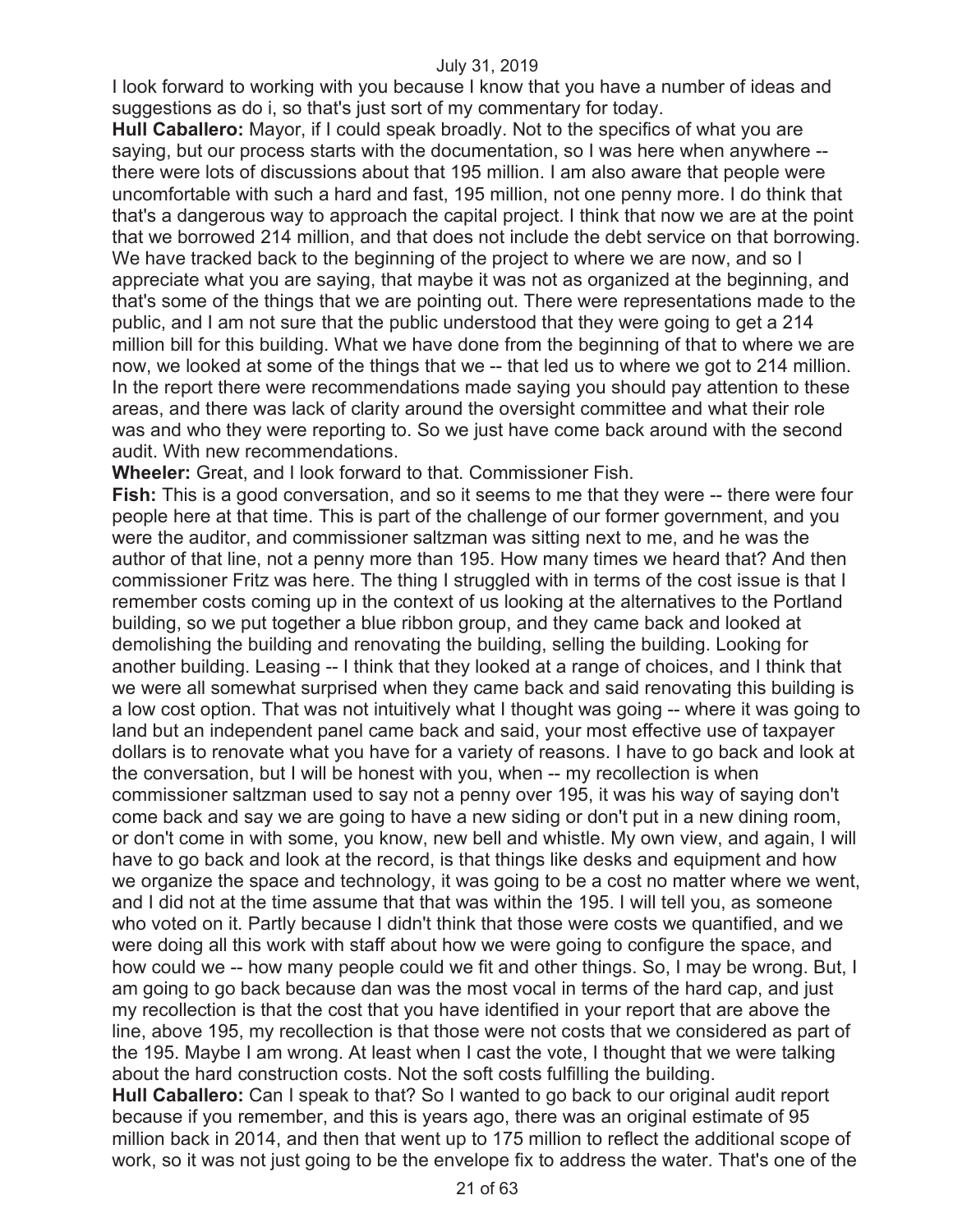I look forward to working with you because I know that you have a number of ideas and suggestions as do i, so that's just sort of my commentary for today.

**Hull Caballero:** Mayor, if I could speak broadly. Not to the specifics of what you are saying, but our process starts with the documentation, so I was here when anywhere -- there were lots of discussions about that 195 million. I am also aware that people were uncomfortable with such a hard and fast, 195 million, not one penny more. I do think that that's a dangerous way to approach the capital project. I think that now we are at the point that we borrowed 214 million, and that does not include the debt service on that borrowing. We have tracked back to the beginning of the project to where we are now, and so I appreciate what you are saying, that maybe it was not as organized at the beginning, and that's some of the things that we are pointing out. There were representations made to the public, and I am not sure that the public understood that they were going to get a 214 million bill for this building. What we have done from the beginning of that to where we are now, we looked at some of the things that we -- that led us to where we got to 214 million. In the report there were recommendations made saying you should pay attention to these areas, and there was lack of clarity around the oversight committee and what their role was and who they were reporting to. So we just have come back around with the second audit. With new recommendations.

**Wheeler:** Great, and I look forward to that. Commissioner Fish.

**Fish:** This is a good conversation, and so it seems to me that they were -- there were four people here at that time. This is part of the challenge of our former government, and you were the auditor, and commissioner saltzman was sitting next to me, and he was the author of that line, not a penny more than 195. How many times we heard that? And then commissioner Fritz was here. The thing I struggled with in terms of the cost issue is that I remember costs coming up in the context of us looking at the alternatives to the Portland building, so we put together a blue ribbon group, and they came back and looked at demolishing the building and renovating the building, selling the building. Looking for another building. Leasing -- I think that they looked at a range of choices, and I think that we were all somewhat surprised when they came back and said renovating this building is a low cost option. That was not intuitively what I thought was going -- where it was going to land but an independent panel came back and said, your most effective use of taxpayer dollars is to renovate what you have for a variety of reasons. I have to go back and look at the conversation, but I will be honest with you, when -- my recollection is when commissioner saltzman used to say not a penny over 195, it was his way of saying don't come back and say we are going to have a new siding or don't put in a new dining room, or don't come in with some, you know, new bell and whistle. My own view, and again, I will have to go back and look at the record, is that things like desks and equipment and how we organize the space and technology, it was going to be a cost no matter where we went, and I did not at the time assume that that was within the 195. I will tell you, as someone who voted on it. Partly because I didn't think that those were costs we quantified, and we were doing all this work with staff about how we were going to configure the space, and how could we -- how many people could we fit and other things. So, I may be wrong. But, I am going to go back because dan was the most vocal in terms of the hard cap, and just my recollection is that the cost that you have identified in your report that are above the line, above 195, my recollection is that those were not costs that we considered as part of the 195. Maybe I am wrong. At least when I cast the vote, I thought that we were talking about the hard construction costs. Not the soft costs fulfilling the building.

**Hull Caballero:** Can I speak to that? So I wanted to go back to our original audit report because if you remember, and this is years ago, there was an original estimate of 95 million back in 2014, and then that went up to 175 million to reflect the additional scope of work, so it was not just going to be the envelope fix to address the water. That's one of the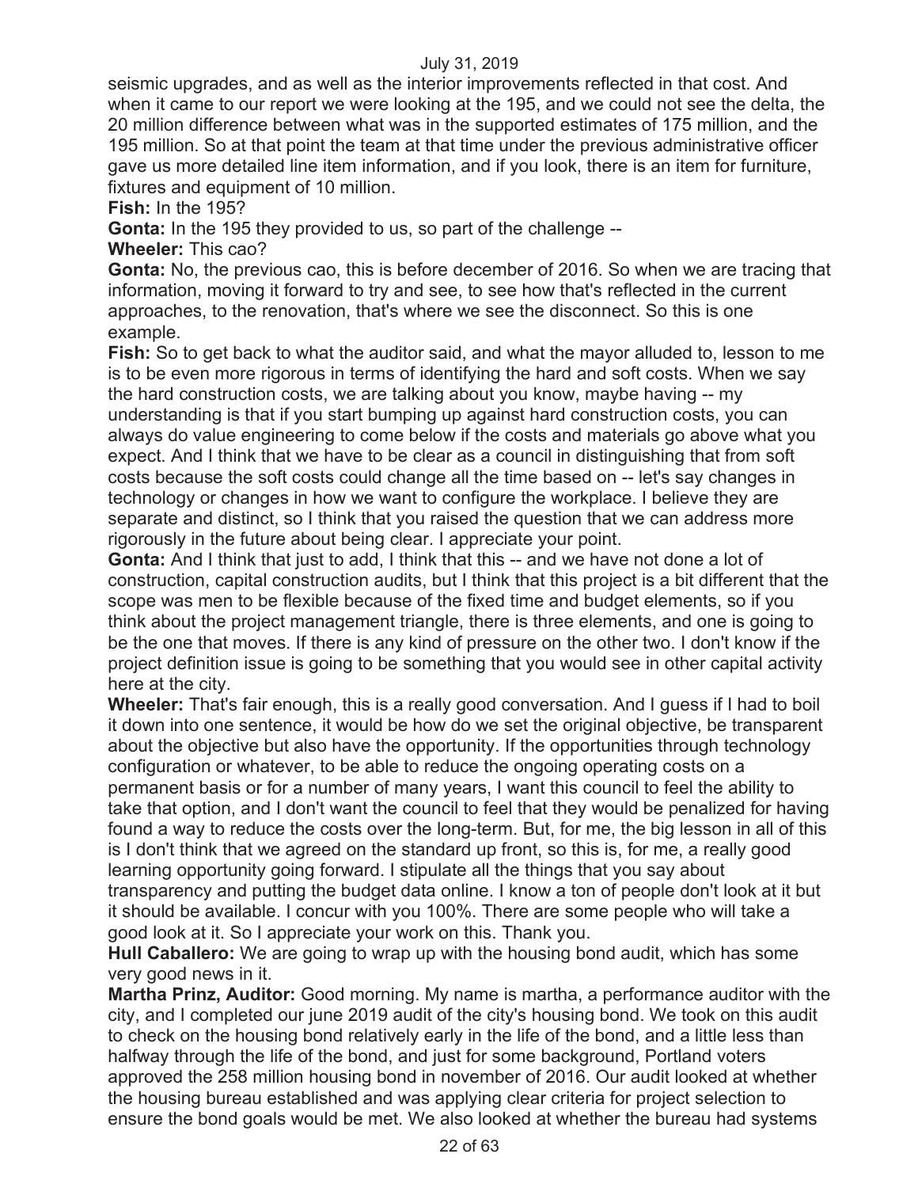seismic upgrades, and as well as the interior improvements reflected in that cost. And when it came to our report we were looking at the 195, and we could not see the delta, the 20 million difference between what was in the supported estimates of 175 million, and the 195 million. So at that point the team at that time under the previous administrative officer gave us more detailed line item information, and if you look, there is an item for furniture, fixtures and equipment of 10 million.

**Fish:** In the 195?

**Gonta:** In the 195 they provided to us, so part of the challenge --

**Wheeler:** This cao?

**Gonta:** No, the previous cao, this is before december of 2016. So when we are tracing that information, moving it forward to try and see, to see how that's reflected in the current approaches, to the renovation, that's where we see the disconnect. So this is one example.

**Fish:** So to get back to what the auditor said, and what the mayor alluded to, lesson to me is to be even more rigorous in terms of identifying the hard and soft costs. When we say the hard construction costs, we are talking about you know, maybe having -- my understanding is that if you start bumping up against hard construction costs, you can always do value engineering to come below if the costs and materials go above what you expect. And I think that we have to be clear as a council in distinguishing that from soft costs because the soft costs could change all the time based on -- let's say changes in technology or changes in how we want to configure the workplace. I believe they are separate and distinct, so I think that you raised the question that we can address more rigorously in the future about being clear. I appreciate your point.

**Gonta:** And I think that just to add, I think that this -- and we have not done a lot of construction, capital construction audits, but I think that this project is a bit different that the scope was men to be flexible because of the fixed time and budget elements, so if you think about the project management triangle, there is three elements, and one is going to be the one that moves. If there is any kind of pressure on the other two. I don't know if the project definition issue is going to be something that you would see in other capital activity here at the city.

**Wheeler:** That's fair enough, this is a really good conversation. And I guess if I had to boil it down into one sentence, it would be how do we set the original objective, be transparent about the objective but also have the opportunity. If the opportunities through technology configuration or whatever, to be able to reduce the ongoing operating costs on a permanent basis or for a number of many years, I want this council to feel the ability to take that option, and I don't want the council to feel that they would be penalized for having found a way to reduce the costs over the long-term. But, for me, the big lesson in all of this is I don't think that we agreed on the standard up front, so this is, for me, a really good learning opportunity going forward. I stipulate all the things that you say about transparency and putting the budget data online. I know a ton of people don't look at it but it should be available. I concur with you 100%. There are some people who will take a good look at it. So I appreciate your work on this. Thank you.

**Hull Caballero:** We are going to wrap up with the housing bond audit, which has some very good news in it.

**Martha Prinz, Auditor:** Good morning. My name is martha, a performance auditor with the city, and I completed our june 2019 audit of the city's housing bond. We took on this audit to check on the housing bond relatively early in the life of the bond, and a little less than halfway through the life of the bond, and just for some background, Portland voters approved the 258 million housing bond in november of 2016. Our audit looked at whether the housing bureau established and was applying clear criteria for project selection to ensure the bond goals would be met. We also looked at whether the bureau had systems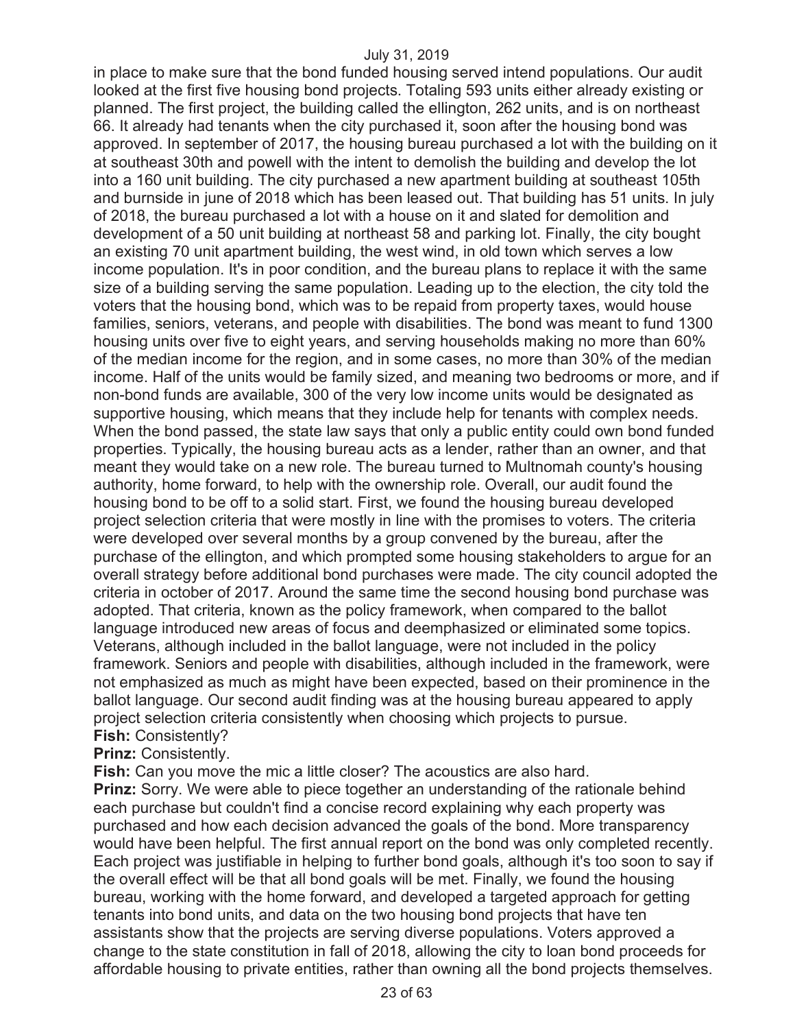in place to make sure that the bond funded housing served intend populations. Our audit looked at the first five housing bond projects. Totaling 593 units either already existing or planned. The first project, the building called the ellington, 262 units, and is on northeast 66. It already had tenants when the city purchased it, soon after the housing bond was approved. In september of 2017, the housing bureau purchased a lot with the building on it at southeast 30th and powell with the intent to demolish the building and develop the lot into a 160 unit building. The city purchased a new apartment building at southeast 105th and burnside in june of 2018 which has been leased out. That building has 51 units. In july of 2018, the bureau purchased a lot with a house on it and slated for demolition and development of a 50 unit building at northeast 58 and parking lot. Finally, the city bought an existing 70 unit apartment building, the west wind, in old town which serves a low income population. It's in poor condition, and the bureau plans to replace it with the same size of a building serving the same population. Leading up to the election, the city told the voters that the housing bond, which was to be repaid from property taxes, would house families, seniors, veterans, and people with disabilities. The bond was meant to fund 1300 housing units over five to eight years, and serving households making no more than 60% of the median income for the region, and in some cases, no more than 30% of the median income. Half of the units would be family sized, and meaning two bedrooms or more, and if non-bond funds are available, 300 of the very low income units would be designated as supportive housing, which means that they include help for tenants with complex needs. When the bond passed, the state law says that only a public entity could own bond funded properties. Typically, the housing bureau acts as a lender, rather than an owner, and that meant they would take on a new role. The bureau turned to Multnomah county's housing authority, home forward, to help with the ownership role. Overall, our audit found the housing bond to be off to a solid start. First, we found the housing bureau developed project selection criteria that were mostly in line with the promises to voters. The criteria were developed over several months by a group convened by the bureau, after the purchase of the ellington, and which prompted some housing stakeholders to argue for an overall strategy before additional bond purchases were made. The city council adopted the criteria in october of 2017. Around the same time the second housing bond purchase was adopted. That criteria, known as the policy framework, when compared to the ballot language introduced new areas of focus and deemphasized or eliminated some topics. Veterans, although included in the ballot language, were not included in the policy framework. Seniors and people with disabilities, although included in the framework, were not emphasized as much as might have been expected, based on their prominence in the ballot language. Our second audit finding was at the housing bureau appeared to apply project selection criteria consistently when choosing which projects to pursue.

**Fish:** Consistently?

**Prinz:** Consistently.

**Fish:** Can you move the mic a little closer? The acoustics are also hard.

**Prinz:** Sorry. We were able to piece together an understanding of the rationale behind each purchase but couldn't find a concise record explaining why each property was purchased and how each decision advanced the goals of the bond. More transparency would have been helpful. The first annual report on the bond was only completed recently. Each project was justifiable in helping to further bond goals, although it's too soon to say if the overall effect will be that all bond goals will be met. Finally, we found the housing bureau, working with the home forward, and developed a targeted approach for getting tenants into bond units, and data on the two housing bond projects that have ten assistants show that the projects are serving diverse populations. Voters approved a change to the state constitution in fall of 2018, allowing the city to loan bond proceeds for affordable housing to private entities, rather than owning all the bond projects themselves.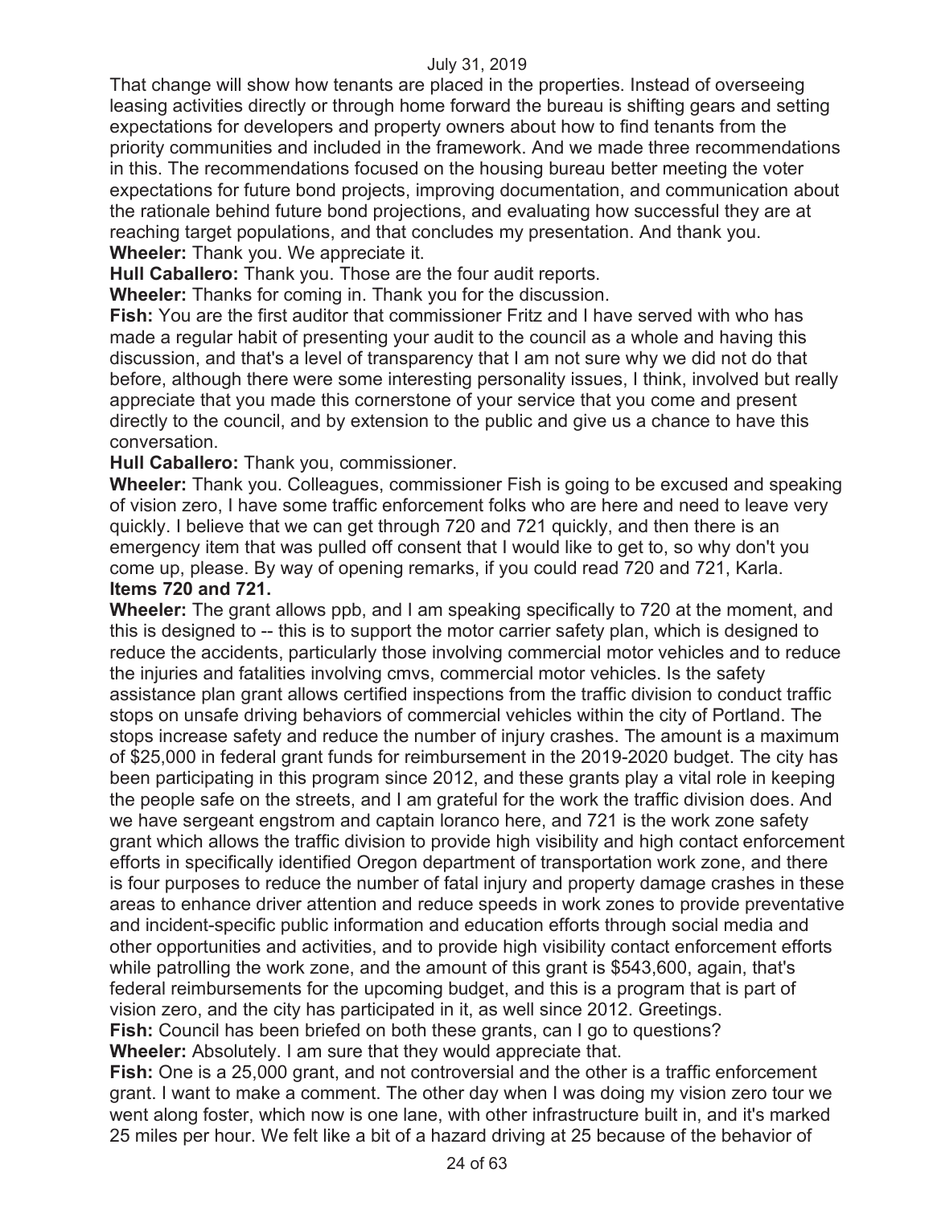That change will show how tenants are placed in the properties. Instead of overseeing leasing activities directly or through home forward the bureau is shifting gears and setting expectations for developers and property owners about how to find tenants from the priority communities and included in the framework. And we made three recommendations in this. The recommendations focused on the housing bureau better meeting the voter expectations for future bond projects, improving documentation, and communication about the rationale behind future bond projections, and evaluating how successful they are at reaching target populations, and that concludes my presentation. And thank you.

**Wheeler:** Thank you. We appreciate it.

**Hull Caballero:** Thank you. Those are the four audit reports.

**Wheeler:** Thanks for coming in. Thank you for the discussion.

**Fish:** You are the first auditor that commissioner Fritz and I have served with who has made a regular habit of presenting your audit to the council as a whole and having this discussion, and that's a level of transparency that I am not sure why we did not do that before, although there were some interesting personality issues, I think, involved but really appreciate that you made this cornerstone of your service that you come and present directly to the council, and by extension to the public and give us a chance to have this conversation.

**Hull Caballero:** Thank you, commissioner.

**Wheeler:** Thank you. Colleagues, commissioner Fish is going to be excused and speaking of vision zero, I have some traffic enforcement folks who are here and need to leave very quickly. I believe that we can get through 720 and 721 quickly, and then there is an emergency item that was pulled off consent that I would like to get to, so why don't you come up, please. By way of opening remarks, if you could read 720 and 721, Karla.

**Items 720 and 721.**

**Wheeler:** The grant allows ppb, and I am speaking specifically to 720 at the moment, and this is designed to -- this is to support the motor carrier safety plan, which is designed to reduce the accidents, particularly those involving commercial motor vehicles and to reduce the injuries and fatalities involving cmvs, commercial motor vehicles. Is the safety assistance plan grant allows certified inspections from the traffic division to conduct traffic stops on unsafe driving behaviors of commercial vehicles within the city of Portland. The stops increase safety and reduce the number of injury crashes. The amount is a maximum of $25,000 in federal grant funds for reimbursement in the 2019-2020 budget. The city has been participating in this program since 2012, and these grants play a vital role in keeping the people safe on the streets, and I am grateful for the work the traffic division does. And we have sergeant engstrom and captain loranco here, and 721 is the work zone safety grant which allows the traffic division to provide high visibility and high contact enforcement efforts in specifically identified Oregon department of transportation work zone, and there is four purposes to reduce the number of fatal injury and property damage crashes in these areas to enhance driver attention and reduce speeds in work zones to provide preventative and incident-specific public information and education efforts through social media and other opportunities and activities, and to provide high visibility contact enforcement efforts while patrolling the work zone, and the amount of this grant is $543,600, again, that's federal reimbursements for the upcoming budget, and this is a program that is part of vision zero, and the city has participated in it, as well since 2012. Greetings.

**Fish:** Council has been briefed on both these grants, can I go to questions?

**Wheeler:** Absolutely. I am sure that they would appreciate that.

**Fish:** One is a 25,000 grant, and not controversial and the other is a traffic enforcement grant. I want to make a comment. The other day when I was doing my vision zero tour we went along foster, which now is one lane, with other infrastructure built in, and it's marked 25 miles per hour. We felt like a bit of a hazard driving at 25 because of the behavior of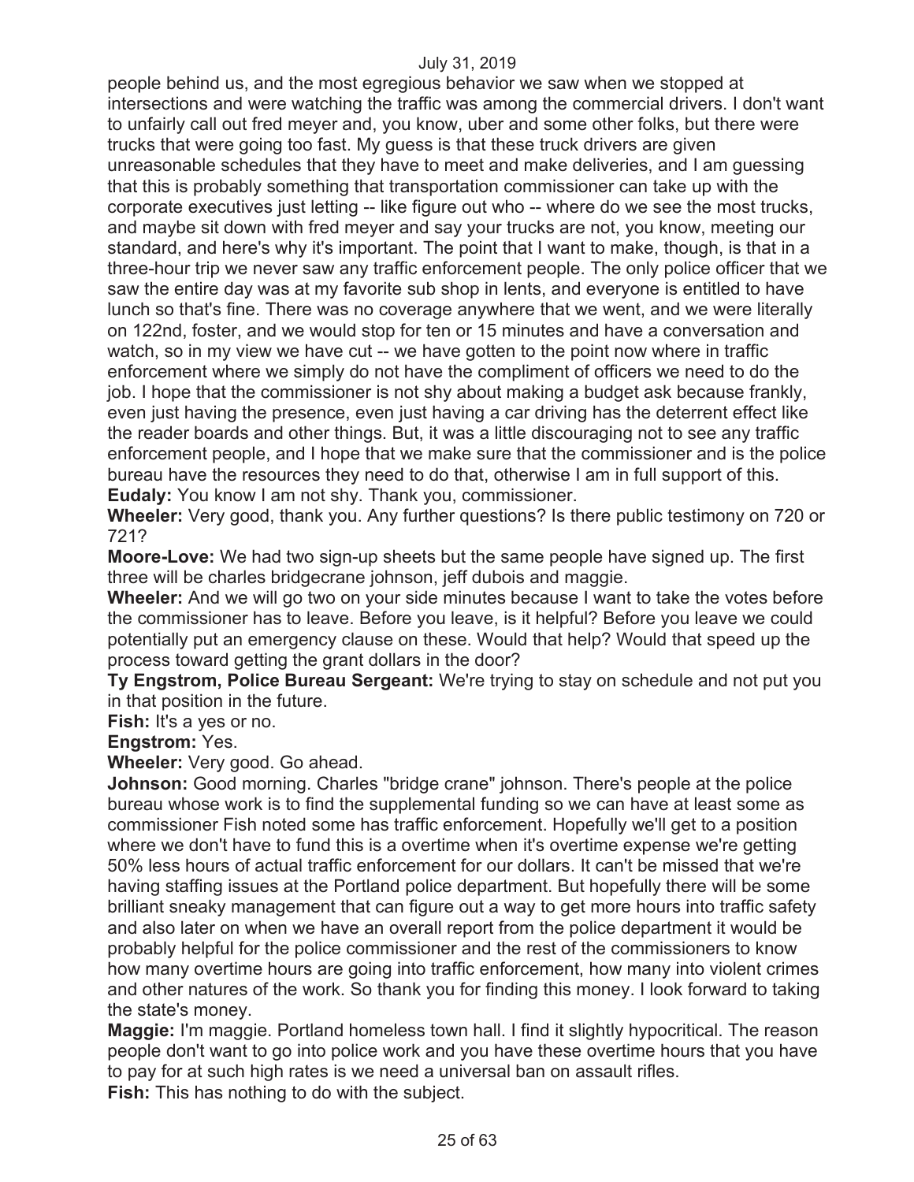people behind us, and the most egregious behavior we saw when we stopped at intersections and were watching the traffic was among the commercial drivers. I don't want to unfairly call out fred meyer and, you know, uber and some other folks, but there were trucks that were going too fast. My guess is that these truck drivers are given unreasonable schedules that they have to meet and make deliveries, and I am guessing that this is probably something that transportation commissioner can take up with the corporate executives just letting -- like figure out who -- where do we see the most trucks, and maybe sit down with fred meyer and say your trucks are not, you know, meeting our standard, and here's why it's important. The point that I want to make, though, is that in a three-hour trip we never saw any traffic enforcement people. The only police officer that we saw the entire day was at my favorite sub shop in lents, and everyone is entitled to have lunch so that's fine. There was no coverage anywhere that we went, and we were literally on 122nd, foster, and we would stop for ten or 15 minutes and have a conversation and watch, so in my view we have cut -- we have gotten to the point now where in traffic enforcement where we simply do not have the compliment of officers we need to do the job. I hope that the commissioner is not shy about making a budget ask because frankly, even just having the presence, even just having a car driving has the deterrent effect like the reader boards and other things. But, it was a little discouraging not to see any traffic enforcement people, and I hope that we make sure that the commissioner and is the police bureau have the resources they need to do that, otherwise I am in full support of this.

**Eudaly:** You know I am not shy. Thank you, commissioner.

**Wheeler:** Very good, thank you. Any further questions? Is there public testimony on 720 or 721?

**Moore-Love:** We had two sign-up sheets but the same people have signed up. The first three will be charles bridgecrane johnson, jeff dubois and maggie.

**Wheeler:** And we will go two on your side minutes because I want to take the votes before the commissioner has to leave. Before you leave, is it helpful? Before you leave we could potentially put an emergency clause on these. Would that help? Would that speed up the process toward getting the grant dollars in the door?

**Ty Engstrom, Police Bureau Sergeant:** We're trying to stay on schedule and not put you in that position in the future.

**Fish:** It's a yes or no.

**Engstrom:** Yes.

**Wheeler:** Very good. Go ahead.

**Johnson:** Good morning. Charles "bridge crane" johnson. There's people at the police bureau whose work is to find the supplemental funding so we can have at least some as commissioner Fish noted some has traffic enforcement. Hopefully we'll get to a position where we don't have to fund this is a overtime when it's overtime expense we're getting 50% less hours of actual traffic enforcement for our dollars. It can't be missed that we're having staffing issues at the Portland police department. But hopefully there will be some brilliant sneaky management that can figure out a way to get more hours into traffic safety and also later on when we have an overall report from the police department it would be probably helpful for the police commissioner and the rest of the commissioners to know how many overtime hours are going into traffic enforcement, how many into violent crimes and other natures of the work. So thank you for finding this money. I look forward to taking the state's money.

**Maggie:** I'm maggie. Portland homeless town hall. I find it slightly hypocritical. The reason people don't want to go into police work and you have these overtime hours that you have to pay for at such high rates is we need a universal ban on assault rifles.

**Fish:** This has nothing to do with the subject.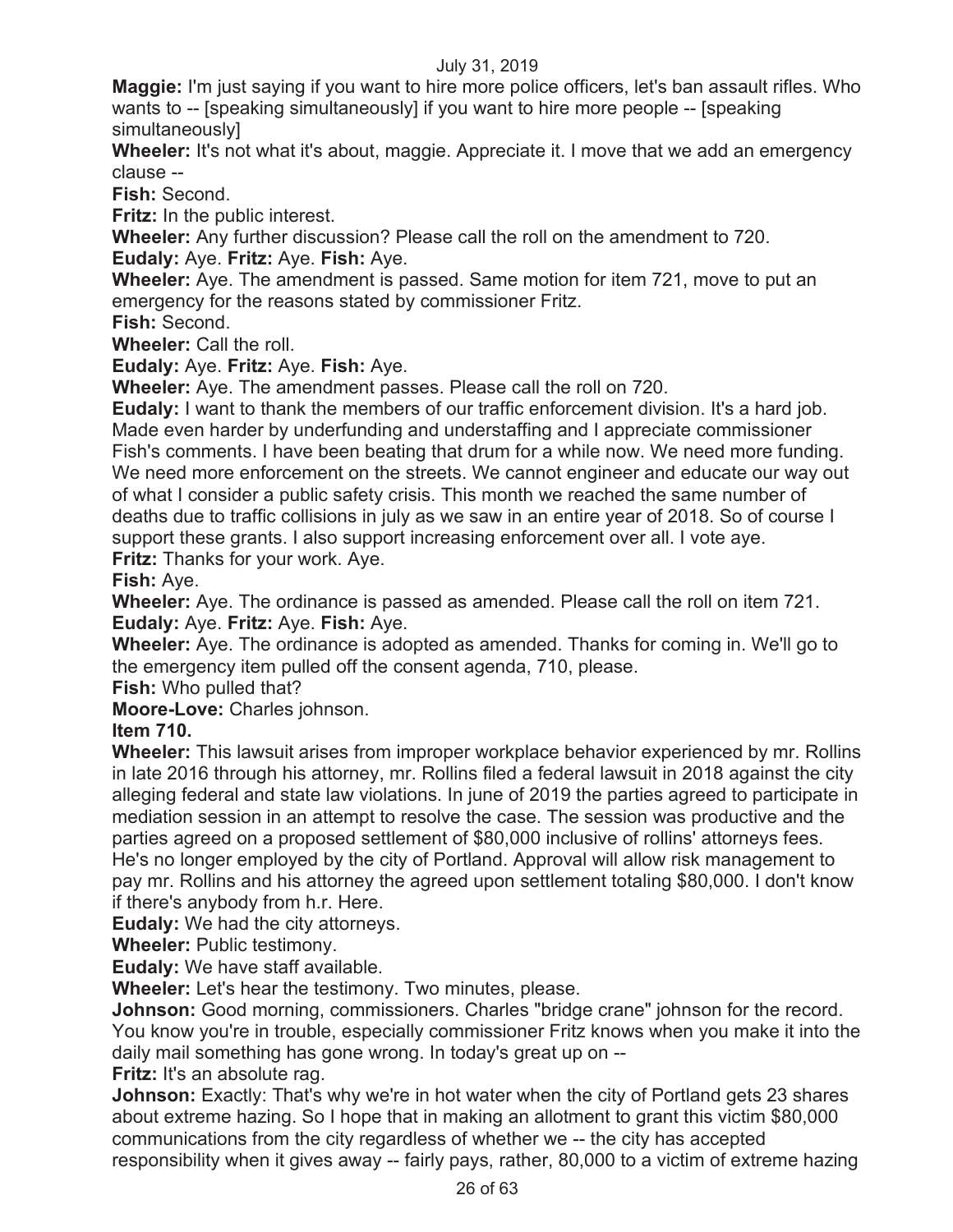**Maggie:** I'm just saying if you want to hire more police officers, let's ban assault rifles. Who wants to -- [speaking simultaneously] if you want to hire more people -- [speaking simultaneously]

**Wheeler:** It's not what it's about, maggie. Appreciate it. I move that we add an emergency clause --

**Fish:** Second.

**Fritz:** In the public interest.

**Wheeler:** Any further discussion? Please call the roll on the amendment to 720.

**Eudaly:** Aye. **Fritz:** Aye. **Fish:** Aye.

**Wheeler:** Aye. The amendment is passed. Same motion for item 721, move to put an emergency for the reasons stated by commissioner Fritz.

**Fish:** Second.

**Wheeler:** Call the roll.

**Eudaly:** Aye. **Fritz:** Aye. **Fish:** Aye.

**Wheeler:** Aye. The amendment passes. Please call the roll on 720.

**Eudaly:** I want to thank the members of our traffic enforcement division. It's a hard job. Made even harder by underfunding and understaffing and I appreciate commissioner Fish's comments. I have been beating that drum for a while now. We need more funding. We need more enforcement on the streets. We cannot engineer and educate our way out of what I consider a public safety crisis. This month we reached the same number of deaths due to traffic collisions in july as we saw in an entire year of 2018. So of course I support these grants. I also support increasing enforcement over all. I vote aye.

**Fritz:** Thanks for your work. Aye.

**Fish:** Aye.

**Wheeler:** Aye. The ordinance is passed as amended. Please call the roll on item 721.

**Eudaly:** Aye. **Fritz:** Aye. **Fish:** Aye.

**Wheeler:** Aye. The ordinance is adopted as amended. Thanks for coming in. We'll go to the emergency item pulled off the consent agenda, 710, please.

**Fish:** Who pulled that?

**Moore-Love:** Charles johnson.

**Item 710.**

**Wheeler:** This lawsuit arises from improper workplace behavior experienced by mr. Rollins in late 2016 through his attorney, mr. Rollins filed a federal lawsuit in 2018 against the city alleging federal and state law violations. In june of 2019 the parties agreed to participate in mediation session in an attempt to resolve the case. The session was productive and the parties agreed on a proposed settlement of $80,000 inclusive of rollins' attorneys fees. He's no longer employed by the city of Portland. Approval will allow risk management to pay mr. Rollins and his attorney the agreed upon settlement totaling $80,000. I don't know if there's anybody from h.r. Here.

**Eudaly:** We had the city attorneys.

**Wheeler:** Public testimony.

**Eudaly:** We have staff available.

**Wheeler:** Let's hear the testimony. Two minutes, please.

**Johnson:** Good morning, commissioners. Charles "bridge crane" johnson for the record. You know you're in trouble, especially commissioner Fritz knows when you make it into the daily mail something has gone wrong. In today's great up on --

**Fritz:** It's an absolute rag.

**Johnson:** Exactly: That's why we're in hot water when the city of Portland gets 23 shares about extreme hazing. So I hope that in making an allotment to grant this victim $80,000 communications from the city regardless of whether we -- the city has accepted responsibility when it gives away -- fairly pays, rather, 80,000 to a victim of extreme hazing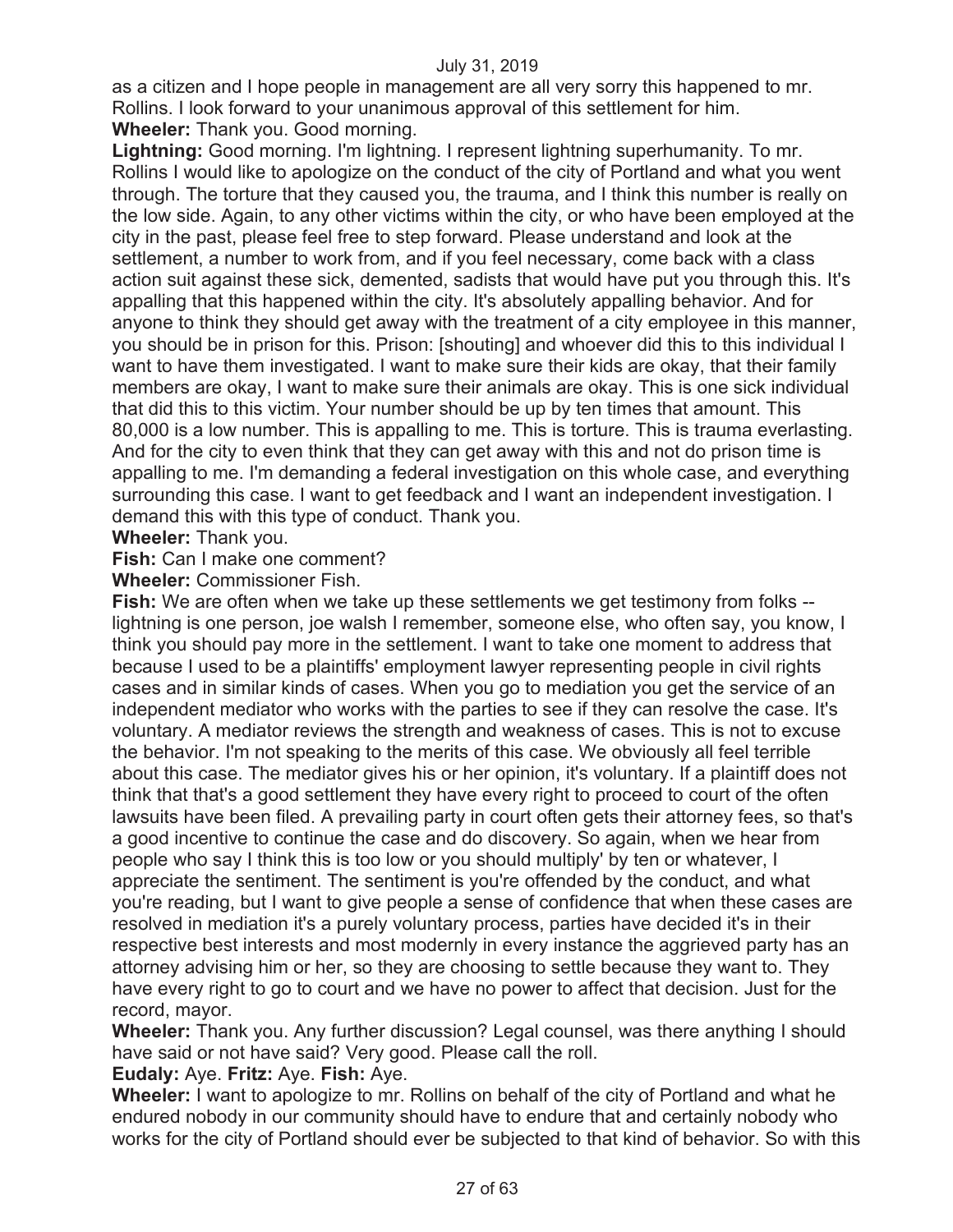as a citizen and I hope people in management are all very sorry this happened to mr. Rollins. I look forward to your unanimous approval of this settlement for him.

**Wheeler:** Thank you. Good morning.

**Lightning:** Good morning. I'm lightning. I represent lightning superhumanity. To mr. Rollins I would like to apologize on the conduct of the city of Portland and what you went through. The torture that they caused you, the trauma, and I think this number is really on the low side. Again, to any other victims within the city, or who have been employed at the city in the past, please feel free to step forward. Please understand and look at the settlement, a number to work from, and if you feel necessary, come back with a class action suit against these sick, demented, sadists that would have put you through this. It's appalling that this happened within the city. It's absolutely appalling behavior. And for anyone to think they should get away with the treatment of a city employee in this manner, you should be in prison for this. Prison: [shouting] and whoever did this to this individual I want to have them investigated. I want to make sure their kids are okay, that their family members are okay, I want to make sure their animals are okay. This is one sick individual that did this to this victim. Your number should be up by ten times that amount. This 80,000 is a low number. This is appalling to me. This is torture. This is trauma everlasting. And for the city to even think that they can get away with this and not do prison time is appalling to me. I'm demanding a federal investigation on this whole case, and everything surrounding this case. I want to get feedback and I want an independent investigation. I demand this with this type of conduct. Thank you.

**Wheeler:** Thank you.

**Fish:** Can I make one comment?

**Wheeler:** Commissioner Fish.

**Fish:** We are often when we take up these settlements we get testimony from folks -- lightning is one person, joe walsh I remember, someone else, who often say, you know, I think you should pay more in the settlement. I want to take one moment to address that because I used to be a plaintiffs' employment lawyer representing people in civil rights cases and in similar kinds of cases. When you go to mediation you get the service of an independent mediator who works with the parties to see if they can resolve the case. It's voluntary. A mediator reviews the strength and weakness of cases. This is not to excuse the behavior. I'm not speaking to the merits of this case. We obviously all feel terrible about this case. The mediator gives his or her opinion, it's voluntary. If a plaintiff does not think that that's a good settlement they have every right to proceed to court of the often lawsuits have been filed. A prevailing party in court often gets their attorney fees, so that's a good incentive to continue the case and do discovery. So again, when we hear from people who say I think this is too low or you should multiply' by ten or whatever, I appreciate the sentiment. The sentiment is you're offended by the conduct, and what you're reading, but I want to give people a sense of confidence that when these cases are resolved in mediation it's a purely voluntary process, parties have decided it's in their respective best interests and most modernly in every instance the aggrieved party has an attorney advising him or her, so they are choosing to settle because they want to. They have every right to go to court and we have no power to affect that decision. Just for the record, mayor.

**Wheeler:** Thank you. Any further discussion? Legal counsel, was there anything I should have said or not have said? Very good. Please call the roll.

**Eudaly:** Aye. **Fritz:** Aye. **Fish:** Aye.

**Wheeler:** I want to apologize to mr. Rollins on behalf of the city of Portland and what he endured nobody in our community should have to endure that and certainly nobody who works for the city of Portland should ever be subjected to that kind of behavior. So with this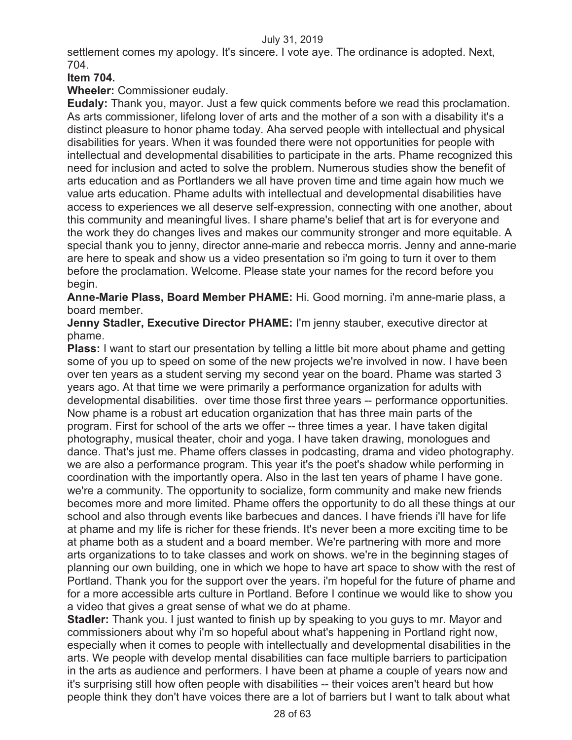settlement comes my apology. It's sincere. I vote aye. The ordinance is adopted. Next, 704.

**Item 704.**

**Wheeler:** Commissioner eudaly.

**Eudaly:** Thank you, mayor. Just a few quick comments before we read this proclamation. As arts commissioner, lifelong lover of arts and the mother of a son with a disability it's a distinct pleasure to honor phame today. Aha served people with intellectual and physical disabilities for years. When it was founded there were not opportunities for people with intellectual and developmental disabilities to participate in the arts. Phame recognized this need for inclusion and acted to solve the problem. Numerous studies show the benefit of arts education and as Portlanders we all have proven time and time again how much we value arts education. Phame adults with intellectual and developmental disabilities have access to experiences we all deserve self-expression, connecting with one another, about this community and meaningful lives. I share phame's belief that art is for everyone and the work they do changes lives and makes our community stronger and more equitable. A special thank you to jenny, director anne-marie and rebecca morris. Jenny and anne-marie are here to speak and show us a video presentation so i'm going to turn it over to them before the proclamation. Welcome. Please state your names for the record before you begin.

**Anne-Marie Plass, Board Member PHAME:** Hi. Good morning. i'm anne-marie plass, a board member.

**Jenny Stadler, Executive Director PHAME:** I'm jenny stauber, executive director at phame.

**Plass:** I want to start our presentation by telling a little bit more about phame and getting some of you up to speed on some of the new projects we're involved in now. I have been over ten years as a student serving my second year on the board. Phame was started 3 years ago. At that time we were primarily a performance organization for adults with developmental disabilities. over time those first three years -- performance opportunities. Now phame is a robust art education organization that has three main parts of the program. First for school of the arts we offer -- three times a year. I have taken digital photography, musical theater, choir and yoga. I have taken drawing, monologues and dance. That's just me. Phame offers classes in podcasting, drama and video photography. we are also a performance program. This year it's the poet's shadow while performing in coordination with the importantly opera. Also in the last ten years of phame I have gone. we're a community. The opportunity to socialize, form community and make new friends becomes more and more limited. Phame offers the opportunity to do all these things at our school and also through events like barbecues and dances. I have friends i'll have for life at phame and my life is richer for these friends. It's never been a more exciting time to be at phame both as a student and a board member. We're partnering with more and more arts organizations to to take classes and work on shows. we're in the beginning stages of planning our own building, one in which we hope to have art space to show with the rest of Portland. Thank you for the support over the years. i'm hopeful for the future of phame and for a more accessible arts culture in Portland. Before I continue we would like to show you a video that gives a great sense of what we do at phame.

**Stadler:** Thank you. I just wanted to finish up by speaking to you guys to mr. Mayor and commissioners about why i'm so hopeful about what's happening in Portland right now, especially when it comes to people with intellectually and developmental disabilities in the arts. We people with develop mental disabilities can face multiple barriers to participation in the arts as audience and performers. I have been at phame a couple of years now and it's surprising still how often people with disabilities -- their voices aren't heard but how people think they don't have voices there are a lot of barriers but I want to talk about what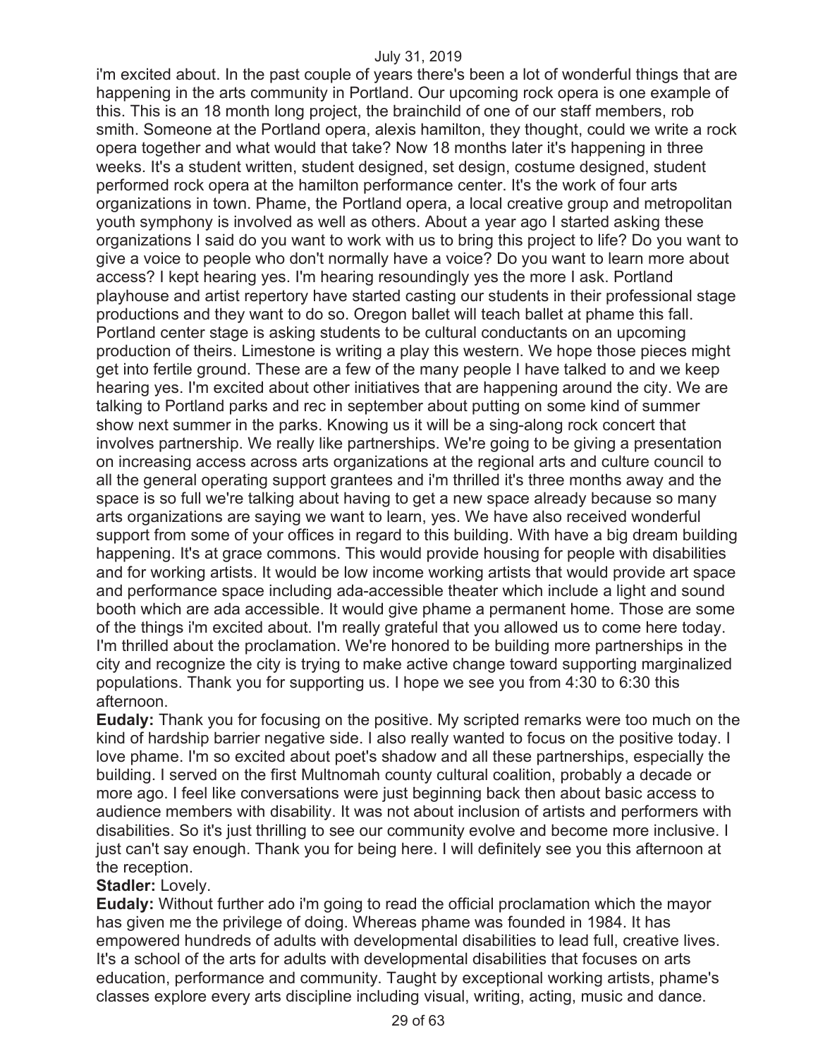i'm excited about. In the past couple of years there's been a lot of wonderful things that are happening in the arts community in Portland. Our upcoming rock opera is one example of this. This is an 18 month long project, the brainchild of one of our staff members, rob smith. Someone at the Portland opera, alexis hamilton, they thought, could we write a rock opera together and what would that take? Now 18 months later it's happening in three weeks. It's a student written, student designed, set design, costume designed, student performed rock opera at the hamilton performance center. It's the work of four arts organizations in town. Phame, the Portland opera, a local creative group and metropolitan youth symphony is involved as well as others. About a year ago I started asking these organizations I said do you want to work with us to bring this project to life? Do you want to give a voice to people who don't normally have a voice? Do you want to learn more about access? I kept hearing yes. I'm hearing resoundingly yes the more I ask. Portland playhouse and artist repertory have started casting our students in their professional stage productions and they want to do so. Oregon ballet will teach ballet at phame this fall. Portland center stage is asking students to be cultural conductants on an upcoming production of theirs. Limestone is writing a play this western. We hope those pieces might get into fertile ground. These are a few of the many people I have talked to and we keep hearing yes. I'm excited about other initiatives that are happening around the city. We are talking to Portland parks and rec in september about putting on some kind of summer show next summer in the parks. Knowing us it will be a sing-along rock concert that involves partnership. We really like partnerships. We're going to be giving a presentation on increasing access across arts organizations at the regional arts and culture council to all the general operating support grantees and i'm thrilled it's three months away and the space is so full we're talking about having to get a new space already because so many arts organizations are saying we want to learn, yes. We have also received wonderful support from some of your offices in regard to this building. With have a big dream building happening. It's at grace commons. This would provide housing for people with disabilities and for working artists. It would be low income working artists that would provide art space and performance space including ada-accessible theater which include a light and sound booth which are ada accessible. It would give phame a permanent home. Those are some of the things i'm excited about. I'm really grateful that you allowed us to come here today. I'm thrilled about the proclamation. We're honored to be building more partnerships in the city and recognize the city is trying to make active change toward supporting marginalized populations. Thank you for supporting us. I hope we see you from 4:30 to 6:30 this afternoon.

**Eudaly:** Thank you for focusing on the positive. My scripted remarks were too much on the kind of hardship barrier negative side. I also really wanted to focus on the positive today. I love phame. I'm so excited about poet's shadow and all these partnerships, especially the building. I served on the first Multnomah county cultural coalition, probably a decade or more ago. I feel like conversations were just beginning back then about basic access to audience members with disability. It was not about inclusion of artists and performers with disabilities. So it's just thrilling to see our community evolve and become more inclusive. I just can't say enough. Thank you for being here. I will definitely see you this afternoon at the reception.

**Stadler:** Lovely.

**Eudaly:** Without further ado i'm going to read the official proclamation which the mayor has given me the privilege of doing. Whereas phame was founded in 1984. It has empowered hundreds of adults with developmental disabilities to lead full, creative lives. It's a school of the arts for adults with developmental disabilities that focuses on arts education, performance and community. Taught by exceptional working artists, phame's classes explore every arts discipline including visual, writing, acting, music and dance.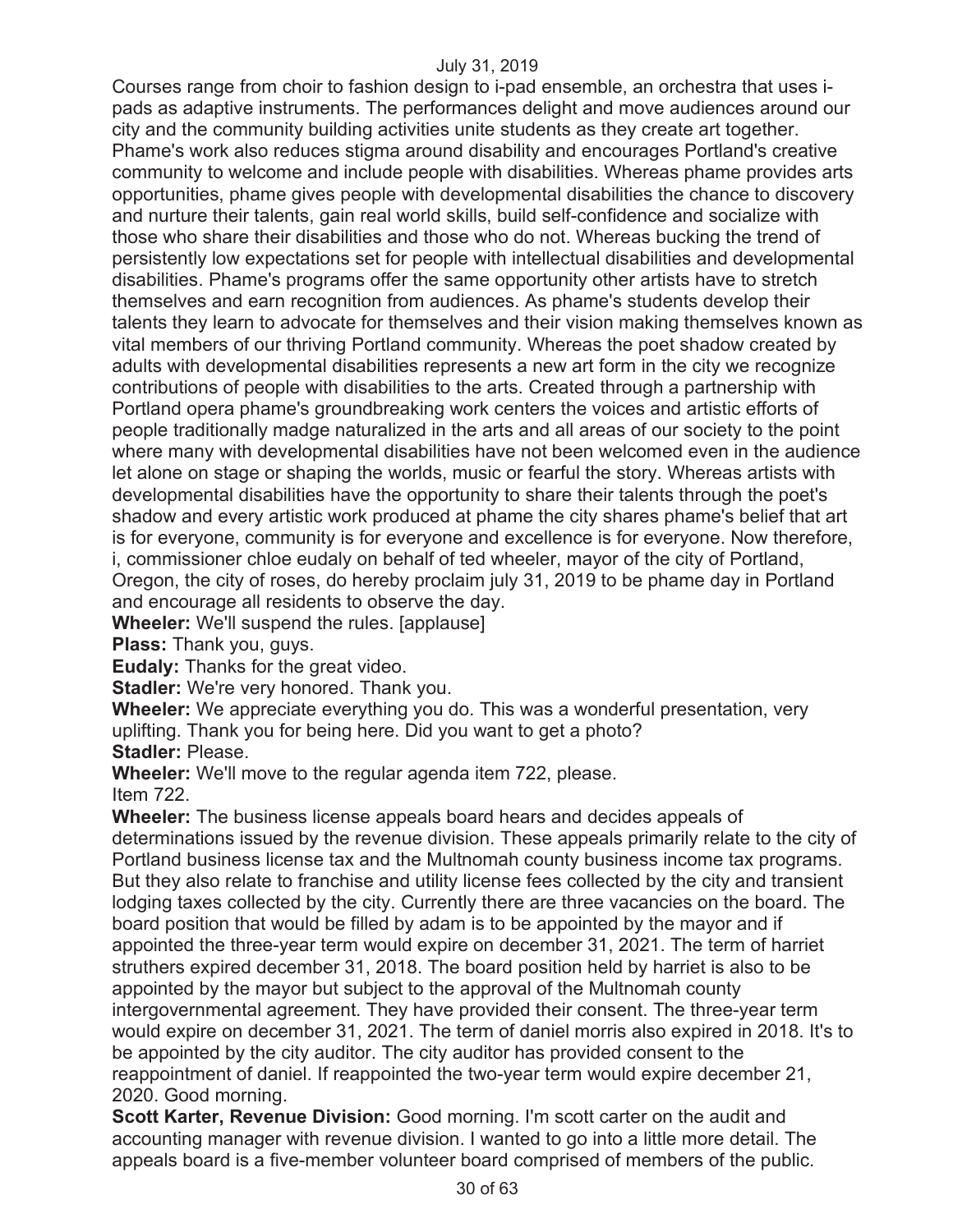Courses range from choir to fashion design to i-pad ensemble, an orchestra that uses i-pads as adaptive instruments. The performances delight and move audiences around our city and the community building activities unite students as they create art together. Phame's work also reduces stigma around disability and encourages Portland's creative community to welcome and include people with disabilities. Whereas phame provides arts opportunities, phame gives people with developmental disabilities the chance to discovery and nurture their talents, gain real world skills, build self-confidence and socialize with those who share their disabilities and those who do not. Whereas bucking the trend of persistently low expectations set for people with intellectual disabilities and developmental disabilities. Phame's programs offer the same opportunity other artists have to stretch themselves and earn recognition from audiences. As phame's students develop their talents they learn to advocate for themselves and their vision making themselves known as vital members of our thriving Portland community. Whereas the poet shadow created by adults with developmental disabilities represents a new art form in the city we recognize contributions of people with disabilities to the arts. Created through a partnership with Portland opera phame's groundbreaking work centers the voices and artistic efforts of people traditionally madge naturalized in the arts and all areas of our society to the point where many with developmental disabilities have not been welcomed even in the audience let alone on stage or shaping the worlds, music or fearful the story. Whereas artists with developmental disabilities have the opportunity to share their talents through the poet's shadow and every artistic work produced at phame the city shares phame's belief that art is for everyone, community is for everyone and excellence is for everyone. Now therefore, i, commissioner chloe eudaly on behalf of ted wheeler, mayor of the city of Portland, Oregon, the city of roses, do hereby proclaim july 31, 2019 to be phame day in Portland and encourage all residents to observe the day.

**Wheeler:** We'll suspend the rules. [applause]

**Plass:** Thank you, guys.

**Eudaly:** Thanks for the great video.

**Stadler:** We're very honored. Thank you.

**Wheeler:** We appreciate everything you do. This was a wonderful presentation, very uplifting. Thank you for being here. Did you want to get a photo?

**Stadler:** Please.

**Wheeler:** We'll move to the regular agenda item 722, please.

Item 722.

**Wheeler:** The business license appeals board hears and decides appeals of determinations issued by the revenue division. These appeals primarily relate to the city of Portland business license tax and the Multnomah county business income tax programs. But they also relate to franchise and utility license fees collected by the city and transient lodging taxes collected by the city. Currently there are three vacancies on the board. The board position that would be filled by adam is to be appointed by the mayor and if appointed the three-year term would expire on december 31, 2021. The term of harriet struthers expired december 31, 2018. The board position held by harriet is also to be appointed by the mayor but subject to the approval of the Multnomah county intergovernmental agreement. They have provided their consent. The three-year term would expire on december 31, 2021. The term of daniel morris also expired in 2018. It's to be appointed by the city auditor. The city auditor has provided consent to the reappointment of daniel. If reappointed the two-year term would expire december 21, 2020. Good morning.

**Scott Karter, Revenue Division:** Good morning. I'm scott carter on the audit and accounting manager with revenue division. I wanted to go into a little more detail. The appeals board is a five-member volunteer board comprised of members of the public.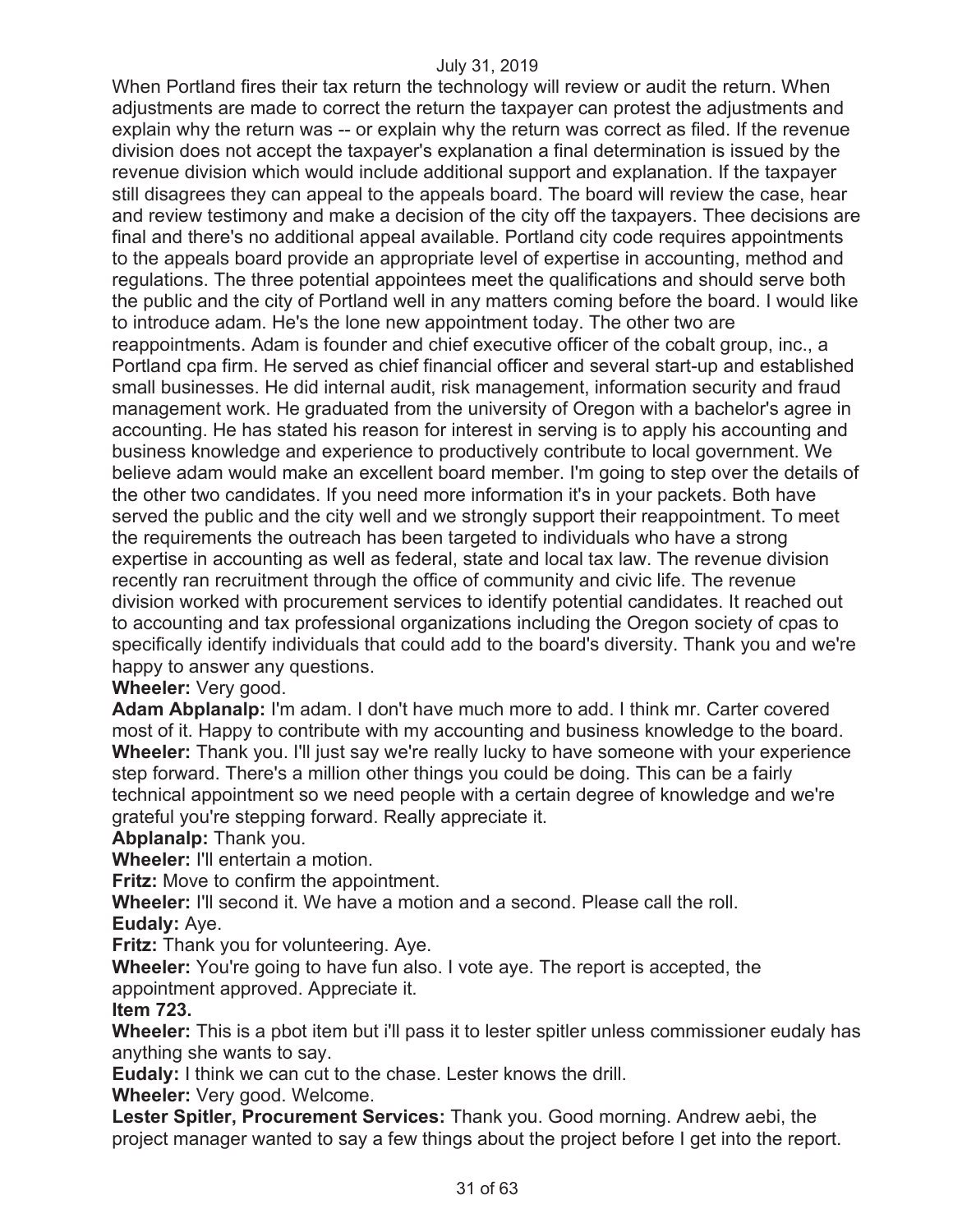When Portland fires their tax return the technology will review or audit the return. When adjustments are made to correct the return the taxpayer can protest the adjustments and explain why the return was -- or explain why the return was correct as filed. If the revenue division does not accept the taxpayer's explanation a final determination is issued by the revenue division which would include additional support and explanation. If the taxpayer still disagrees they can appeal to the appeals board. The board will review the case, hear and review testimony and make a decision of the city off the taxpayers. Thee decisions are final and there's no additional appeal available. Portland city code requires appointments to the appeals board provide an appropriate level of expertise in accounting, method and regulations. The three potential appointees meet the qualifications and should serve both the public and the city of Portland well in any matters coming before the board. I would like to introduce adam. He's the lone new appointment today. The other two are reappointments. Adam is founder and chief executive officer of the cobalt group, inc., a Portland cpa firm. He served as chief financial officer and several start-up and established small businesses. He did internal audit, risk management, information security and fraud management work. He graduated from the university of Oregon with a bachelor's agree in accounting. He has stated his reason for interest in serving is to apply his accounting and business knowledge and experience to productively contribute to local government. We believe adam would make an excellent board member. I'm going to step over the details of the other two candidates. If you need more information it's in your packets. Both have served the public and the city well and we strongly support their reappointment. To meet the requirements the outreach has been targeted to individuals who have a strong expertise in accounting as well as federal, state and local tax law. The revenue division recently ran recruitment through the office of community and civic life. The revenue division worked with procurement services to identify potential candidates. It reached out to accounting and tax professional organizations including the Oregon society of cpas to specifically identify individuals that could add to the board's diversity. Thank you and we're happy to answer any questions.

**Wheeler:** Very good.

**Adam Abplanalp:** I'm adam. I don't have much more to add. I think mr. Carter covered most of it. Happy to contribute with my accounting and business knowledge to the board.

**Wheeler:** Thank you. I'll just say we're really lucky to have someone with your experience step forward. There's a million other things you could be doing. This can be a fairly technical appointment so we need people with a certain degree of knowledge and we're grateful you're stepping forward. Really appreciate it.

**Abplanalp:** Thank you.

**Wheeler:** I'll entertain a motion.

**Fritz:** Move to confirm the appointment.

**Wheeler:** I'll second it. We have a motion and a second. Please call the roll.

**Eudaly:** Aye.

**Fritz:** Thank you for volunteering. Aye.

**Wheeler:** You're going to have fun also. I vote aye. The report is accepted, the appointment approved. Appreciate it.

**Item 723.**

**Wheeler:** This is a pbot item but i'll pass it to lester spitler unless commissioner eudaly has anything she wants to say.

**Eudaly:** I think we can cut to the chase. Lester knows the drill.

**Wheeler:** Very good. Welcome.

**Lester Spitler, Procurement Services:** Thank you. Good morning. Andrew aebi, the project manager wanted to say a few things about the project before I get into the report.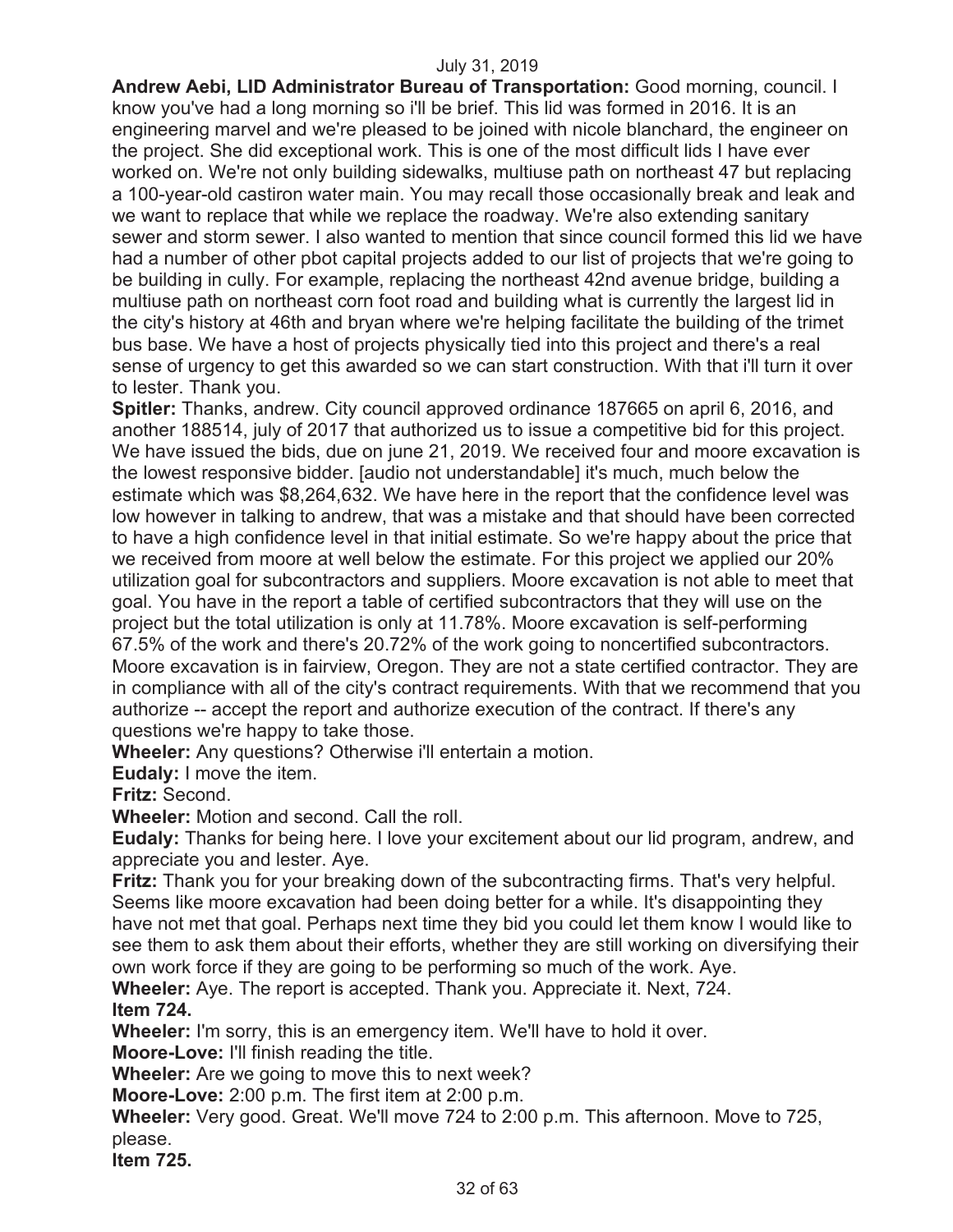**Andrew Aebi, LID Administrator Bureau of Transportation:** Good morning, council. I know you've had a long morning so i'll be brief. This lid was formed in 2016. It is an engineering marvel and we're pleased to be joined with nicole blanchard, the engineer on the project. She did exceptional work. This is one of the most difficult lids I have ever worked on. We're not only building sidewalks, multiuse path on northeast 47 but replacing a 100-year-old castiron water main. You may recall those occasionally break and leak and we want to replace that while we replace the roadway. We're also extending sanitary sewer and storm sewer. I also wanted to mention that since council formed this lid we have had a number of other pbot capital projects added to our list of projects that we're going to be building in cully. For example, replacing the northeast 42nd avenue bridge, building a multiuse path on northeast corn foot road and building what is currently the largest lid in the city's history at 46th and bryan where we're helping facilitate the building of the trimet bus base. We have a host of projects physically tied into this project and there's a real sense of urgency to get this awarded so we can start construction. With that i'll turn it over to lester. Thank you.

**Spitler:** Thanks, andrew. City council approved ordinance 187665 on april 6, 2016, and another 188514, july of 2017 that authorized us to issue a competitive bid for this project. We have issued the bids, due on june 21, 2019. We received four and moore excavation is the lowest responsive bidder. [audio not understandable] it's much, much below the estimate which was $8,264,632. We have here in the report that the confidence level was low however in talking to andrew, that was a mistake and that should have been corrected to have a high confidence level in that initial estimate. So we're happy about the price that we received from moore at well below the estimate. For this project we applied our 20% utilization goal for subcontractors and suppliers. Moore excavation is not able to meet that goal. You have in the report a table of certified subcontractors that they will use on the project but the total utilization is only at 11.78%. Moore excavation is self-performing 67.5% of the work and there's 20.72% of the work going to noncertified subcontractors. Moore excavation is in fairview, Oregon. They are not a state certified contractor. They are in compliance with all of the city's contract requirements. With that we recommend that you authorize -- accept the report and authorize execution of the contract. If there's any questions we're happy to take those.

**Wheeler:** Any questions? Otherwise i'll entertain a motion.

**Eudaly:** I move the item.

**Fritz:** Second.

**Wheeler:** Motion and second. Call the roll.

**Eudaly:** Thanks for being here. I love your excitement about our lid program, andrew, and appreciate you and lester. Aye.

**Fritz:** Thank you for your breaking down of the subcontracting firms. That's very helpful. Seems like moore excavation had been doing better for a while. It's disappointing they have not met that goal. Perhaps next time they bid you could let them know I would like to see them to ask them about their efforts, whether they are still working on diversifying their own work force if they are going to be performing so much of the work. Aye.

**Wheeler:** Aye. The report is accepted. Thank you. Appreciate it. Next, 724.

**Item 724.**

**Wheeler:** I'm sorry, this is an emergency item. We'll have to hold it over.

**Moore-Love:** I'll finish reading the title.

**Wheeler:** Are we going to move this to next week?

**Moore-Love:** 2:00 p.m. The first item at 2:00 p.m.

**Wheeler:** Very good. Great. We'll move 724 to 2:00 p.m. This afternoon. Move to 725, please.

**Item 725.**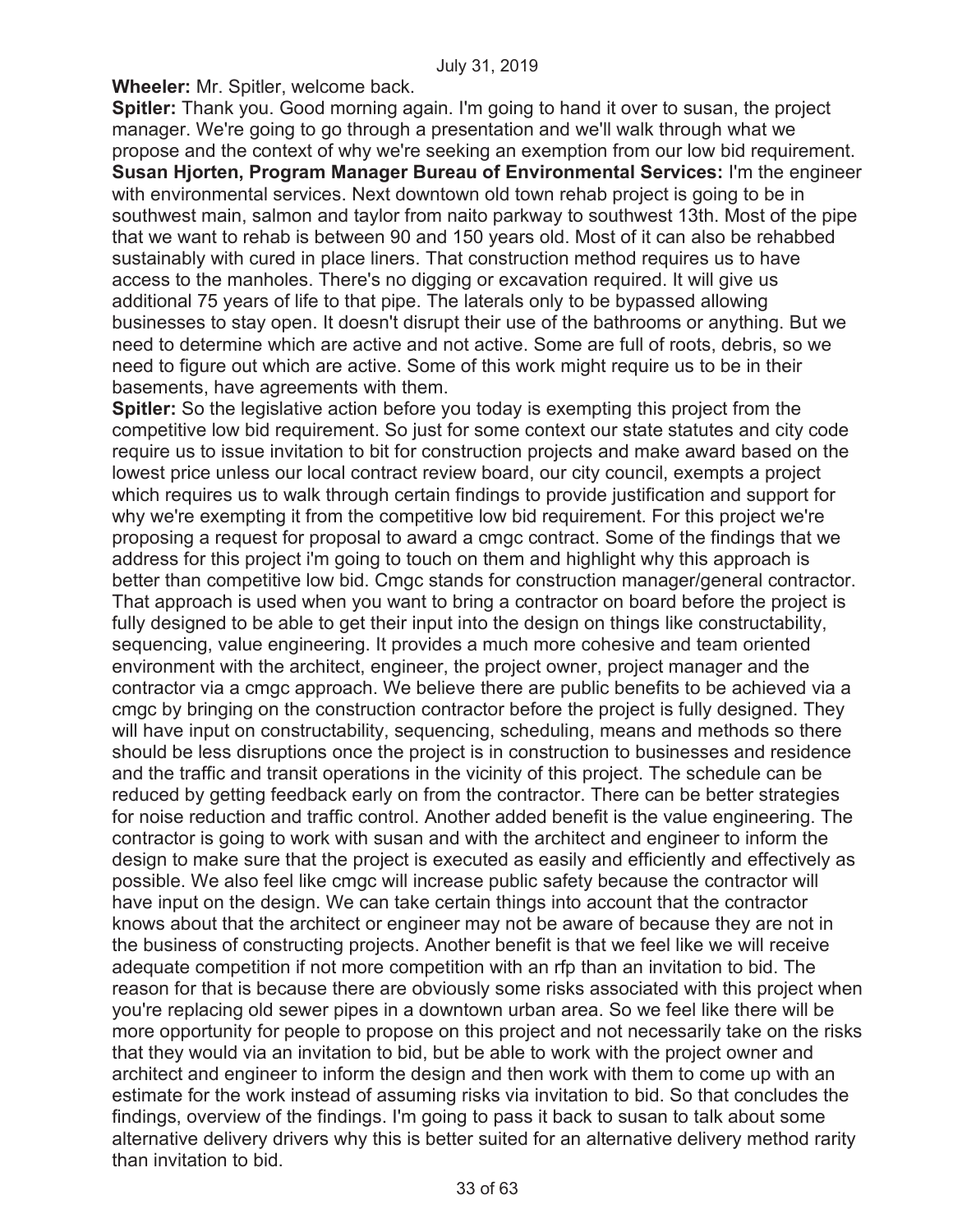**Wheeler:** Mr. Spitler, welcome back.

**Spitler:** Thank you. Good morning again. I'm going to hand it over to susan, the project manager. We're going to go through a presentation and we'll walk through what we propose and the context of why we're seeking an exemption from our low bid requirement.

**Susan Hjorten, Program Manager Bureau of Environmental Services:** I'm the engineer with environmental services. Next downtown old town rehab project is going to be in southwest main, salmon and taylor from naito parkway to southwest 13th. Most of the pipe that we want to rehab is between 90 and 150 years old. Most of it can also be rehabbed sustainably with cured in place liners. That construction method requires us to have access to the manholes. There's no digging or excavation required. It will give us additional 75 years of life to that pipe. The laterals only to be bypassed allowing businesses to stay open. It doesn't disrupt their use of the bathrooms or anything. But we need to determine which are active and not active. Some are full of roots, debris, so we need to figure out which are active. Some of this work might require us to be in their basements, have agreements with them.

**Spitler:** So the legislative action before you today is exempting this project from the competitive low bid requirement. So just for some context our state statutes and city code require us to issue invitation to bit for construction projects and make award based on the lowest price unless our local contract review board, our city council, exempts a project which requires us to walk through certain findings to provide justification and support for why we're exempting it from the competitive low bid requirement. For this project we're proposing a request for proposal to award a cmgc contract. Some of the findings that we address for this project i'm going to touch on them and highlight why this approach is better than competitive low bid. Cmgc stands for construction manager/general contractor. That approach is used when you want to bring a contractor on board before the project is fully designed to be able to get their input into the design on things like constructability, sequencing, value engineering. It provides a much more cohesive and team oriented environment with the architect, engineer, the project owner, project manager and the contractor via a cmgc approach. We believe there are public benefits to be achieved via a cmgc by bringing on the construction contractor before the project is fully designed. They will have input on constructability, sequencing, scheduling, means and methods so there should be less disruptions once the project is in construction to businesses and residence and the traffic and transit operations in the vicinity of this project. The schedule can be reduced by getting feedback early on from the contractor. There can be better strategies for noise reduction and traffic control. Another added benefit is the value engineering. The contractor is going to work with susan and with the architect and engineer to inform the design to make sure that the project is executed as easily and efficiently and effectively as possible. We also feel like cmgc will increase public safety because the contractor will have input on the design. We can take certain things into account that the contractor knows about that the architect or engineer may not be aware of because they are not in the business of constructing projects. Another benefit is that we feel like we will receive adequate competition if not more competition with an rfp than an invitation to bid. The reason for that is because there are obviously some risks associated with this project when you're replacing old sewer pipes in a downtown urban area. So we feel like there will be more opportunity for people to propose on this project and not necessarily take on the risks that they would via an invitation to bid, but be able to work with the project owner and architect and engineer to inform the design and then work with them to come up with an estimate for the work instead of assuming risks via invitation to bid. So that concludes the findings, overview of the findings. I'm going to pass it back to susan to talk about some alternative delivery drivers why this is better suited for an alternative delivery method rarity than invitation to bid.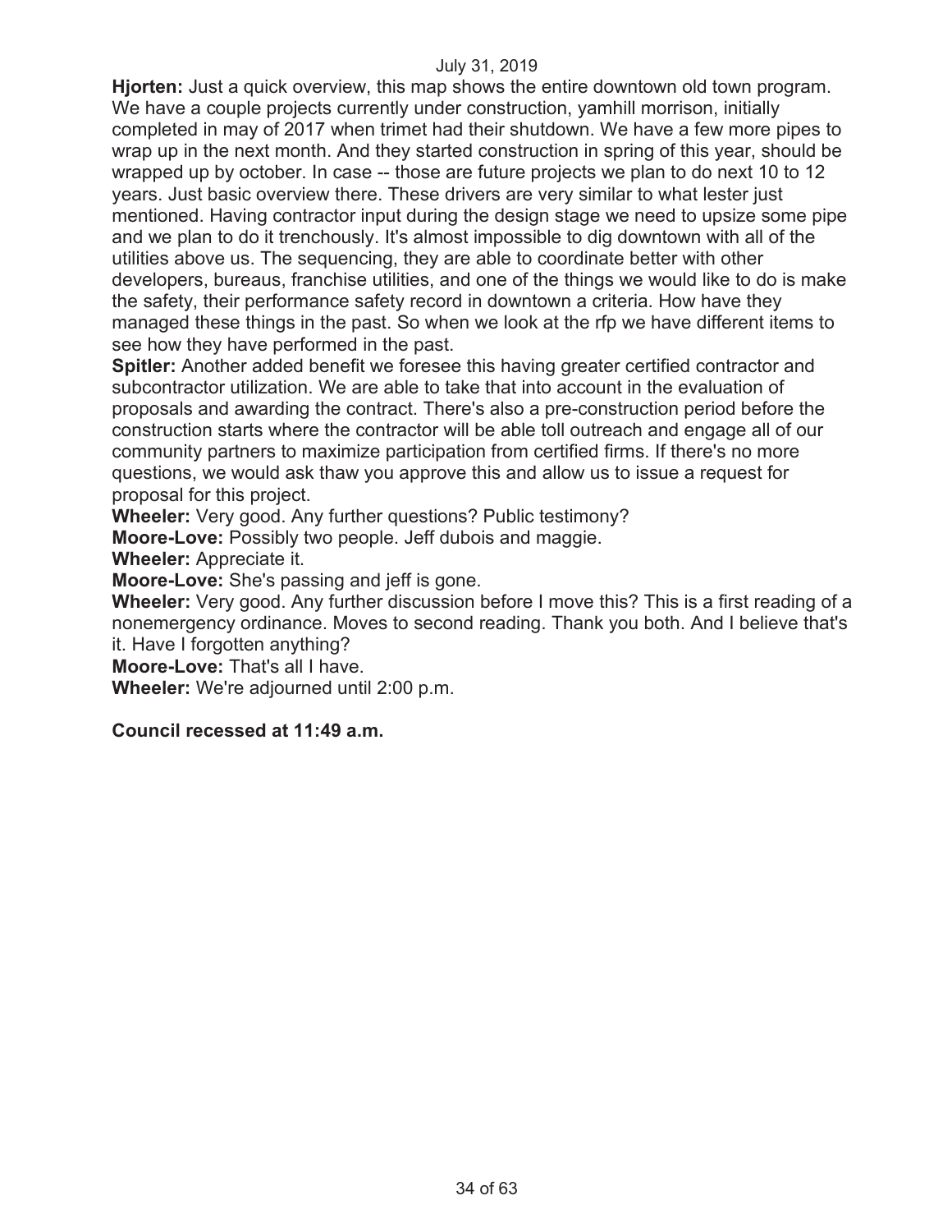**Hjorten:** Just a quick overview, this map shows the entire downtown old town program. We have a couple projects currently under construction, yamhill morrison, initially completed in may of 2017 when trimet had their shutdown. We have a few more pipes to wrap up in the next month. And they started construction in spring of this year, should be wrapped up by october. In case -- those are future projects we plan to do next 10 to 12 years. Just basic overview there. These drivers are very similar to what lester just mentioned. Having contractor input during the design stage we need to upsize some pipe and we plan to do it trenchously. It's almost impossible to dig downtown with all of the utilities above us. The sequencing, they are able to coordinate better with other developers, bureaus, franchise utilities, and one of the things we would like to do is make the safety, their performance safety record in downtown a criteria. How have they managed these things in the past. So when we look at the rfp we have different items to see how they have performed in the past.

**Spitler:** Another added benefit we foresee this having greater certified contractor and subcontractor utilization. We are able to take that into account in the evaluation of proposals and awarding the contract. There's also a pre-construction period before the construction starts where the contractor will be able toll outreach and engage all of our community partners to maximize participation from certified firms. If there's no more questions, we would ask thaw you approve this and allow us to issue a request for proposal for this project.

**Wheeler:** Very good. Any further questions? Public testimony?

**Moore-Love:** Possibly two people. Jeff dubois and maggie.

**Wheeler:** Appreciate it.

**Moore-Love:** She's passing and jeff is gone.

**Wheeler:** Very good. Any further discussion before I move this? This is a first reading of a nonemergency ordinance. Moves to second reading. Thank you both. And I believe that's it. Have I forgotten anything?

**Moore-Love:** That's all I have.

**Wheeler:** We're adjourned until 2:00 p.m.

**Council recessed at 11:49 a.m.**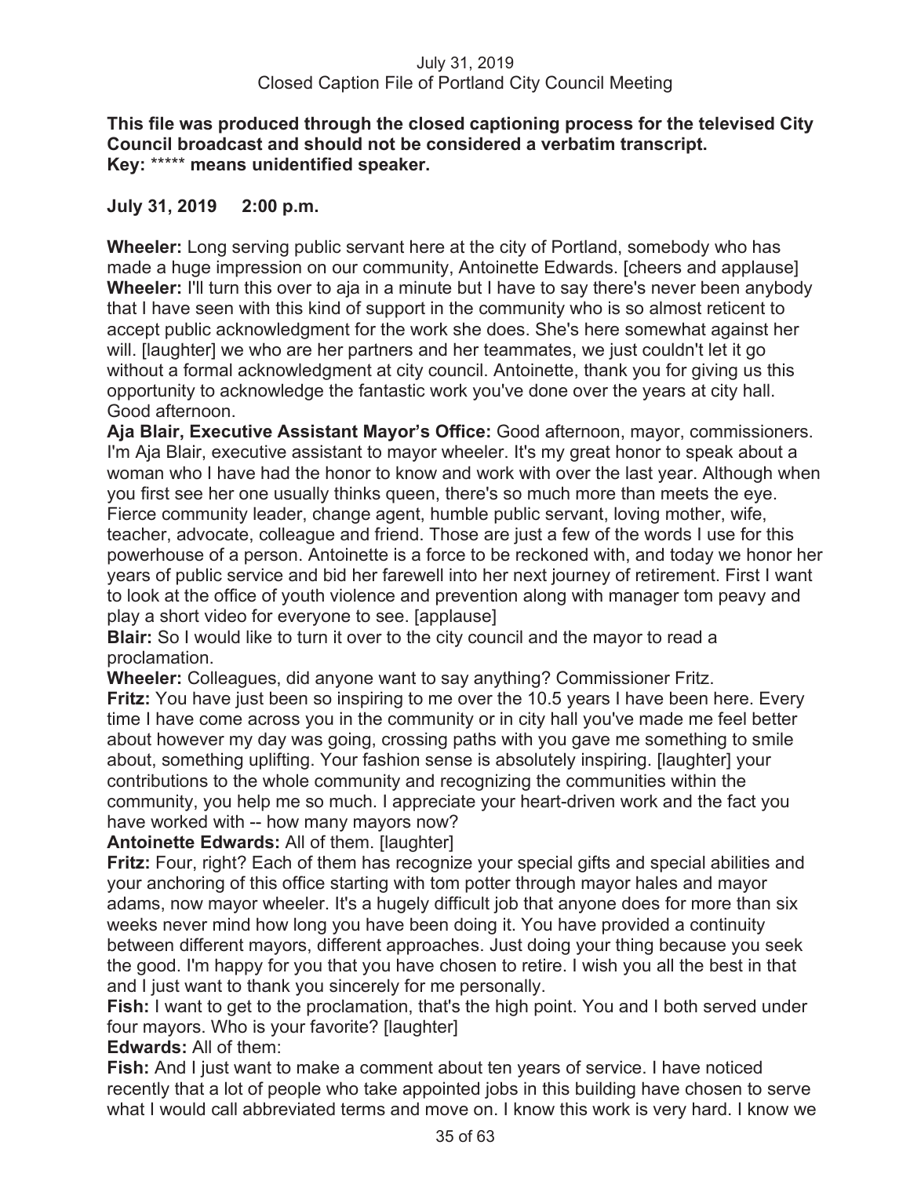**This file was produced through the closed captioning process for the televised City Council broadcast and should not be considered a verbatim transcript.**
**Key:** ***** **means unidentified speaker.**

**July 31, 2019 2:00 p.m.**

**Wheeler:** Long serving public servant here at the city of Portland, somebody who has made a huge impression on our community, Antoinette Edwards. [cheers and applause]
**Wheeler:** I'll turn this over to aja in a minute but I have to say there's never been anybody that I have seen with this kind of support in the community who is so almost reticent to accept public acknowledgment for the work she does. She's here somewhat against her will. [laughter] we who are her partners and her teammates, we just couldn't let it go without a formal acknowledgment at city council. Antoinette, thank you for giving us this opportunity to acknowledge the fantastic work you've done over the years at city hall. Good afternoon.
**Aja Blair, Executive Assistant Mayor's Office:** Good afternoon, mayor, commissioners. I'm Aja Blair, executive assistant to mayor wheeler. It's my great honor to speak about a woman who I have had the honor to know and work with over the last year. Although when you first see her one usually thinks queen, there's so much more than meets the eye. Fierce community leader, change agent, humble public servant, loving mother, wife, teacher, advocate, colleague and friend. Those are just a few of the words I use for this powerhouse of a person. Antoinette is a force to be reckoned with, and today we honor her years of public service and bid her farewell into her next journey of retirement. First I want to look at the office of youth violence and prevention along with manager tom peavy and play a short video for everyone to see. [applause]
**Blair:** So I would like to turn it over to the city council and the mayor to read a proclamation.
**Wheeler:** Colleagues, did anyone want to say anything? Commissioner Fritz.
**Fritz:** You have just been so inspiring to me over the 10.5 years I have been here. Every time I have come across you in the community or in city hall you've made me feel better about however my day was going, crossing paths with you gave me something to smile about, something uplifting. Your fashion sense is absolutely inspiring. [laughter] your contributions to the whole community and recognizing the communities within the community, you help me so much. I appreciate your heart-driven work and the fact you have worked with -- how many mayors now?
**Antoinette Edwards:** All of them. [laughter]
**Fritz:** Four, right? Each of them has recognize your special gifts and special abilities and your anchoring of this office starting with tom potter through mayor hales and mayor adams, now mayor wheeler. It's a hugely difficult job that anyone does for more than six weeks never mind how long you have been doing it. You have provided a continuity between different mayors, different approaches. Just doing your thing because you seek the good. I'm happy for you that you have chosen to retire. I wish you all the best in that and I just want to thank you sincerely for me personally.
**Fish:** I want to get to the proclamation, that's the high point. You and I both served under four mayors. Who is your favorite? [laughter]
**Edwards:** All of them:
**Fish:** And I just want to make a comment about ten years of service. I have noticed recently that a lot of people who take appointed jobs in this building have chosen to serve what I would call abbreviated terms and move on. I know this work is very hard. I know we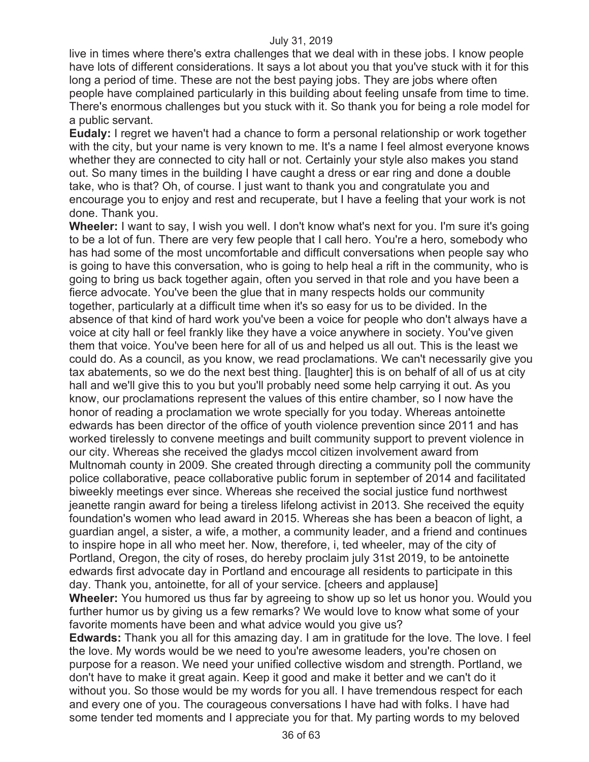live in times where there's extra challenges that we deal with in these jobs. I know people have lots of different considerations. It says a lot about you that you've stuck with it for this long a period of time. These are not the best paying jobs. They are jobs where often people have complained particularly in this building about feeling unsafe from time to time. There's enormous challenges but you stuck with it. So thank you for being a role model for a public servant.

**Eudaly:** I regret we haven't had a chance to form a personal relationship or work together with the city, but your name is very known to me. It's a name I feel almost everyone knows whether they are connected to city hall or not. Certainly your style also makes you stand out. So many times in the building I have caught a dress or ear ring and done a double take, who is that? Oh, of course. I just want to thank you and congratulate you and encourage you to enjoy and rest and recuperate, but I have a feeling that your work is not done. Thank you.

**Wheeler:** I want to say, I wish you well. I don't know what's next for you. I'm sure it's going to be a lot of fun. There are very few people that I call hero. You're a hero, somebody who has had some of the most uncomfortable and difficult conversations when people say who is going to have this conversation, who is going to help heal a rift in the community, who is going to bring us back together again, often you served in that role and you have been a fierce advocate. You've been the glue that in many respects holds our community together, particularly at a difficult time when it's so easy for us to be divided. In the absence of that kind of hard work you've been a voice for people who don't always have a voice at city hall or feel frankly like they have a voice anywhere in society. You've given them that voice. You've been here for all of us and helped us all out. This is the least we could do. As a council, as you know, we read proclamations. We can't necessarily give you tax abatements, so we do the next best thing. [laughter] this is on behalf of all of us at city hall and we'll give this to you but you'll probably need some help carrying it out. As you know, our proclamations represent the values of this entire chamber, so I now have the honor of reading a proclamation we wrote specially for you today. Whereas antoinette edwards has been director of the office of youth violence prevention since 2011 and has worked tirelessly to convene meetings and built community support to prevent violence in our city. Whereas she received the gladys mccol citizen involvement award from Multnomah county in 2009. She created through directing a community poll the community police collaborative, peace collaborative public forum in september of 2014 and facilitated biweekly meetings ever since. Whereas she received the social justice fund northwest jeanette rangin award for being a tireless lifelong activist in 2013. She received the equity foundation's women who lead award in 2015. Whereas she has been a beacon of light, a guardian angel, a sister, a wife, a mother, a community leader, and a friend and continues to inspire hope in all who meet her. Now, therefore, i, ted wheeler, may of the city of Portland, Oregon, the city of roses, do hereby proclaim july 31st 2019, to be antoinette edwards first advocate day in Portland and encourage all residents to participate in this day. Thank you, antoinette, for all of your service. [cheers and applause]

**Wheeler:** You humored us thus far by agreeing to show up so let us honor you. Would you further humor us by giving us a few remarks? We would love to know what some of your favorite moments have been and what advice would you give us?

**Edwards:** Thank you all for this amazing day. I am in gratitude for the love. The love. I feel the love. My words would be we need to you're awesome leaders, you're chosen on purpose for a reason. We need your unified collective wisdom and strength. Portland, we don't have to make it great again. Keep it good and make it better and we can't do it without you. So those would be my words for you all. I have tremendous respect for each and every one of you. The courageous conversations I have had with folks. I have had some tender ted moments and I appreciate you for that. My parting words to my beloved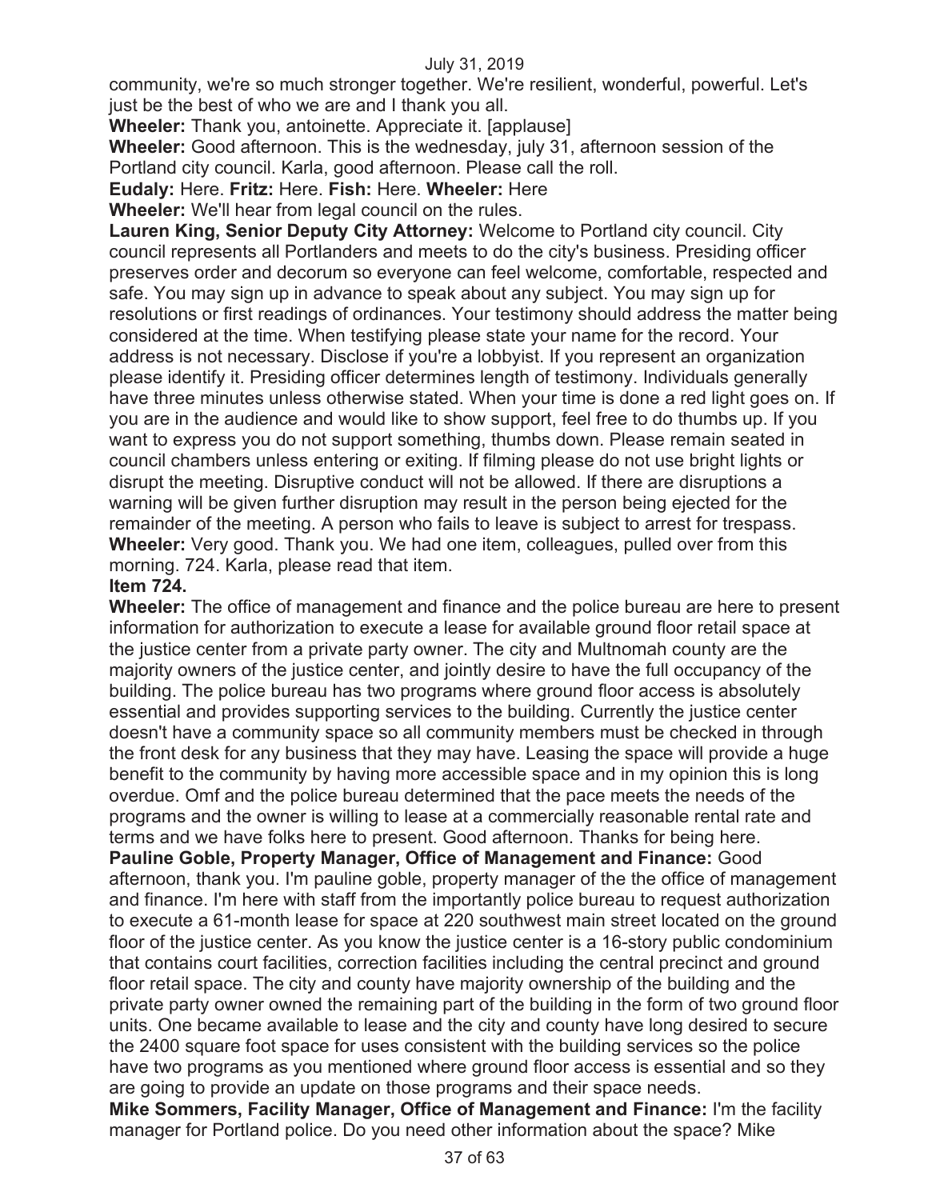community, we're so much stronger together. We're resilient, wonderful, powerful. Let's just be the best of who we are and I thank you all.

**Wheeler:** Thank you, antoinette. Appreciate it. [applause]

**Wheeler:** Good afternoon. This is the wednesday, july 31, afternoon session of the Portland city council. Karla, good afternoon. Please call the roll.

**Eudaly:** Here. **Fritz:** Here. **Fish:** Here. **Wheeler:** Here

**Wheeler:** We'll hear from legal council on the rules.

**Lauren King, Senior Deputy City Attorney:** Welcome to Portland city council. City council represents all Portlanders and meets to do the city's business. Presiding officer preserves order and decorum so everyone can feel welcome, comfortable, respected and safe. You may sign up in advance to speak about any subject. You may sign up for resolutions or first readings of ordinances. Your testimony should address the matter being considered at the time. When testifying please state your name for the record. Your address is not necessary. Disclose if you're a lobbyist. If you represent an organization please identify it. Presiding officer determines length of testimony. Individuals generally have three minutes unless otherwise stated. When your time is done a red light goes on. If you are in the audience and would like to show support, feel free to do thumbs up. If you want to express you do not support something, thumbs down. Please remain seated in council chambers unless entering or exiting. If filming please do not use bright lights or disrupt the meeting. Disruptive conduct will not be allowed. If there are disruptions a warning will be given further disruption may result in the person being ejected for the remainder of the meeting. A person who fails to leave is subject to arrest for trespass.

**Wheeler:** Very good. Thank you. We had one item, colleagues, pulled over from this morning. 724. Karla, please read that item.

**Item 724.**

**Wheeler:** The office of management and finance and the police bureau are here to present information for authorization to execute a lease for available ground floor retail space at the justice center from a private party owner. The city and Multnomah county are the majority owners of the justice center, and jointly desire to have the full occupancy of the building. The police bureau has two programs where ground floor access is absolutely essential and provides supporting services to the building. Currently the justice center doesn't have a community space so all community members must be checked in through the front desk for any business that they may have. Leasing the space will provide a huge benefit to the community by having more accessible space and in my opinion this is long overdue. Omf and the police bureau determined that the pace meets the needs of the programs and the owner is willing to lease at a commercially reasonable rental rate and terms and we have folks here to present. Good afternoon. Thanks for being here.

**Pauline Goble, Property Manager, Office of Management and Finance:** Good afternoon, thank you. I'm pauline goble, property manager of the the office of management and finance. I'm here with staff from the importantly police bureau to request authorization to execute a 61-month lease for space at 220 southwest main street located on the ground floor of the justice center. As you know the justice center is a 16-story public condominium that contains court facilities, correction facilities including the central precinct and ground floor retail space. The city and county have majority ownership of the building and the private party owner owned the remaining part of the building in the form of two ground floor units. One became available to lease and the city and county have long desired to secure the 2400 square foot space for uses consistent with the building services so the police have two programs as you mentioned where ground floor access is essential and so they are going to provide an update on those programs and their space needs.

**Mike Sommers, Facility Manager, Office of Management and Finance:** I'm the facility manager for Portland police. Do you need other information about the space? Mike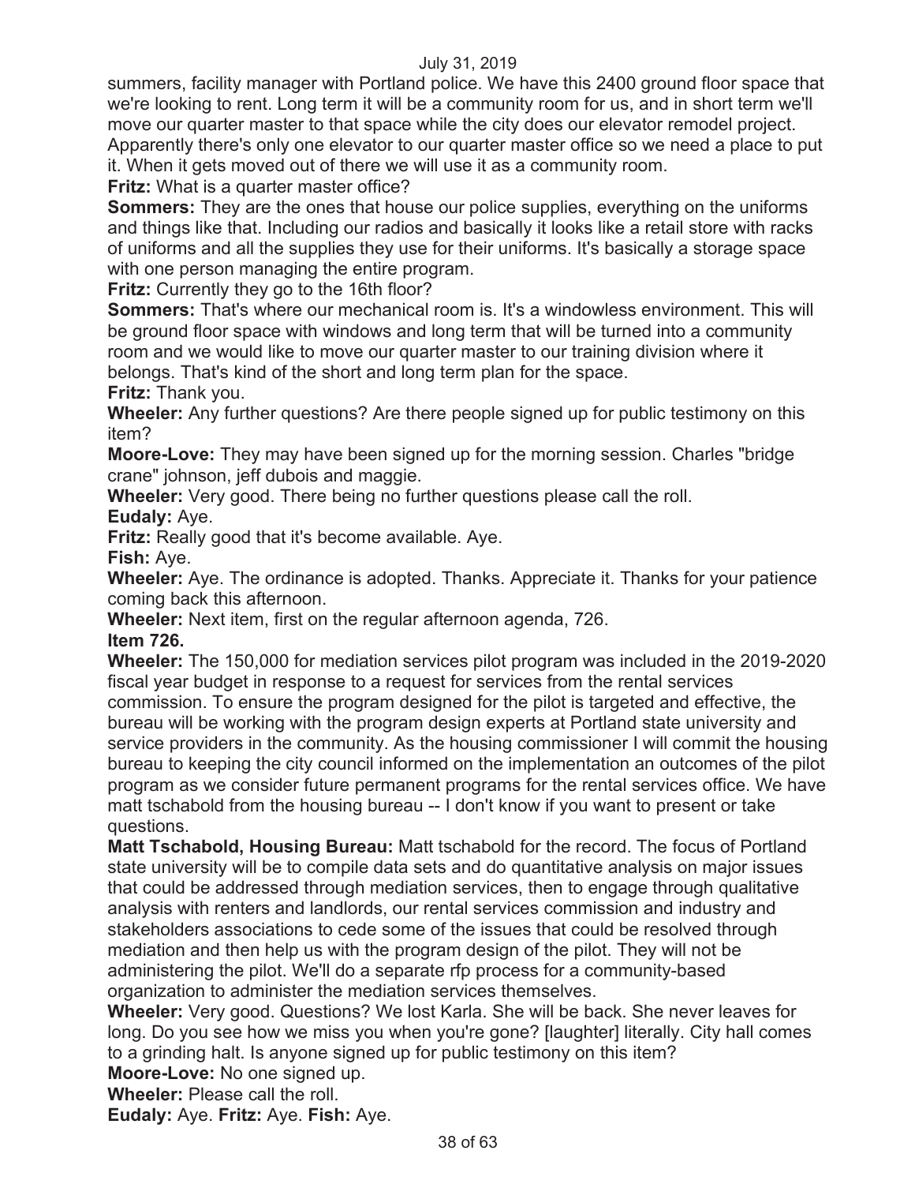summers, facility manager with Portland police. We have this 2400 ground floor space that we're looking to rent. Long term it will be a community room for us, and in short term we'll move our quarter master to that space while the city does our elevator remodel project. Apparently there's only one elevator to our quarter master office so we need a place to put it. When it gets moved out of there we will use it as a community room.

**Fritz:** What is a quarter master office?

**Sommers:** They are the ones that house our police supplies, everything on the uniforms and things like that. Including our radios and basically it looks like a retail store with racks of uniforms and all the supplies they use for their uniforms. It's basically a storage space with one person managing the entire program.

**Fritz:** Currently they go to the 16th floor?

**Sommers:** That's where our mechanical room is. It's a windowless environment. This will be ground floor space with windows and long term that will be turned into a community room and we would like to move our quarter master to our training division where it belongs. That's kind of the short and long term plan for the space.

**Fritz:** Thank you.

**Wheeler:** Any further questions? Are there people signed up for public testimony on this item?

**Moore-Love:** They may have been signed up for the morning session. Charles "bridge crane" johnson, jeff dubois and maggie.

**Wheeler:** Very good. There being no further questions please call the roll.

**Eudaly:** Aye.

**Fritz:** Really good that it's become available. Aye.

**Fish:** Aye.

**Wheeler:** Aye. The ordinance is adopted. Thanks. Appreciate it. Thanks for your patience coming back this afternoon.

**Wheeler:** Next item, first on the regular afternoon agenda, 726.

**Item 726.**

**Wheeler:** The 150,000 for mediation services pilot program was included in the 2019-2020 fiscal year budget in response to a request for services from the rental services commission. To ensure the program designed for the pilot is targeted and effective, the bureau will be working with the program design experts at Portland state university and service providers in the community. As the housing commissioner I will commit the housing bureau to keeping the city council informed on the implementation an outcomes of the pilot program as we consider future permanent programs for the rental services office. We have matt tschabold from the housing bureau -- I don't know if you want to present or take questions.

**Matt Tschabold, Housing Bureau:** Matt tschabold for the record. The focus of Portland state university will be to compile data sets and do quantitative analysis on major issues that could be addressed through mediation services, then to engage through qualitative analysis with renters and landlords, our rental services commission and industry and stakeholders associations to cede some of the issues that could be resolved through mediation and then help us with the program design of the pilot. They will not be administering the pilot. We'll do a separate rfp process for a community-based organization to administer the mediation services themselves.

**Wheeler:** Very good. Questions? We lost Karla. She will be back. She never leaves for long. Do you see how we miss you when you're gone? [laughter] literally. City hall comes to a grinding halt. Is anyone signed up for public testimony on this item?

**Moore-Love:** No one signed up.

**Wheeler:** Please call the roll.

**Eudaly:** Aye. **Fritz:** Aye. **Fish:** Aye.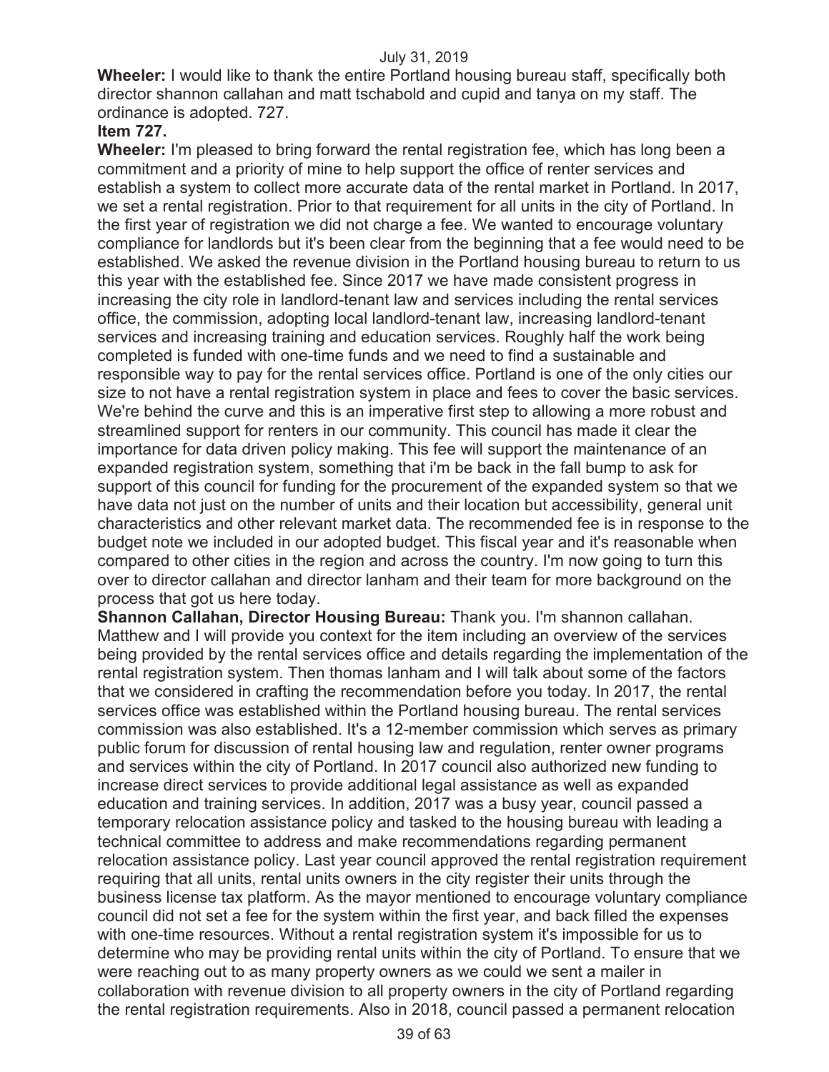**Wheeler:** I would like to thank the entire Portland housing bureau staff, specifically both director shannon callahan and matt tschabold and cupid and tanya on my staff. The ordinance is adopted. 727.

**Item 727.**

**Wheeler:** I'm pleased to bring forward the rental registration fee, which has long been a commitment and a priority of mine to help support the office of renter services and establish a system to collect more accurate data of the rental market in Portland. In 2017, we set a rental registration. Prior to that requirement for all units in the city of Portland. In the first year of registration we did not charge a fee. We wanted to encourage voluntary compliance for landlords but it's been clear from the beginning that a fee would need to be established. We asked the revenue division in the Portland housing bureau to return to us this year with the established fee. Since 2017 we have made consistent progress in increasing the city role in landlord-tenant law and services including the rental services office, the commission, adopting local landlord-tenant law, increasing landlord-tenant services and increasing training and education services. Roughly half the work being completed is funded with one-time funds and we need to find a sustainable and responsible way to pay for the rental services office. Portland is one of the only cities our size to not have a rental registration system in place and fees to cover the basic services. We're behind the curve and this is an imperative first step to allowing a more robust and streamlined support for renters in our community. This council has made it clear the importance for data driven policy making. This fee will support the maintenance of an expanded registration system, something that i'm be back in the fall bump to ask for support of this council for funding for the procurement of the expanded system so that we have data not just on the number of units and their location but accessibility, general unit characteristics and other relevant market data. The recommended fee is in response to the budget note we included in our adopted budget. This fiscal year and it's reasonable when compared to other cities in the region and across the country. I'm now going to turn this over to director callahan and director lanham and their team for more background on the process that got us here today.

**Shannon Callahan, Director Housing Bureau:** Thank you. I'm shannon callahan. Matthew and I will provide you context for the item including an overview of the services being provided by the rental services office and details regarding the implementation of the rental registration system. Then thomas lanham and I will talk about some of the factors that we considered in crafting the recommendation before you today. In 2017, the rental services office was established within the Portland housing bureau. The rental services commission was also established. It's a 12-member commission which serves as primary public forum for discussion of rental housing law and regulation, renter owner programs and services within the city of Portland. In 2017 council also authorized new funding to increase direct services to provide additional legal assistance as well as expanded education and training services. In addition, 2017 was a busy year, council passed a temporary relocation assistance policy and tasked to the housing bureau with leading a technical committee to address and make recommendations regarding permanent relocation assistance policy. Last year council approved the rental registration requirement requiring that all units, rental units owners in the city register their units through the business license tax platform. As the mayor mentioned to encourage voluntary compliance council did not set a fee for the system within the first year, and back filled the expenses with one-time resources. Without a rental registration system it's impossible for us to determine who may be providing rental units within the city of Portland. To ensure that we were reaching out to as many property owners as we could we sent a mailer in collaboration with revenue division to all property owners in the city of Portland regarding the rental registration requirements. Also in 2018, council passed a permanent relocation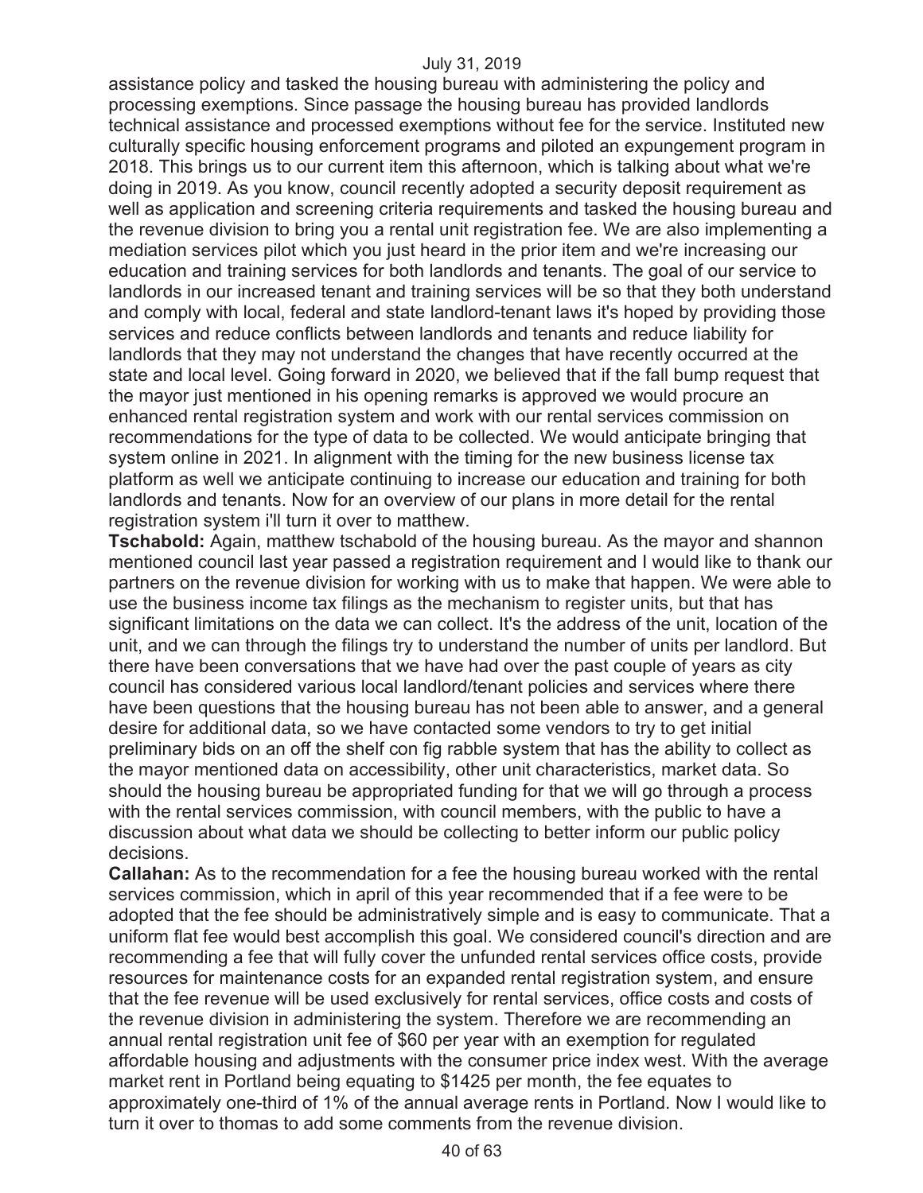assistance policy and tasked the housing bureau with administering the policy and processing exemptions. Since passage the housing bureau has provided landlords technical assistance and processed exemptions without fee for the service. Instituted new culturally specific housing enforcement programs and piloted an expungement program in 2018. This brings us to our current item this afternoon, which is talking about what we're doing in 2019. As you know, council recently adopted a security deposit requirement as well as application and screening criteria requirements and tasked the housing bureau and the revenue division to bring you a rental unit registration fee. We are also implementing a mediation services pilot which you just heard in the prior item and we're increasing our education and training services for both landlords and tenants. The goal of our service to landlords in our increased tenant and training services will be so that they both understand and comply with local, federal and state landlord-tenant laws it's hoped by providing those services and reduce conflicts between landlords and tenants and reduce liability for landlords that they may not understand the changes that have recently occurred at the state and local level. Going forward in 2020, we believed that if the fall bump request that the mayor just mentioned in his opening remarks is approved we would procure an enhanced rental registration system and work with our rental services commission on recommendations for the type of data to be collected. We would anticipate bringing that system online in 2021. In alignment with the timing for the new business license tax platform as well we anticipate continuing to increase our education and training for both landlords and tenants. Now for an overview of our plans in more detail for the rental registration system i'll turn it over to matthew.

**Tschabold:** Again, matthew tschabold of the housing bureau. As the mayor and shannon mentioned council last year passed a registration requirement and I would like to thank our partners on the revenue division for working with us to make that happen. We were able to use the business income tax filings as the mechanism to register units, but that has significant limitations on the data we can collect. It's the address of the unit, location of the unit, and we can through the filings try to understand the number of units per landlord. But there have been conversations that we have had over the past couple of years as city council has considered various local landlord/tenant policies and services where there have been questions that the housing bureau has not been able to answer, and a general desire for additional data, so we have contacted some vendors to try to get initial preliminary bids on an off the shelf con fig rabble system that has the ability to collect as the mayor mentioned data on accessibility, other unit characteristics, market data. So should the housing bureau be appropriated funding for that we will go through a process with the rental services commission, with council members, with the public to have a discussion about what data we should be collecting to better inform our public policy decisions.

**Callahan:** As to the recommendation for a fee the housing bureau worked with the rental services commission, which in april of this year recommended that if a fee were to be adopted that the fee should be administratively simple and is easy to communicate. That a uniform flat fee would best accomplish this goal. We considered council's direction and are recommending a fee that will fully cover the unfunded rental services office costs, provide resources for maintenance costs for an expanded rental registration system, and ensure that the fee revenue will be used exclusively for rental services, office costs and costs of the revenue division in administering the system. Therefore we are recommending an annual rental registration unit fee of $60 per year with an exemption for regulated affordable housing and adjustments with the consumer price index west. With the average market rent in Portland being equating to $1425 per month, the fee equates to approximately one-third of 1% of the annual average rents in Portland. Now I would like to turn it over to thomas to add some comments from the revenue division.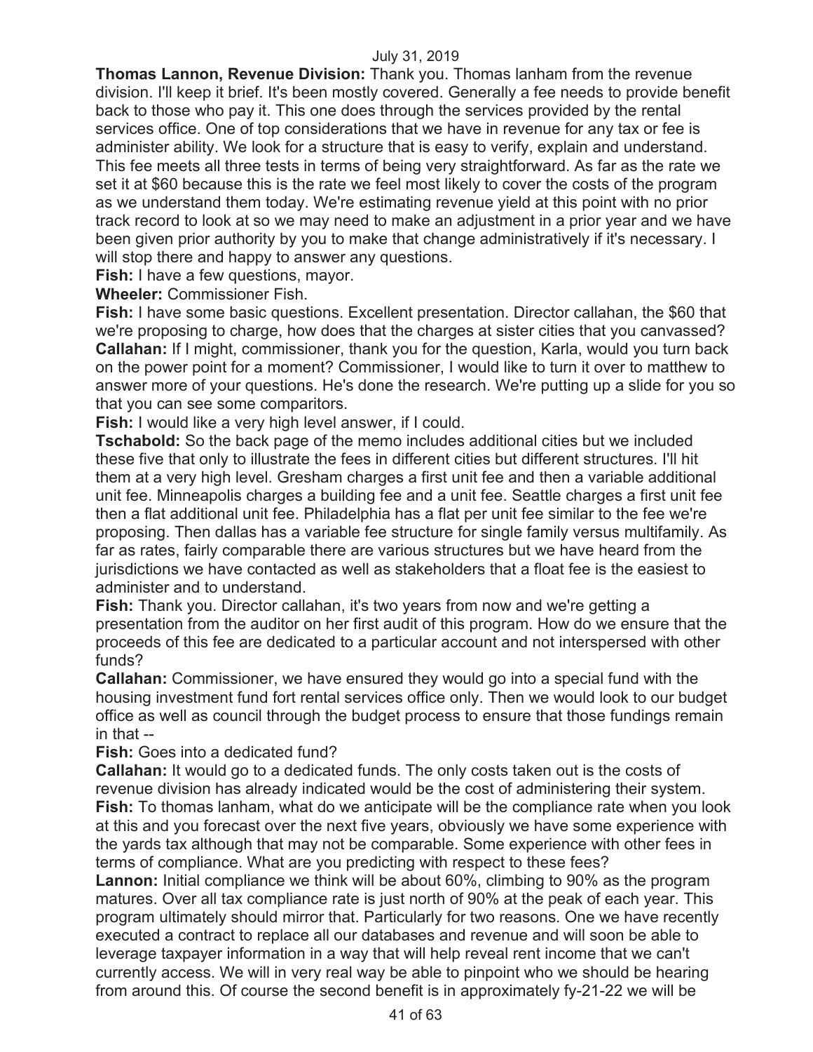**Thomas Lannon, Revenue Division:** Thank you. Thomas lanham from the revenue division. I'll keep it brief. It's been mostly covered. Generally a fee needs to provide benefit back to those who pay it. This one does through the services provided by the rental services office. One of top considerations that we have in revenue for any tax or fee is administer ability. We look for a structure that is easy to verify, explain and understand. This fee meets all three tests in terms of being very straightforward. As far as the rate we set it at $60 because this is the rate we feel most likely to cover the costs of the program as we understand them today. We're estimating revenue yield at this point with no prior track record to look at so we may need to make an adjustment in a prior year and we have been given prior authority by you to make that change administratively if it's necessary. I will stop there and happy to answer any questions.

**Fish:** I have a few questions, mayor.

**Wheeler:** Commissioner Fish.

**Fish:** I have some basic questions. Excellent presentation. Director callahan, the $60 that we're proposing to charge, how does that the charges at sister cities that you canvassed?

**Callahan:** If I might, commissioner, thank you for the question, Karla, would you turn back on the power point for a moment? Commissioner, I would like to turn it over to matthew to answer more of your questions. He's done the research. We're putting up a slide for you so that you can see some comparitors.

**Fish:** I would like a very high level answer, if I could.

**Tschabold:** So the back page of the memo includes additional cities but we included these five that only to illustrate the fees in different cities but different structures. I'll hit them at a very high level. Gresham charges a first unit fee and then a variable additional unit fee. Minneapolis charges a building fee and a unit fee. Seattle charges a first unit fee then a flat additional unit fee. Philadelphia has a flat per unit fee similar to the fee we're proposing. Then dallas has a variable fee structure for single family versus multifamily. As far as rates, fairly comparable there are various structures but we have heard from the jurisdictions we have contacted as well as stakeholders that a float fee is the easiest to administer and to understand.

**Fish:** Thank you. Director callahan, it's two years from now and we're getting a presentation from the auditor on her first audit of this program. How do we ensure that the proceeds of this fee are dedicated to a particular account and not interspersed with other funds?

**Callahan:** Commissioner, we have ensured they would go into a special fund with the housing investment fund fort rental services office only. Then we would look to our budget office as well as council through the budget process to ensure that those fundings remain in that --

**Fish:** Goes into a dedicated fund?

**Callahan:** It would go to a dedicated funds. The only costs taken out is the costs of revenue division has already indicated would be the cost of administering their system.

**Fish:** To thomas lanham, what do we anticipate will be the compliance rate when you look at this and you forecast over the next five years, obviously we have some experience with the yards tax although that may not be comparable. Some experience with other fees in terms of compliance. What are you predicting with respect to these fees?

**Lannon:** Initial compliance we think will be about 60%, climbing to 90% as the program matures. Over all tax compliance rate is just north of 90% at the peak of each year. This program ultimately should mirror that. Particularly for two reasons. One we have recently executed a contract to replace all our databases and revenue and will soon be able to leverage taxpayer information in a way that will help reveal rent income that we can't currently access. We will in very real way be able to pinpoint who we should be hearing from around this. Of course the second benefit is in approximately fy-21-22 we will be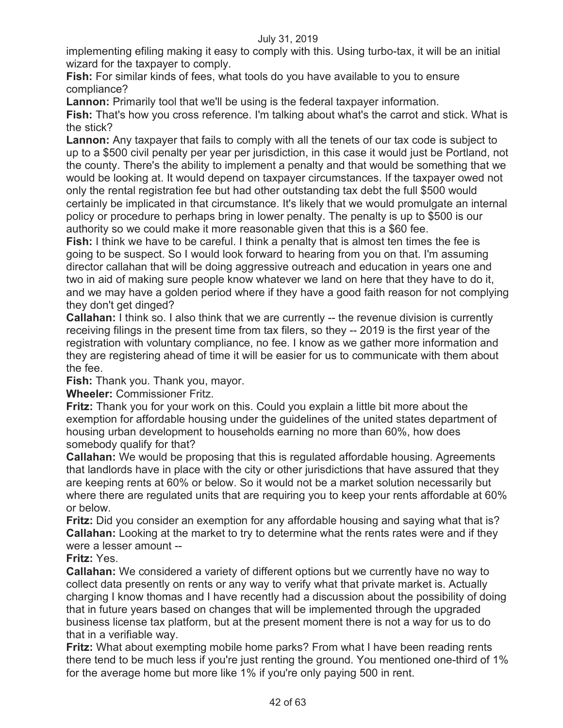implementing efiling making it easy to comply with this. Using turbo-tax, it will be an initial wizard for the taxpayer to comply.

**Fish:** For similar kinds of fees, what tools do you have available to you to ensure compliance?

**Lannon:** Primarily tool that we'll be using is the federal taxpayer information.

**Fish:** That's how you cross reference. I'm talking about what's the carrot and stick. What is the stick?

**Lannon:** Any taxpayer that fails to comply with all the tenets of our tax code is subject to up to a $500 civil penalty per year per jurisdiction, in this case it would just be Portland, not the county. There's the ability to implement a penalty and that would be something that we would be looking at. It would depend on taxpayer circumstances. If the taxpayer owed not only the rental registration fee but had other outstanding tax debt the full $500 would certainly be implicated in that circumstance. It's likely that we would promulgate an internal policy or procedure to perhaps bring in lower penalty. The penalty is up to $500 is our authority so we could make it more reasonable given that this is a $60 fee.

**Fish:** I think we have to be careful. I think a penalty that is almost ten times the fee is going to be suspect. So I would look forward to hearing from you on that. I'm assuming director callahan that will be doing aggressive outreach and education in years one and two in aid of making sure people know whatever we land on here that they have to do it, and we may have a golden period where if they have a good faith reason for not complying they don't get dinged?

**Callahan:** I think so. I also think that we are currently -- the revenue division is currently receiving filings in the present time from tax filers, so they -- 2019 is the first year of the registration with voluntary compliance, no fee. I know as we gather more information and they are registering ahead of time it will be easier for us to communicate with them about the fee.

**Fish:** Thank you. Thank you, mayor.

**Wheeler:** Commissioner Fritz.

**Fritz:** Thank you for your work on this. Could you explain a little bit more about the exemption for affordable housing under the guidelines of the united states department of housing urban development to households earning no more than 60%, how does somebody qualify for that?

**Callahan:** We would be proposing that this is regulated affordable housing. Agreements that landlords have in place with the city or other jurisdictions that have assured that they are keeping rents at 60% or below. So it would not be a market solution necessarily but where there are regulated units that are requiring you to keep your rents affordable at 60% or below.

**Fritz:** Did you consider an exemption for any affordable housing and saying what that is?

**Callahan:** Looking at the market to try to determine what the rents rates were and if they were a lesser amount --

**Fritz:** Yes.

**Callahan:** We considered a variety of different options but we currently have no way to collect data presently on rents or any way to verify what that private market is. Actually charging I know thomas and I have recently had a discussion about the possibility of doing that in future years based on changes that will be implemented through the upgraded business license tax platform, but at the present moment there is not a way for us to do that in a verifiable way.

**Fritz:** What about exempting mobile home parks? From what I have been reading rents there tend to be much less if you're just renting the ground. You mentioned one-third of 1% for the average home but more like 1% if you're only paying 500 in rent.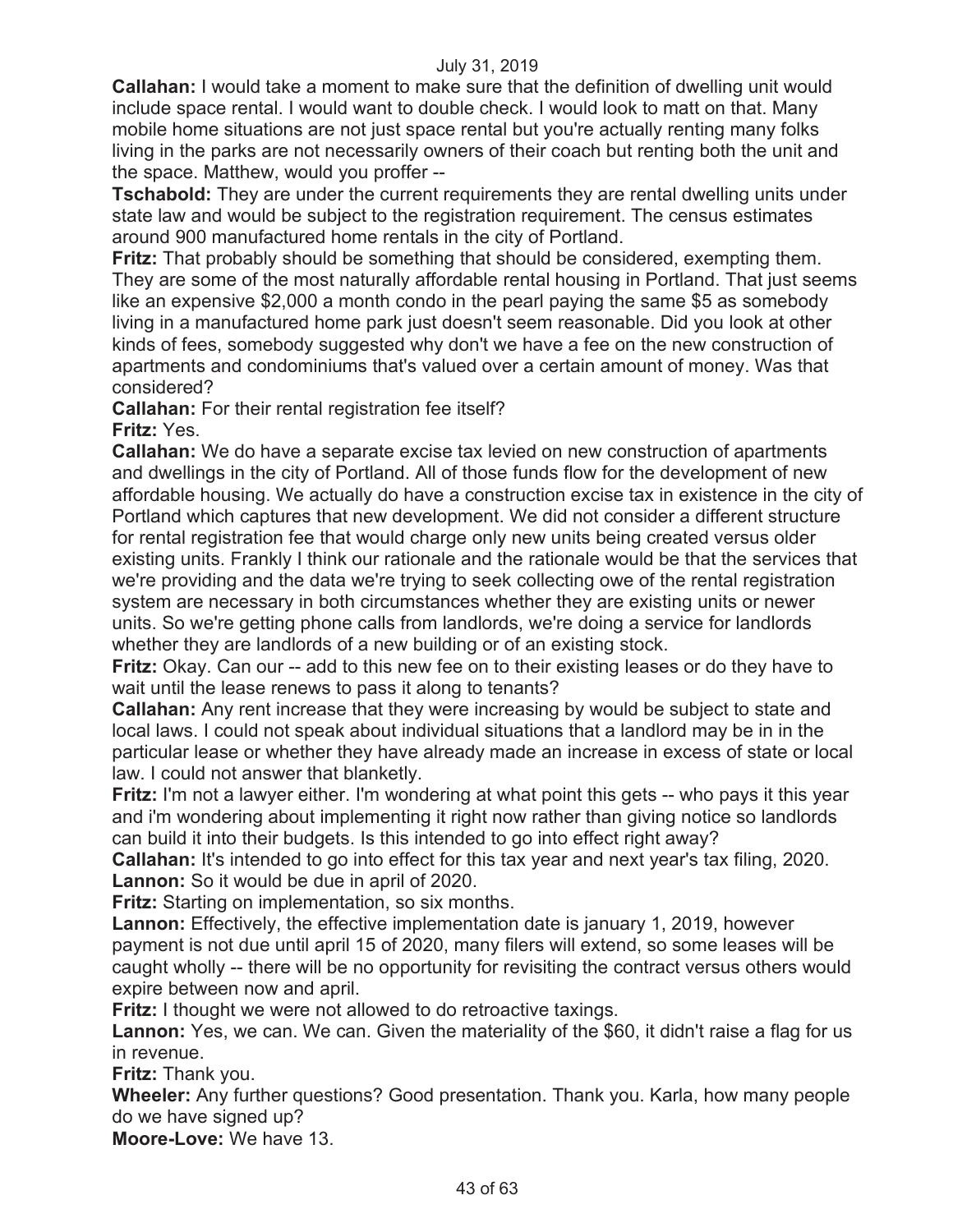**Callahan:** I would take a moment to make sure that the definition of dwelling unit would include space rental. I would want to double check. I would look to matt on that. Many mobile home situations are not just space rental but you're actually renting many folks living in the parks are not necessarily owners of their coach but renting both the unit and the space. Matthew, would you proffer --

**Tschabold:** They are under the current requirements they are rental dwelling units under state law and would be subject to the registration requirement. The census estimates around 900 manufactured home rentals in the city of Portland.

**Fritz:** That probably should be something that should be considered, exempting them. They are some of the most naturally affordable rental housing in Portland. That just seems like an expensive $2,000 a month condo in the pearl paying the same $5 as somebody living in a manufactured home park just doesn't seem reasonable. Did you look at other kinds of fees, somebody suggested why don't we have a fee on the new construction of apartments and condominiums that's valued over a certain amount of money. Was that considered?

**Callahan:** For their rental registration fee itself?

**Fritz:** Yes.

**Callahan:** We do have a separate excise tax levied on new construction of apartments and dwellings in the city of Portland. All of those funds flow for the development of new affordable housing. We actually do have a construction excise tax in existence in the city of Portland which captures that new development. We did not consider a different structure for rental registration fee that would charge only new units being created versus older existing units. Frankly I think our rationale and the rationale would be that the services that we're providing and the data we're trying to seek collecting owe of the rental registration system are necessary in both circumstances whether they are existing units or newer units. So we're getting phone calls from landlords, we're doing a service for landlords whether they are landlords of a new building or of an existing stock.

**Fritz:** Okay. Can our -- add to this new fee on to their existing leases or do they have to wait until the lease renews to pass it along to tenants?

**Callahan:** Any rent increase that they were increasing by would be subject to state and local laws. I could not speak about individual situations that a landlord may be in in the particular lease or whether they have already made an increase in excess of state or local law. I could not answer that blanketly.

**Fritz:** I'm not a lawyer either. I'm wondering at what point this gets -- who pays it this year and i'm wondering about implementing it right now rather than giving notice so landlords can build it into their budgets. Is this intended to go into effect right away?

**Callahan:** It's intended to go into effect for this tax year and next year's tax filing, 2020.

**Lannon:** So it would be due in april of 2020.

**Fritz:** Starting on implementation, so six months.

**Lannon:** Effectively, the effective implementation date is january 1, 2019, however payment is not due until april 15 of 2020, many filers will extend, so some leases will be caught wholly -- there will be no opportunity for revisiting the contract versus others would expire between now and april.

**Fritz:** I thought we were not allowed to do retroactive taxings.

**Lannon:** Yes, we can. We can. Given the materiality of the $60, it didn't raise a flag for us in revenue.

**Fritz:** Thank you.

**Wheeler:** Any further questions? Good presentation. Thank you. Karla, how many people do we have signed up?

**Moore-Love:** We have 13.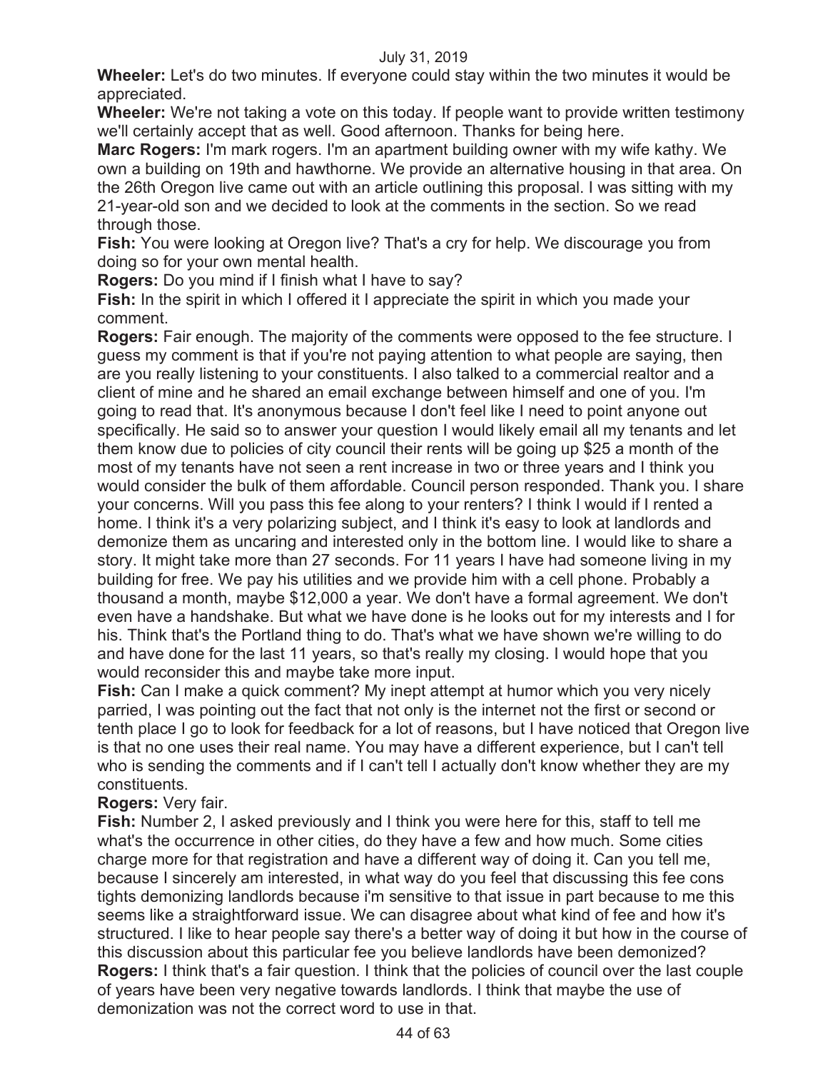**Wheeler:** Let's do two minutes. If everyone could stay within the two minutes it would be appreciated.

**Wheeler:** We're not taking a vote on this today. If people want to provide written testimony we'll certainly accept that as well. Good afternoon. Thanks for being here.

**Marc Rogers:** I'm mark rogers. I'm an apartment building owner with my wife kathy. We own a building on 19th and hawthorne. We provide an alternative housing in that area. On the 26th Oregon live came out with an article outlining this proposal. I was sitting with my 21-year-old son and we decided to look at the comments in the section. So we read through those.

**Fish:** You were looking at Oregon live? That's a cry for help. We discourage you from doing so for your own mental health.

**Rogers:** Do you mind if I finish what I have to say?

**Fish:** In the spirit in which I offered it I appreciate the spirit in which you made your comment.

**Rogers:** Fair enough. The majority of the comments were opposed to the fee structure. I guess my comment is that if you're not paying attention to what people are saying, then are you really listening to your constituents. I also talked to a commercial realtor and a client of mine and he shared an email exchange between himself and one of you. I'm going to read that. It's anonymous because I don't feel like I need to point anyone out specifically. He said so to answer your question I would likely email all my tenants and let them know due to policies of city council their rents will be going up $25 a month of the most of my tenants have not seen a rent increase in two or three years and I think you would consider the bulk of them affordable. Council person responded. Thank you. I share your concerns. Will you pass this fee along to your renters? I think I would if I rented a home. I think it's a very polarizing subject, and I think it's easy to look at landlords and demonize them as uncaring and interested only in the bottom line. I would like to share a story. It might take more than 27 seconds. For 11 years I have had someone living in my building for free. We pay his utilities and we provide him with a cell phone. Probably a thousand a month, maybe $12,000 a year. We don't have a formal agreement. We don't even have a handshake. But what we have done is he looks out for my interests and I for his. Think that's the Portland thing to do. That's what we have shown we're willing to do and have done for the last 11 years, so that's really my closing. I would hope that you would reconsider this and maybe take more input.

**Fish:** Can I make a quick comment? My inept attempt at humor which you very nicely parried, I was pointing out the fact that not only is the internet not the first or second or tenth place I go to look for feedback for a lot of reasons, but I have noticed that Oregon live is that no one uses their real name. You may have a different experience, but I can't tell who is sending the comments and if I can't tell I actually don't know whether they are my constituents.

**Rogers:** Very fair.

**Fish:** Number 2, I asked previously and I think you were here for this, staff to tell me what's the occurrence in other cities, do they have a few and how much. Some cities charge more for that registration and have a different way of doing it. Can you tell me, because I sincerely am interested, in what way do you feel that discussing this fee cons tights demonizing landlords because i'm sensitive to that issue in part because to me this seems like a straightforward issue. We can disagree about what kind of fee and how it's structured. I like to hear people say there's a better way of doing it but how in the course of this discussion about this particular fee you believe landlords have been demonized?

**Rogers:** I think that's a fair question. I think that the policies of council over the last couple of years have been very negative towards landlords. I think that maybe the use of demonization was not the correct word to use in that.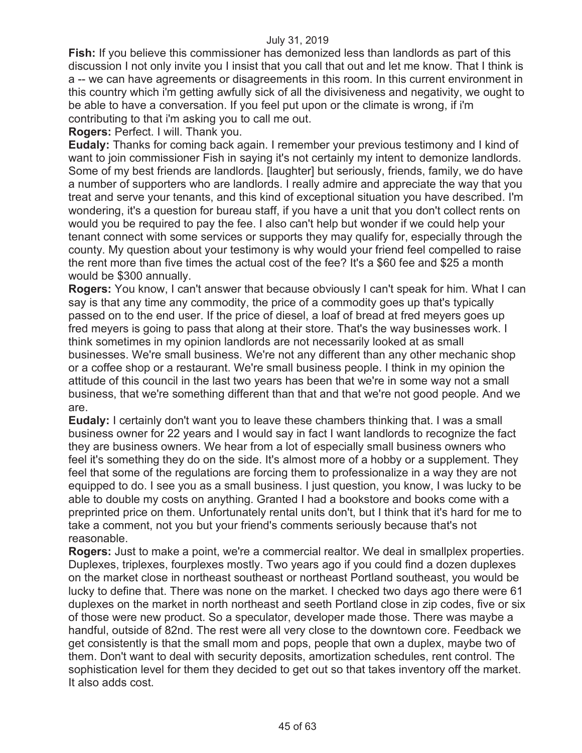**Fish:** If you believe this commissioner has demonized less than landlords as part of this discussion I not only invite you I insist that you call that out and let me know. That I think is a -- we can have agreements or disagreements in this room. In this current environment in this country which i'm getting awfully sick of all the divisiveness and negativity, we ought to be able to have a conversation. If you feel put upon or the climate is wrong, if i'm contributing to that i'm asking you to call me out.

**Rogers:** Perfect. I will. Thank you.

**Eudaly:** Thanks for coming back again. I remember your previous testimony and I kind of want to join commissioner Fish in saying it's not certainly my intent to demonize landlords. Some of my best friends are landlords. [laughter] but seriously, friends, family, we do have a number of supporters who are landlords. I really admire and appreciate the way that you treat and serve your tenants, and this kind of exceptional situation you have described. I'm wondering, it's a question for bureau staff, if you have a unit that you don't collect rents on would you be required to pay the fee. I also can't help but wonder if we could help your tenant connect with some services or supports they may qualify for, especially through the county. My question about your testimony is why would your friend feel compelled to raise the rent more than five times the actual cost of the fee? It's a $60 fee and $25 a month would be $300 annually.

**Rogers:** You know, I can't answer that because obviously I can't speak for him. What I can say is that any time any commodity, the price of a commodity goes up that's typically passed on to the end user. If the price of diesel, a loaf of bread at fred meyers goes up fred meyers is going to pass that along at their store. That's the way businesses work. I think sometimes in my opinion landlords are not necessarily looked at as small businesses. We're small business. We're not any different than any other mechanic shop or a coffee shop or a restaurant. We're small business people. I think in my opinion the attitude of this council in the last two years has been that we're in some way not a small business, that we're something different than that and that we're not good people. And we are.

**Eudaly:** I certainly don't want you to leave these chambers thinking that. I was a small business owner for 22 years and I would say in fact I want landlords to recognize the fact they are business owners. We hear from a lot of especially small business owners who feel it's something they do on the side. It's almost more of a hobby or a supplement. They feel that some of the regulations are forcing them to professionalize in a way they are not equipped to do. I see you as a small business. I just question, you know, I was lucky to be able to double my costs on anything. Granted I had a bookstore and books come with a preprinted price on them. Unfortunately rental units don't, but I think that it's hard for me to take a comment, not you but your friend's comments seriously because that's not reasonable.

**Rogers:** Just to make a point, we're a commercial realtor. We deal in smallplex properties. Duplexes, triplexes, fourplexes mostly. Two years ago if you could find a dozen duplexes on the market close in northeast southeast or northeast Portland southeast, you would be lucky to define that. There was none on the market. I checked two days ago there were 61 duplexes on the market in north northeast and seeth Portland close in zip codes, five or six of those were new product. So a speculator, developer made those. There was maybe a handful, outside of 82nd. The rest were all very close to the downtown core. Feedback we get consistently is that the small mom and pops, people that own a duplex, maybe two of them. Don't want to deal with security deposits, amortization schedules, rent control. The sophistication level for them they decided to get out so that takes inventory off the market. It also adds cost.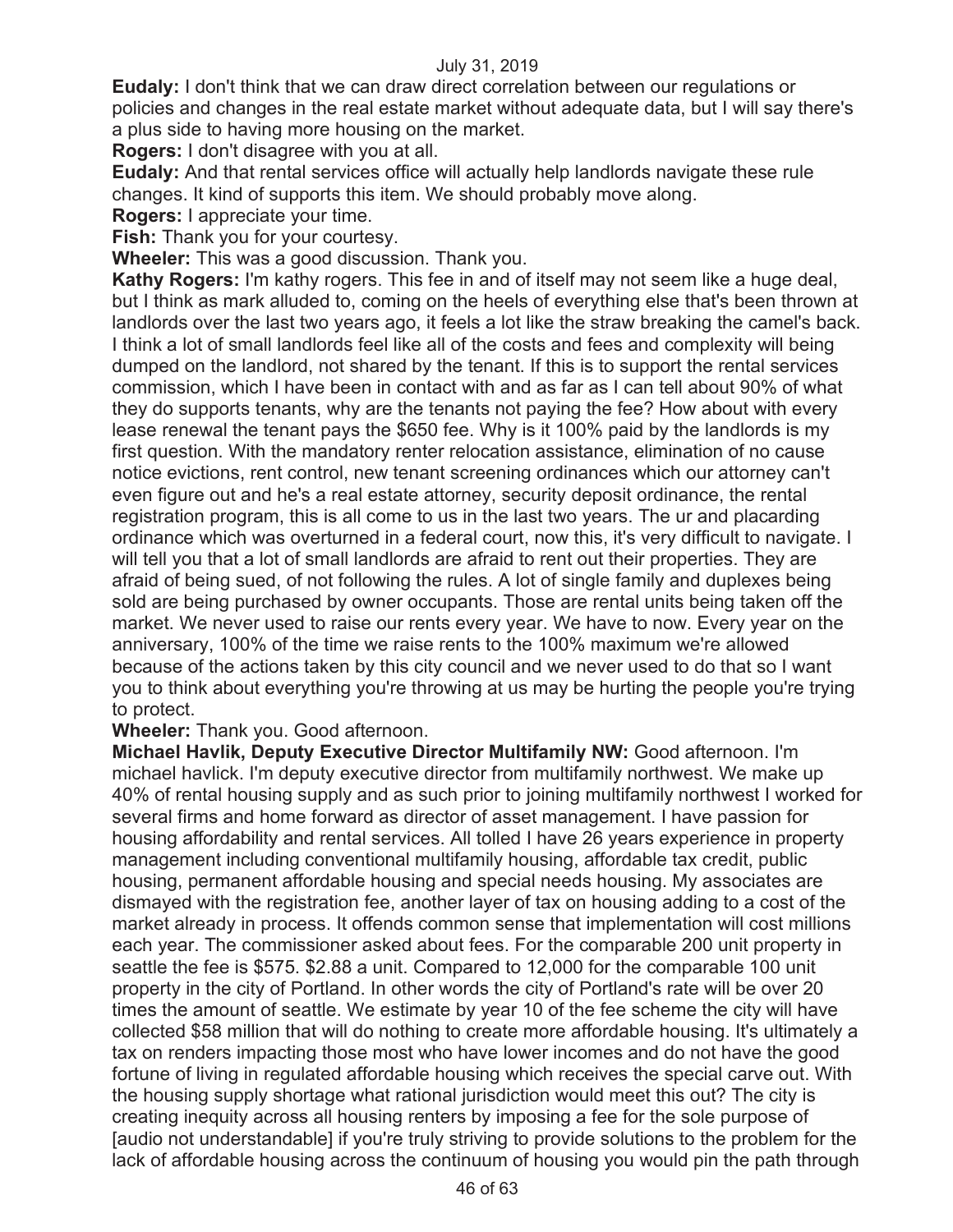**Eudaly:** I don't think that we can draw direct correlation between our regulations or policies and changes in the real estate market without adequate data, but I will say there's a plus side to having more housing on the market.

**Rogers:** I don't disagree with you at all.

**Eudaly:** And that rental services office will actually help landlords navigate these rule changes. It kind of supports this item. We should probably move along.

**Rogers:** I appreciate your time.

**Fish:** Thank you for your courtesy.

**Wheeler:** This was a good discussion. Thank you.

**Kathy Rogers:** I'm kathy rogers. This fee in and of itself may not seem like a huge deal, but I think as mark alluded to, coming on the heels of everything else that's been thrown at landlords over the last two years ago, it feels a lot like the straw breaking the camel's back. I think a lot of small landlords feel like all of the costs and fees and complexity will being dumped on the landlord, not shared by the tenant. If this is to support the rental services commission, which I have been in contact with and as far as I can tell about 90% of what they do supports tenants, why are the tenants not paying the fee? How about with every lease renewal the tenant pays the $650 fee. Why is it 100% paid by the landlords is my first question. With the mandatory renter relocation assistance, elimination of no cause notice evictions, rent control, new tenant screening ordinances which our attorney can't even figure out and he's a real estate attorney, security deposit ordinance, the rental registration program, this is all come to us in the last two years. The ur and placarding ordinance which was overturned in a federal court, now this, it's very difficult to navigate. I will tell you that a lot of small landlords are afraid to rent out their properties. They are afraid of being sued, of not following the rules. A lot of single family and duplexes being sold are being purchased by owner occupants. Those are rental units being taken off the market. We never used to raise our rents every year. We have to now. Every year on the anniversary, 100% of the time we raise rents to the 100% maximum we're allowed because of the actions taken by this city council and we never used to do that so I want you to think about everything you're throwing at us may be hurting the people you're trying to protect.

**Wheeler:** Thank you. Good afternoon.

**Michael Havlik, Deputy Executive Director Multifamily NW:** Good afternoon. I'm michael havlick. I'm deputy executive director from multifamily northwest. We make up 40% of rental housing supply and as such prior to joining multifamily northwest I worked for several firms and home forward as director of asset management. I have passion for housing affordability and rental services. All tolled I have 26 years experience in property management including conventional multifamily housing, affordable tax credit, public housing, permanent affordable housing and special needs housing. My associates are dismayed with the registration fee, another layer of tax on housing adding to a cost of the market already in process. It offends common sense that implementation will cost millions each year. The commissioner asked about fees. For the comparable 200 unit property in seattle the fee is $575. $2.88 a unit. Compared to 12,000 for the comparable 100 unit property in the city of Portland. In other words the city of Portland's rate will be over 20 times the amount of seattle. We estimate by year 10 of the fee scheme the city will have collected $58 million that will do nothing to create more affordable housing. It's ultimately a tax on renders impacting those most who have lower incomes and do not have the good fortune of living in regulated affordable housing which receives the special carve out. With the housing supply shortage what rational jurisdiction would meet this out? The city is creating inequity across all housing renters by imposing a fee for the sole purpose of [audio not understandable] if you're truly striving to provide solutions to the problem for the lack of affordable housing across the continuum of housing you would pin the path through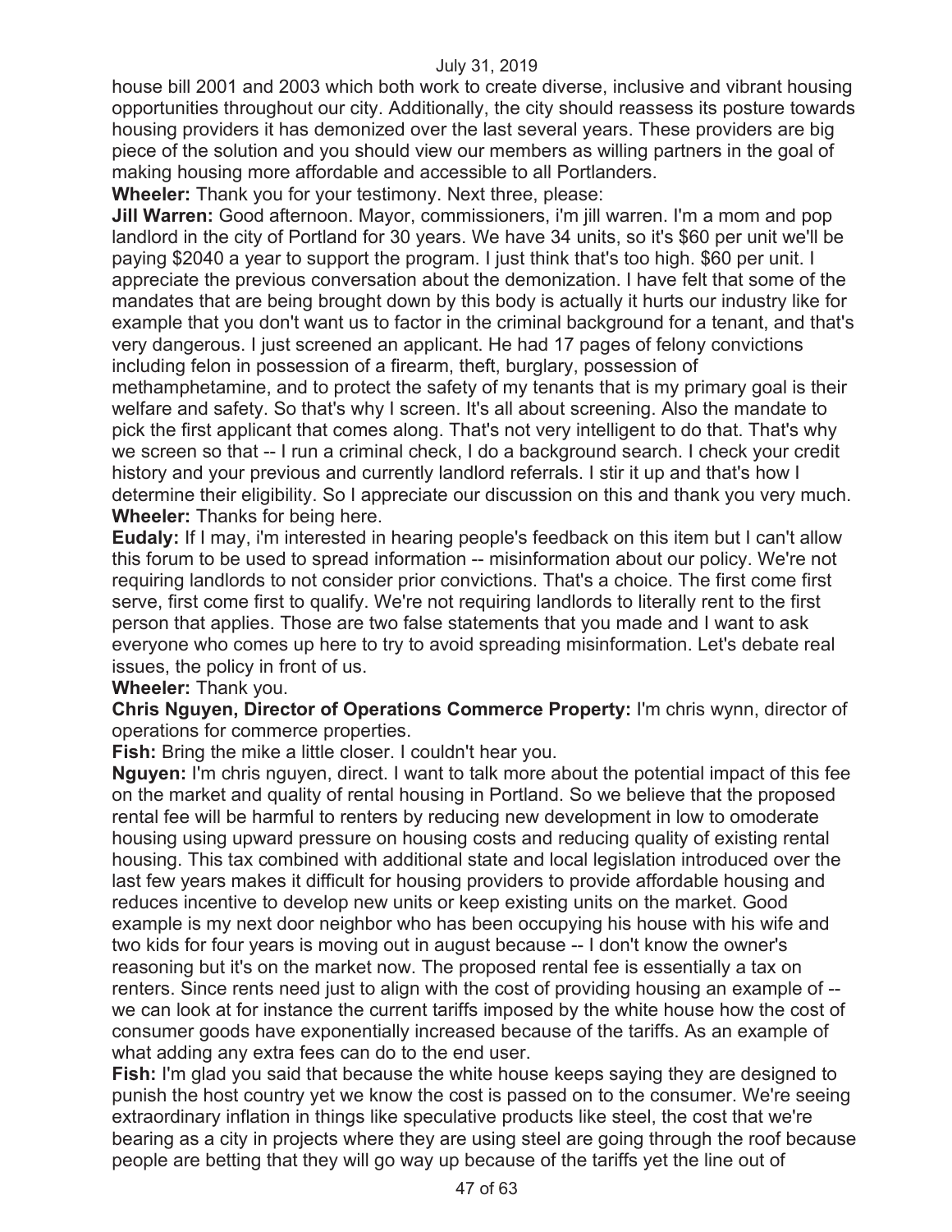house bill 2001 and 2003 which both work to create diverse, inclusive and vibrant housing opportunities throughout our city. Additionally, the city should reassess its posture towards housing providers it has demonized over the last several years. These providers are big piece of the solution and you should view our members as willing partners in the goal of making housing more affordable and accessible to all Portlanders.

**Wheeler:** Thank you for your testimony. Next three, please:

**Jill Warren:** Good afternoon. Mayor, commissioners, i'm jill warren. I'm a mom and pop landlord in the city of Portland for 30 years. We have 34 units, so it's $60 per unit we'll be paying $2040 a year to support the program. I just think that's too high. $60 per unit. I appreciate the previous conversation about the demonization. I have felt that some of the mandates that are being brought down by this body is actually it hurts our industry like for example that you don't want us to factor in the criminal background for a tenant, and that's very dangerous. I just screened an applicant. He had 17 pages of felony convictions including felon in possession of a firearm, theft, burglary, possession of methamphetamine, and to protect the safety of my tenants that is my primary goal is their welfare and safety. So that's why I screen. It's all about screening. Also the mandate to pick the first applicant that comes along. That's not very intelligent to do that. That's why we screen so that -- I run a criminal check, I do a background search. I check your credit history and your previous and currently landlord referrals. I stir it up and that's how I determine their eligibility. So I appreciate our discussion on this and thank you very much.

**Wheeler:** Thanks for being here.

**Eudaly:** If I may, i'm interested in hearing people's feedback on this item but I can't allow this forum to be used to spread information -- misinformation about our policy. We're not requiring landlords to not consider prior convictions. That's a choice. The first come first serve, first come first to qualify. We're not requiring landlords to literally rent to the first person that applies. Those are two false statements that you made and I want to ask everyone who comes up here to try to avoid spreading misinformation. Let's debate real issues, the policy in front of us.

**Wheeler:** Thank you.

**Chris Nguyen, Director of Operations Commerce Property:** I'm chris wynn, director of operations for commerce properties.

**Fish:** Bring the mike a little closer. I couldn't hear you.

**Nguyen:** I'm chris nguyen, direct. I want to talk more about the potential impact of this fee on the market and quality of rental housing in Portland. So we believe that the proposed rental fee will be harmful to renters by reducing new development in low to omoderate housing using upward pressure on housing costs and reducing quality of existing rental housing. This tax combined with additional state and local legislation introduced over the last few years makes it difficult for housing providers to provide affordable housing and reduces incentive to develop new units or keep existing units on the market. Good example is my next door neighbor who has been occupying his house with his wife and two kids for four years is moving out in august because -- I don't know the owner's reasoning but it's on the market now. The proposed rental fee is essentially a tax on renters. Since rents need just to align with the cost of providing housing an example of -- we can look at for instance the current tariffs imposed by the white house how the cost of consumer goods have exponentially increased because of the tariffs. As an example of what adding any extra fees can do to the end user.

**Fish:** I'm glad you said that because the white house keeps saying they are designed to punish the host country yet we know the cost is passed on to the consumer. We're seeing extraordinary inflation in things like speculative products like steel, the cost that we're bearing as a city in projects where they are using steel are going through the roof because people are betting that they will go way up because of the tariffs yet the line out of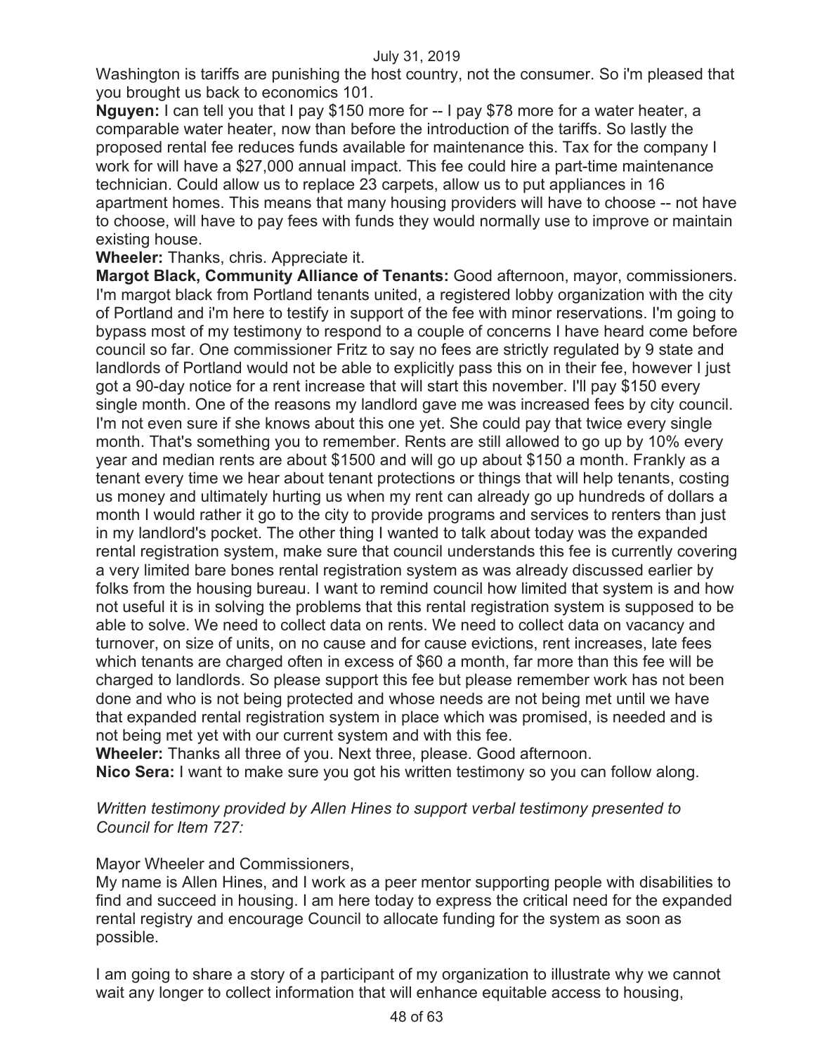Washington is tariffs are punishing the host country, not the consumer. So i'm pleased that you brought us back to economics 101.

**Nguyen:** I can tell you that I pay $150 more for -- I pay $78 more for a water heater, a comparable water heater, now than before the introduction of the tariffs. So lastly the proposed rental fee reduces funds available for maintenance this. Tax for the company I work for will have a $27,000 annual impact. This fee could hire a part-time maintenance technician. Could allow us to replace 23 carpets, allow us to put appliances in 16 apartment homes. This means that many housing providers will have to choose -- not have to choose, will have to pay fees with funds they would normally use to improve or maintain existing house.

**Wheeler:** Thanks, chris. Appreciate it.

**Margot Black, Community Alliance of Tenants:** Good afternoon, mayor, commissioners. I'm margot black from Portland tenants united, a registered lobby organization with the city of Portland and i'm here to testify in support of the fee with minor reservations. I'm going to bypass most of my testimony to respond to a couple of concerns I have heard come before council so far. One commissioner Fritz to say no fees are strictly regulated by 9 state and landlords of Portland would not be able to explicitly pass this on in their fee, however I just got a 90-day notice for a rent increase that will start this november. I'll pay $150 every single month. One of the reasons my landlord gave me was increased fees by city council. I'm not even sure if she knows about this one yet. She could pay that twice every single month. That's something you to remember. Rents are still allowed to go up by 10% every year and median rents are about $1500 and will go up about $150 a month. Frankly as a tenant every time we hear about tenant protections or things that will help tenants, costing us money and ultimately hurting us when my rent can already go up hundreds of dollars a month I would rather it go to the city to provide programs and services to renters than just in my landlord's pocket. The other thing I wanted to talk about today was the expanded rental registration system, make sure that council understands this fee is currently covering a very limited bare bones rental registration system as was already discussed earlier by folks from the housing bureau. I want to remind council how limited that system is and how not useful it is in solving the problems that this rental registration system is supposed to be able to solve. We need to collect data on rents. We need to collect data on vacancy and turnover, on size of units, on no cause and for cause evictions, rent increases, late fees which tenants are charged often in excess of $60 a month, far more than this fee will be charged to landlords. So please support this fee but please remember work has not been done and who is not being protected and whose needs are not being met until we have that expanded rental registration system in place which was promised, is needed and is not being met yet with our current system and with this fee.

**Wheeler:** Thanks all three of you. Next three, please. Good afternoon.

**Nico Sera:** I want to make sure you got his written testimony so you can follow along.

*Written testimony provided by Allen Hines to support verbal testimony presented to Council for Item 727:*

Mayor Wheeler and Commissioners,

My name is Allen Hines, and I work as a peer mentor supporting people with disabilities to find and succeed in housing. I am here today to express the critical need for the expanded rental registry and encourage Council to allocate funding for the system as soon as possible.

I am going to share a story of a participant of my organization to illustrate why we cannot wait any longer to collect information that will enhance equitable access to housing,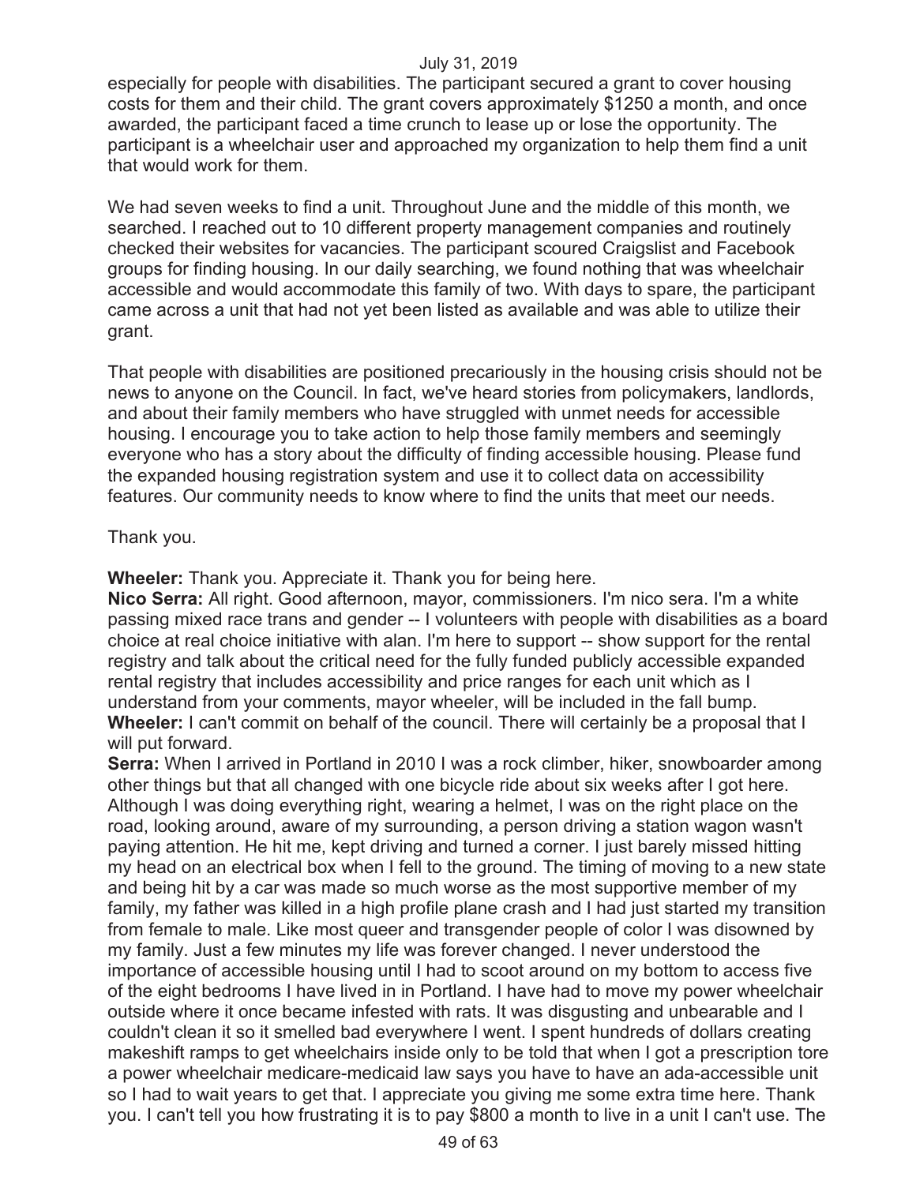especially for people with disabilities. The participant secured a grant to cover housing costs for them and their child. The grant covers approximately $1250 a month, and once awarded, the participant faced a time crunch to lease up or lose the opportunity. The participant is a wheelchair user and approached my organization to help them find a unit that would work for them.

We had seven weeks to find a unit. Throughout June and the middle of this month, we searched. I reached out to 10 different property management companies and routinely checked their websites for vacancies. The participant scoured Craigslist and Facebook groups for finding housing. In our daily searching, we found nothing that was wheelchair accessible and would accommodate this family of two. With days to spare, the participant came across a unit that had not yet been listed as available and was able to utilize their grant.

That people with disabilities are positioned precariously in the housing crisis should not be news to anyone on the Council. In fact, we've heard stories from policymakers, landlords, and about their family members who have struggled with unmet needs for accessible housing. I encourage you to take action to help those family members and seemingly everyone who has a story about the difficulty of finding accessible housing. Please fund the expanded housing registration system and use it to collect data on accessibility features. Our community needs to know where to find the units that meet our needs.

Thank you.

**Wheeler:** Thank you. Appreciate it. Thank you for being here.
**Nico Serra:** All right. Good afternoon, mayor, commissioners. I'm nico sera. I'm a white passing mixed race trans and gender -- I volunteers with people with disabilities as a board choice at real choice initiative with alan. I'm here to support -- show support for the rental registry and talk about the critical need for the fully funded publicly accessible expanded rental registry that includes accessibility and price ranges for each unit which as I understand from your comments, mayor wheeler, will be included in the fall bump.
**Wheeler:** I can't commit on behalf of the council. There will certainly be a proposal that I will put forward.
**Serra:** When I arrived in Portland in 2010 I was a rock climber, hiker, snowboarder among other things but that all changed with one bicycle ride about six weeks after I got here. Although I was doing everything right, wearing a helmet, I was on the right place on the road, looking around, aware of my surrounding, a person driving a station wagon wasn't paying attention. He hit me, kept driving and turned a corner. I just barely missed hitting my head on an electrical box when I fell to the ground. The timing of moving to a new state and being hit by a car was made so much worse as the most supportive member of my family, my father was killed in a high profile plane crash and I had just started my transition from female to male. Like most queer and transgender people of color I was disowned by my family. Just a few minutes my life was forever changed. I never understood the importance of accessible housing until I had to scoot around on my bottom to access five of the eight bedrooms I have lived in in Portland. I have had to move my power wheelchair outside where it once became infested with rats. It was disgusting and unbearable and I couldn't clean it so it smelled bad everywhere I went. I spent hundreds of dollars creating makeshift ramps to get wheelchairs inside only to be told that when I got a prescription tore a power wheelchair medicare-medicaid law says you have to have an ada-accessible unit so I had to wait years to get that. I appreciate you giving me some extra time here. Thank you. I can't tell you how frustrating it is to pay $800 a month to live in a unit I can't use. The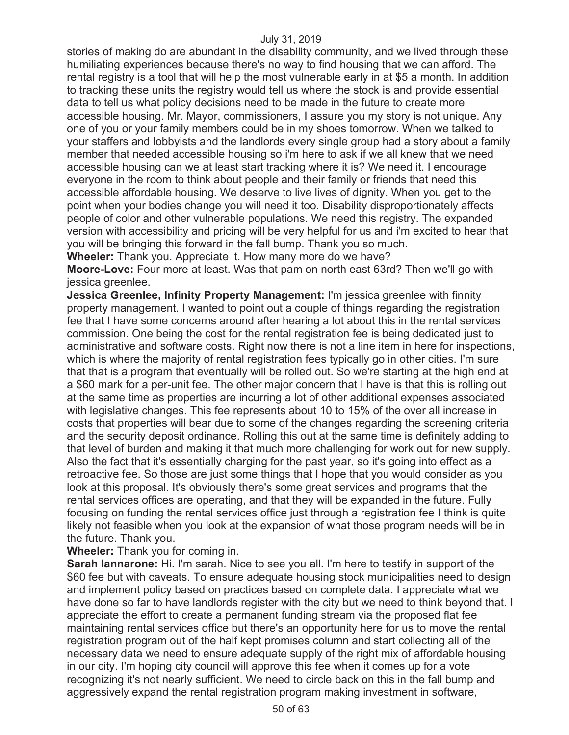stories of making do are abundant in the disability community, and we lived through these humiliating experiences because there's no way to find housing that we can afford. The rental registry is a tool that will help the most vulnerable early in at $5 a month. In addition to tracking these units the registry would tell us where the stock is and provide essential data to tell us what policy decisions need to be made in the future to create more accessible housing. Mr. Mayor, commissioners, I assure you my story is not unique. Any one of you or your family members could be in my shoes tomorrow. When we talked to your staffers and lobbyists and the landlords every single group had a story about a family member that needed accessible housing so i'm here to ask if we all knew that we need accessible housing can we at least start tracking where it is? We need it. I encourage everyone in the room to think about people and their family or friends that need this accessible affordable housing. We deserve to live lives of dignity. When you get to the point when your bodies change you will need it too. Disability disproportionately affects people of color and other vulnerable populations. We need this registry. The expanded version with accessibility and pricing will be very helpful for us and i'm excited to hear that you will be bringing this forward in the fall bump. Thank you so much.

**Wheeler:** Thank you. Appreciate it. How many more do we have?

**Moore-Love:** Four more at least. Was that pam on north east 63rd? Then we'll go with jessica greenlee.

**Jessica Greenlee, Infinity Property Management:** I'm jessica greenlee with finnity property management. I wanted to point out a couple of things regarding the registration fee that I have some concerns around after hearing a lot about this in the rental services commission. One being the cost for the rental registration fee is being dedicated just to administrative and software costs. Right now there is not a line item in here for inspections, which is where the majority of rental registration fees typically go in other cities. I'm sure that that is a program that eventually will be rolled out. So we're starting at the high end at a $60 mark for a per-unit fee. The other major concern that I have is that this is rolling out at the same time as properties are incurring a lot of other additional expenses associated with legislative changes. This fee represents about 10 to 15% of the over all increase in costs that properties will bear due to some of the changes regarding the screening criteria and the security deposit ordinance. Rolling this out at the same time is definitely adding to that level of burden and making it that much more challenging for work out for new supply. Also the fact that it's essentially charging for the past year, so it's going into effect as a retroactive fee. So those are just some things that I hope that you would consider as you look at this proposal. It's obviously there's some great services and programs that the rental services offices are operating, and that they will be expanded in the future. Fully focusing on funding the rental services office just through a registration fee I think is quite likely not feasible when you look at the expansion of what those program needs will be in the future. Thank you.

**Wheeler:** Thank you for coming in.

**Sarah Iannarone:** Hi. I'm sarah. Nice to see you all. I'm here to testify in support of the $60 fee but with caveats. To ensure adequate housing stock municipalities need to design and implement policy based on practices based on complete data. I appreciate what we have done so far to have landlords register with the city but we need to think beyond that. I appreciate the effort to create a permanent funding stream via the proposed flat fee maintaining rental services office but there's an opportunity here for us to move the rental registration program out of the half kept promises column and start collecting all of the necessary data we need to ensure adequate supply of the right mix of affordable housing in our city. I'm hoping city council will approve this fee when it comes up for a vote recognizing it's not nearly sufficient. We need to circle back on this in the fall bump and aggressively expand the rental registration program making investment in software,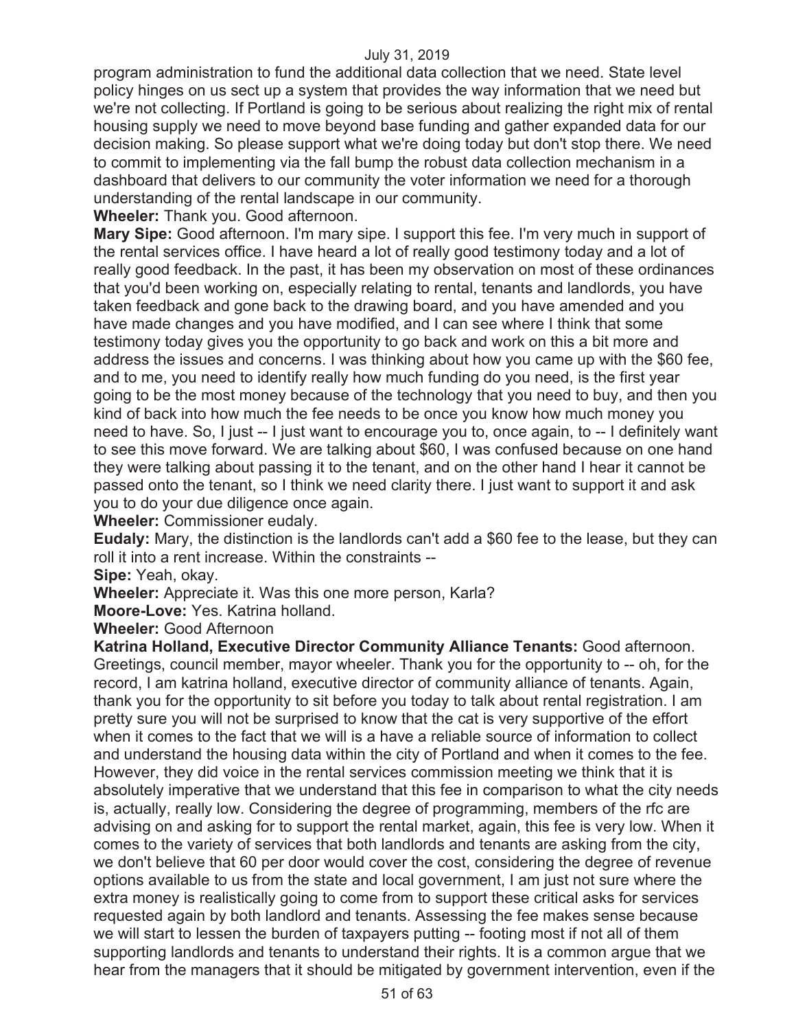program administration to fund the additional data collection that we need. State level policy hinges on us sect up a system that provides the way information that we need but we're not collecting. If Portland is going to be serious about realizing the right mix of rental housing supply we need to move beyond base funding and gather expanded data for our decision making. So please support what we're doing today but don't stop there. We need to commit to implementing via the fall bump the robust data collection mechanism in a dashboard that delivers to our community the voter information we need for a thorough understanding of the rental landscape in our community.

**Wheeler:** Thank you. Good afternoon.

**Mary Sipe:** Good afternoon. I'm mary sipe. I support this fee. I'm very much in support of the rental services office. I have heard a lot of really good testimony today and a lot of really good feedback. In the past, it has been my observation on most of these ordinances that you'd been working on, especially relating to rental, tenants and landlords, you have taken feedback and gone back to the drawing board, and you have amended and you have made changes and you have modified, and I can see where I think that some testimony today gives you the opportunity to go back and work on this a bit more and address the issues and concerns. I was thinking about how you came up with the $60 fee, and to me, you need to identify really how much funding do you need, is the first year going to be the most money because of the technology that you need to buy, and then you kind of back into how much the fee needs to be once you know how much money you need to have. So, I just -- I just want to encourage you to, once again, to -- I definitely want to see this move forward. We are talking about $60, I was confused because on one hand they were talking about passing it to the tenant, and on the other hand I hear it cannot be passed onto the tenant, so I think we need clarity there. I just want to support it and ask you to do your due diligence once again.

**Wheeler:** Commissioner eudaly.

**Eudaly:** Mary, the distinction is the landlords can't add a $60 fee to the lease, but they can roll it into a rent increase. Within the constraints --

**Sipe:** Yeah, okay.

**Wheeler:** Appreciate it. Was this one more person, Karla?

**Moore-Love:** Yes. Katrina holland.

**Wheeler:** Good Afternoon

**Katrina Holland, Executive Director Community Alliance Tenants:** Good afternoon. Greetings, council member, mayor wheeler. Thank you for the opportunity to -- oh, for the record, I am katrina holland, executive director of community alliance of tenants. Again, thank you for the opportunity to sit before you today to talk about rental registration. I am pretty sure you will not be surprised to know that the cat is very supportive of the effort when it comes to the fact that we will is a have a reliable source of information to collect and understand the housing data within the city of Portland and when it comes to the fee. However, they did voice in the rental services commission meeting we think that it is absolutely imperative that we understand that this fee in comparison to what the city needs is, actually, really low. Considering the degree of programming, members of the rfc are advising on and asking for to support the rental market, again, this fee is very low. When it comes to the variety of services that both landlords and tenants are asking from the city, we don't believe that 60 per door would cover the cost, considering the degree of revenue options available to us from the state and local government, I am just not sure where the extra money is realistically going to come from to support these critical asks for services requested again by both landlord and tenants. Assessing the fee makes sense because we will start to lessen the burden of taxpayers putting -- footing most if not all of them supporting landlords and tenants to understand their rights. It is a common argue that we hear from the managers that it should be mitigated by government intervention, even if the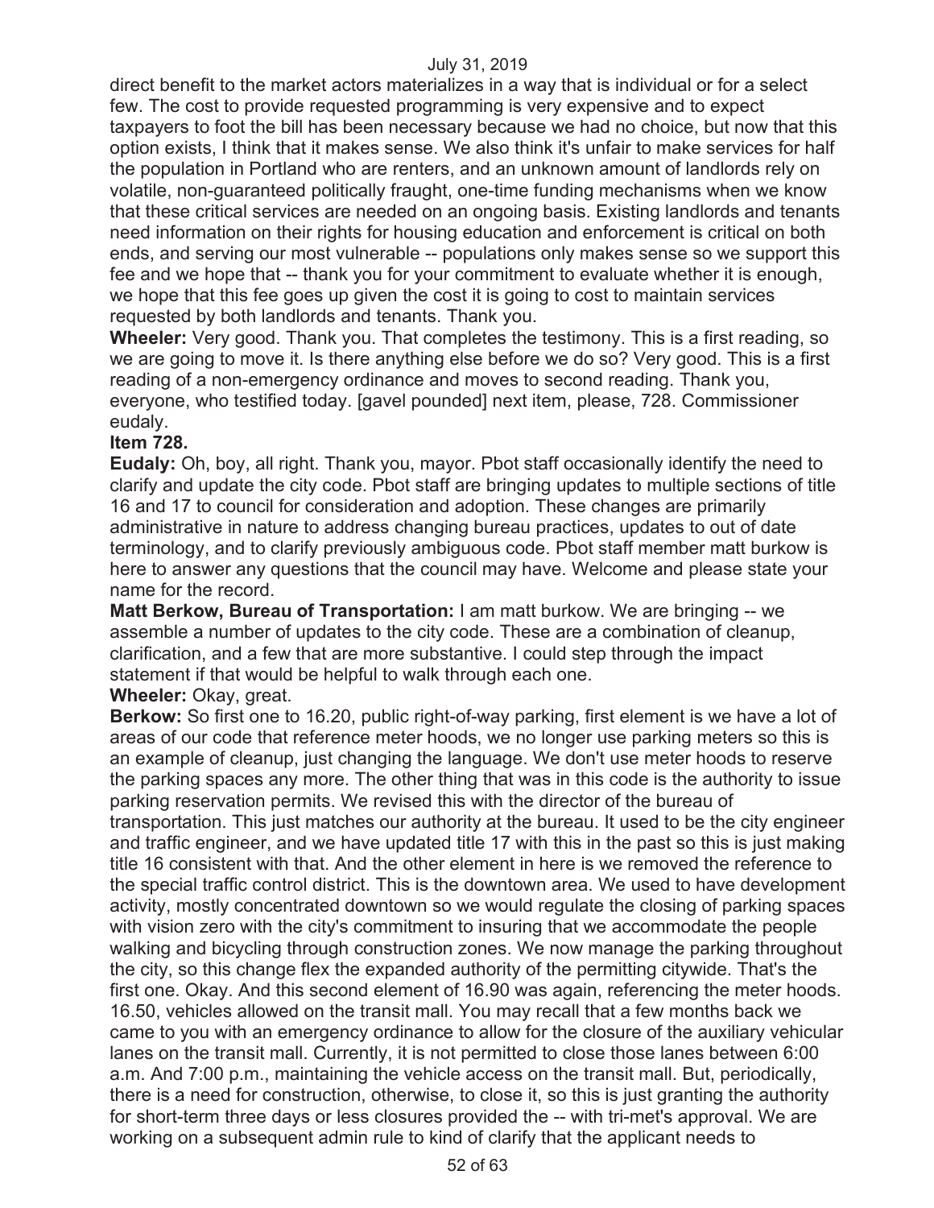direct benefit to the market actors materializes in a way that is individual or for a select few. The cost to provide requested programming is very expensive and to expect taxpayers to foot the bill has been necessary because we had no choice, but now that this option exists, I think that it makes sense. We also think it's unfair to make services for half the population in Portland who are renters, and an unknown amount of landlords rely on volatile, non-guaranteed politically fraught, one-time funding mechanisms when we know that these critical services are needed on an ongoing basis. Existing landlords and tenants need information on their rights for housing education and enforcement is critical on both ends, and serving our most vulnerable -- populations only makes sense so we support this fee and we hope that -- thank you for your commitment to evaluate whether it is enough, we hope that this fee goes up given the cost it is going to cost to maintain services requested by both landlords and tenants. Thank you.

**Wheeler:** Very good. Thank you. That completes the testimony. This is a first reading, so we are going to move it. Is there anything else before we do so? Very good. This is a first reading of a non-emergency ordinance and moves to second reading. Thank you, everyone, who testified today. [gavel pounded] next item, please, 728. Commissioner eudaly.

**Item 728.**

**Eudaly:** Oh, boy, all right. Thank you, mayor. Pbot staff occasionally identify the need to clarify and update the city code. Pbot staff are bringing updates to multiple sections of title 16 and 17 to council for consideration and adoption. These changes are primarily administrative in nature to address changing bureau practices, updates to out of date terminology, and to clarify previously ambiguous code. Pbot staff member matt burkow is here to answer any questions that the council may have. Welcome and please state your name for the record.

**Matt Berkow, Bureau of Transportation:** I am matt burkow. We are bringing -- we assemble a number of updates to the city code. These are a combination of cleanup, clarification, and a few that are more substantive. I could step through the impact statement if that would be helpful to walk through each one.

**Wheeler:** Okay, great.

**Berkow:** So first one to 16.20, public right-of-way parking, first element is we have a lot of areas of our code that reference meter hoods, we no longer use parking meters so this is an example of cleanup, just changing the language. We don't use meter hoods to reserve the parking spaces any more. The other thing that was in this code is the authority to issue parking reservation permits. We revised this with the director of the bureau of transportation. This just matches our authority at the bureau. It used to be the city engineer and traffic engineer, and we have updated title 17 with this in the past so this is just making title 16 consistent with that. And the other element in here is we removed the reference to the special traffic control district. This is the downtown area. We used to have development activity, mostly concentrated downtown so we would regulate the closing of parking spaces with vision zero with the city's commitment to insuring that we accommodate the people walking and bicycling through construction zones. We now manage the parking throughout the city, so this change flex the expanded authority of the permitting citywide. That's the first one. Okay. And this second element of 16.90 was again, referencing the meter hoods. 16.50, vehicles allowed on the transit mall. You may recall that a few months back we came to you with an emergency ordinance to allow for the closure of the auxiliary vehicular lanes on the transit mall. Currently, it is not permitted to close those lanes between 6:00 a.m. And 7:00 p.m., maintaining the vehicle access on the transit mall. But, periodically, there is a need for construction, otherwise, to close it, so this is just granting the authority for short-term three days or less closures provided the -- with tri-met's approval. We are working on a subsequent admin rule to kind of clarify that the applicant needs to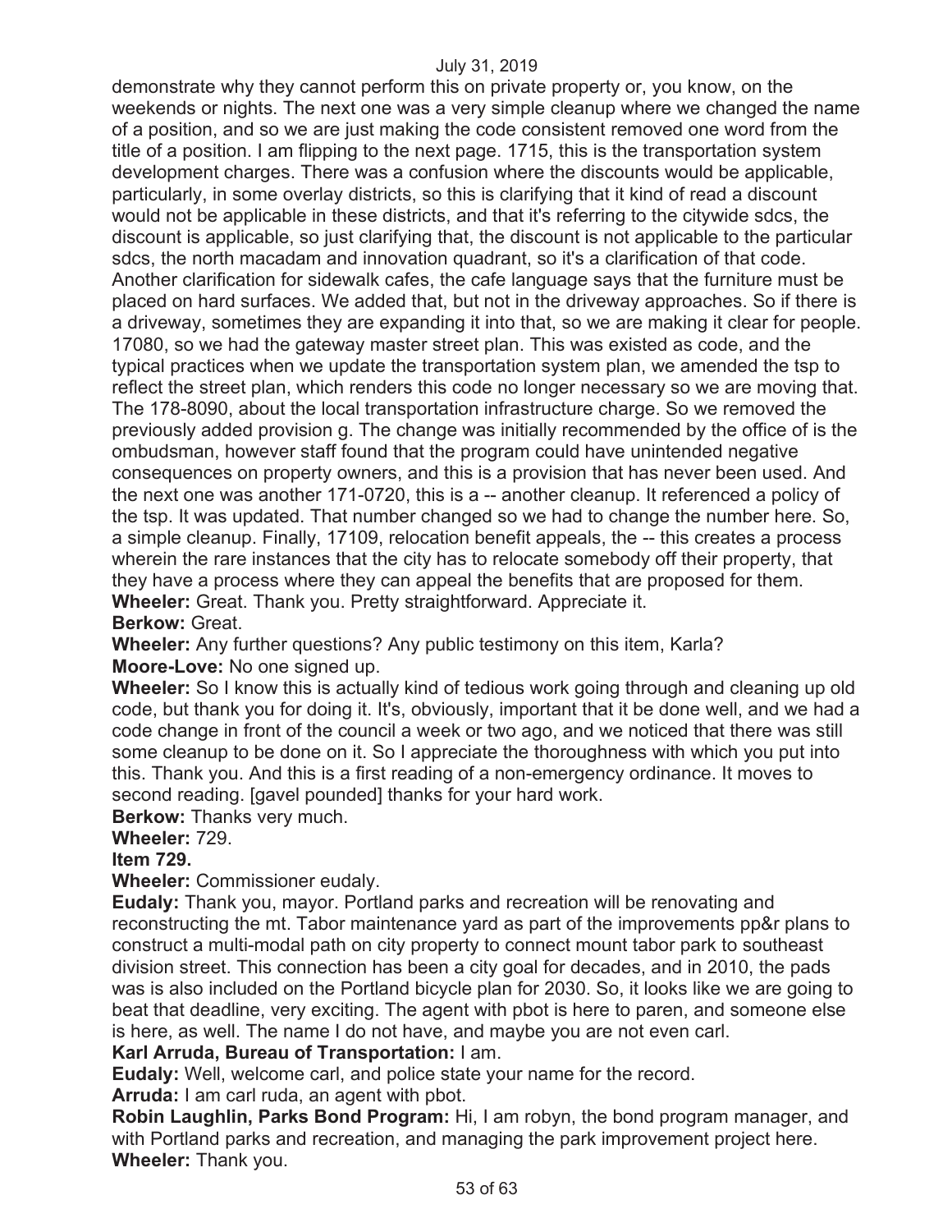demonstrate why they cannot perform this on private property or, you know, on the weekends or nights. The next one was a very simple cleanup where we changed the name of a position, and so we are just making the code consistent removed one word from the title of a position. I am flipping to the next page. 1715, this is the transportation system development charges. There was a confusion where the discounts would be applicable, particularly, in some overlay districts, so this is clarifying that it kind of read a discount would not be applicable in these districts, and that it's referring to the citywide sdcs, the discount is applicable, so just clarifying that, the discount is not applicable to the particular sdcs, the north macadam and innovation quadrant, so it's a clarification of that code. Another clarification for sidewalk cafes, the cafe language says that the furniture must be placed on hard surfaces. We added that, but not in the driveway approaches. So if there is a driveway, sometimes they are expanding it into that, so we are making it clear for people. 17080, so we had the gateway master street plan. This was existed as code, and the typical practices when we update the transportation system plan, we amended the tsp to reflect the street plan, which renders this code no longer necessary so we are moving that. The 178-8090, about the local transportation infrastructure charge. So we removed the previously added provision g. The change was initially recommended by the office of is the ombudsman, however staff found that the program could have unintended negative consequences on property owners, and this is a provision that has never been used. And the next one was another 171-0720, this is a -- another cleanup. It referenced a policy of the tsp. It was updated. That number changed so we had to change the number here. So, a simple cleanup. Finally, 17109, relocation benefit appeals, the -- this creates a process wherein the rare instances that the city has to relocate somebody off their property, that they have a process where they can appeal the benefits that are proposed for them.

**Wheeler:** Great. Thank you. Pretty straightforward. Appreciate it.

**Berkow:** Great.

**Wheeler:** Any further questions? Any public testimony on this item, Karla?

**Moore-Love:** No one signed up.

**Wheeler:** So I know this is actually kind of tedious work going through and cleaning up old code, but thank you for doing it. It's, obviously, important that it be done well, and we had a code change in front of the council a week or two ago, and we noticed that there was still some cleanup to be done on it. So I appreciate the thoroughness with which you put into this. Thank you. And this is a first reading of a non-emergency ordinance. It moves to second reading. [gavel pounded] thanks for your hard work.

**Berkow:** Thanks very much.

**Wheeler:** 729.

**Item 729.**

**Wheeler:** Commissioner eudaly.

**Eudaly:** Thank you, mayor. Portland parks and recreation will be renovating and reconstructing the mt. Tabor maintenance yard as part of the improvements pp&r plans to construct a multi-modal path on city property to connect mount tabor park to southeast division street. This connection has been a city goal for decades, and in 2010, the pads was is also included on the Portland bicycle plan for 2030. So, it looks like we are going to beat that deadline, very exciting. The agent with pbot is here to paren, and someone else is here, as well. The name I do not have, and maybe you are not even carl.

**Karl Arruda, Bureau of Transportation:** I am.

**Eudaly:** Well, welcome carl, and police state your name for the record.

**Arruda:** I am carl ruda, an agent with pbot.

**Robin Laughlin, Parks Bond Program:** Hi, I am robyn, the bond program manager, and with Portland parks and recreation, and managing the park improvement project here.

**Wheeler:** Thank you.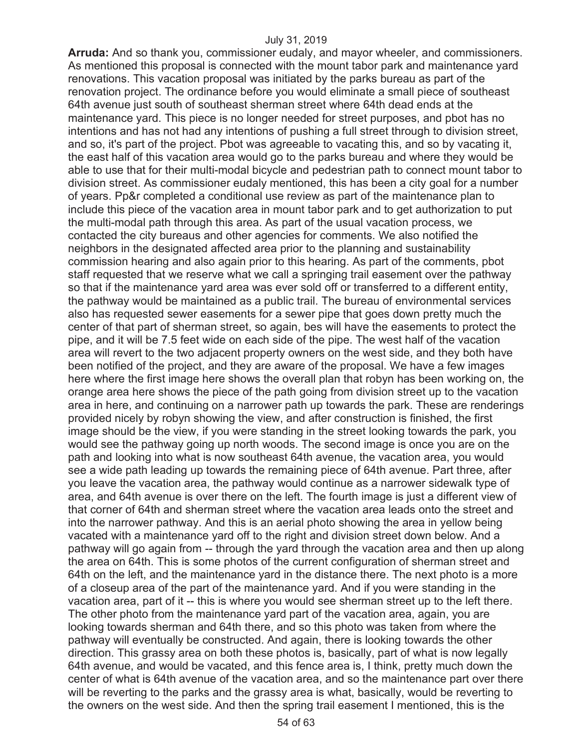**Arruda:** And so thank you, commissioner eudaly, and mayor wheeler, and commissioners. As mentioned this proposal is connected with the mount tabor park and maintenance yard renovations. This vacation proposal was initiated by the parks bureau as part of the renovation project. The ordinance before you would eliminate a small piece of southeast 64th avenue just south of southeast sherman street where 64th dead ends at the maintenance yard. This piece is no longer needed for street purposes, and pbot has no intentions and has not had any intentions of pushing a full street through to division street, and so, it's part of the project. Pbot was agreeable to vacating this, and so by vacating it, the east half of this vacation area would go to the parks bureau and where they would be able to use that for their multi-modal bicycle and pedestrian path to connect mount tabor to division street. As commissioner eudaly mentioned, this has been a city goal for a number of years. Pp&r completed a conditional use review as part of the maintenance plan to include this piece of the vacation area in mount tabor park and to get authorization to put the multi-modal path through this area. As part of the usual vacation process, we contacted the city bureaus and other agencies for comments. We also notified the neighbors in the designated affected area prior to the planning and sustainability commission hearing and also again prior to this hearing. As part of the comments, pbot staff requested that we reserve what we call a springing trail easement over the pathway so that if the maintenance yard area was ever sold off or transferred to a different entity, the pathway would be maintained as a public trail. The bureau of environmental services also has requested sewer easements for a sewer pipe that goes down pretty much the center of that part of sherman street, so again, bes will have the easements to protect the pipe, and it will be 7.5 feet wide on each side of the pipe. The west half of the vacation area will revert to the two adjacent property owners on the west side, and they both have been notified of the project, and they are aware of the proposal. We have a few images here where the first image here shows the overall plan that robyn has been working on, the orange area here shows the piece of the path going from division street up to the vacation area in here, and continuing on a narrower path up towards the park. These are renderings provided nicely by robyn showing the view, and after construction is finished, the first image should be the view, if you were standing in the street looking towards the park, you would see the pathway going up north woods. The second image is once you are on the path and looking into what is now southeast 64th avenue, the vacation area, you would see a wide path leading up towards the remaining piece of 64th avenue. Part three, after you leave the vacation area, the pathway would continue as a narrower sidewalk type of area, and 64th avenue is over there on the left. The fourth image is just a different view of that corner of 64th and sherman street where the vacation area leads onto the street and into the narrower pathway. And this is an aerial photo showing the area in yellow being vacated with a maintenance yard off to the right and division street down below. And a pathway will go again from -- through the yard through the vacation area and then up along the area on 64th. This is some photos of the current configuration of sherman street and 64th on the left, and the maintenance yard in the distance there. The next photo is a more of a closeup area of the part of the maintenance yard. And if you were standing in the vacation area, part of it -- this is where you would see sherman street up to the left there. The other photo from the maintenance yard part of the vacation area, again, you are looking towards sherman and 64th there, and so this photo was taken from where the pathway will eventually be constructed. And again, there is looking towards the other direction. This grassy area on both these photos is, basically, part of what is now legally 64th avenue, and would be vacated, and this fence area is, I think, pretty much down the center of what is 64th avenue of the vacation area, and so the maintenance part over there will be reverting to the parks and the grassy area is what, basically, would be reverting to the owners on the west side. And then the spring trail easement I mentioned, this is the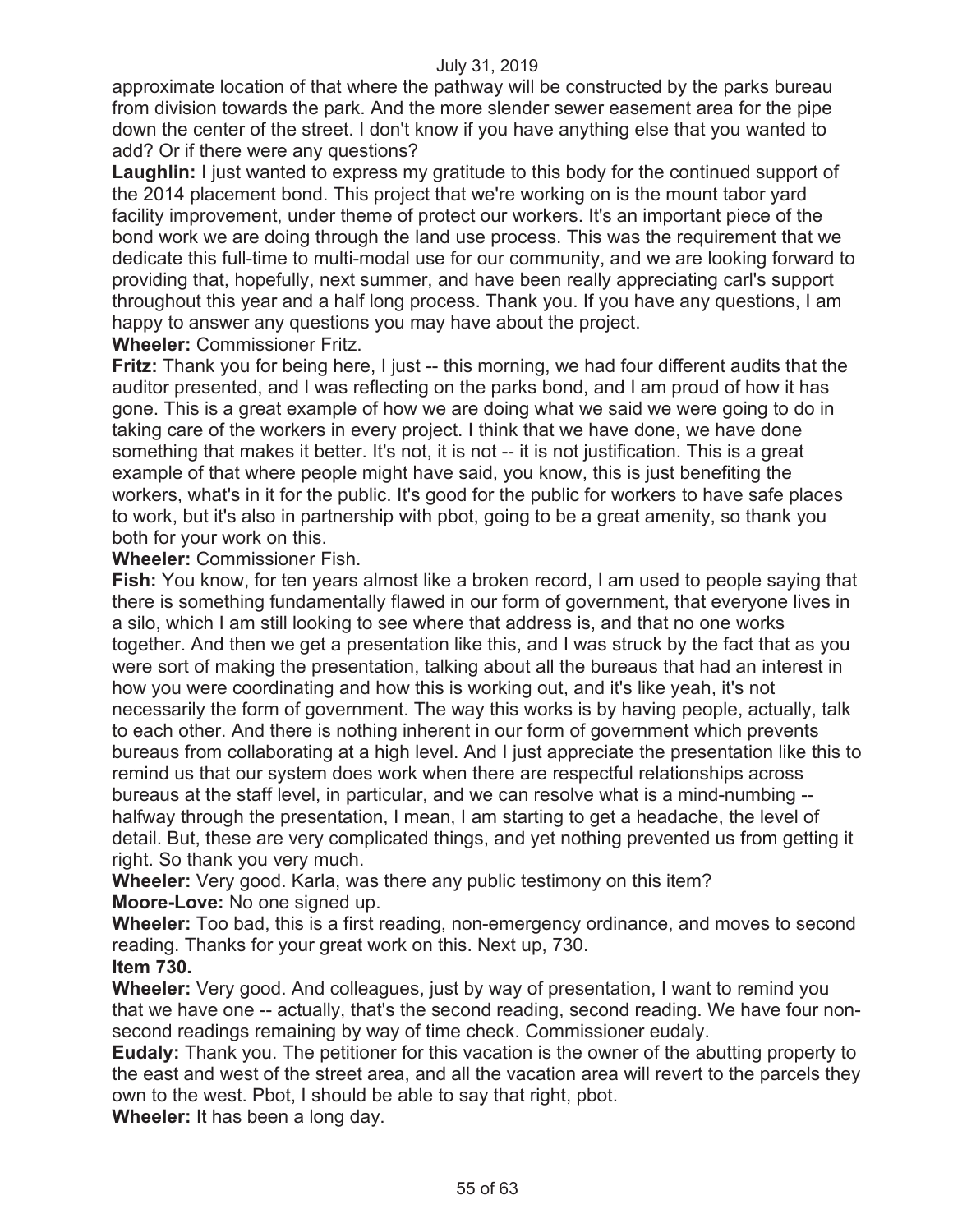approximate location of that where the pathway will be constructed by the parks bureau from division towards the park. And the more slender sewer easement area for the pipe down the center of the street. I don't know if you have anything else that you wanted to add? Or if there were any questions?

**Laughlin:** I just wanted to express my gratitude to this body for the continued support of the 2014 placement bond. This project that we're working on is the mount tabor yard facility improvement, under theme of protect our workers. It's an important piece of the bond work we are doing through the land use process. This was the requirement that we dedicate this full-time to multi-modal use for our community, and we are looking forward to providing that, hopefully, next summer, and have been really appreciating carl's support throughout this year and a half long process. Thank you. If you have any questions, I am happy to answer any questions you may have about the project.

**Wheeler:** Commissioner Fritz.

**Fritz:** Thank you for being here, I just -- this morning, we had four different audits that the auditor presented, and I was reflecting on the parks bond, and I am proud of how it has gone. This is a great example of how we are doing what we said we were going to do in taking care of the workers in every project. I think that we have done, we have done something that makes it better. It's not, it is not -- it is not justification. This is a great example of that where people might have said, you know, this is just benefiting the workers, what's in it for the public. It's good for the public for workers to have safe places to work, but it's also in partnership with pbot, going to be a great amenity, so thank you both for your work on this.

**Wheeler:** Commissioner Fish.

**Fish:** You know, for ten years almost like a broken record, I am used to people saying that there is something fundamentally flawed in our form of government, that everyone lives in a silo, which I am still looking to see where that address is, and that no one works together. And then we get a presentation like this, and I was struck by the fact that as you were sort of making the presentation, talking about all the bureaus that had an interest in how you were coordinating and how this is working out, and it's like yeah, it's not necessarily the form of government. The way this works is by having people, actually, talk to each other. And there is nothing inherent in our form of government which prevents bureaus from collaborating at a high level. And I just appreciate the presentation like this to remind us that our system does work when there are respectful relationships across bureaus at the staff level, in particular, and we can resolve what is a mind-numbing -- halfway through the presentation, I mean, I am starting to get a headache, the level of detail. But, these are very complicated things, and yet nothing prevented us from getting it right. So thank you very much.

**Wheeler:** Very good. Karla, was there any public testimony on this item?

**Moore-Love:** No one signed up.

**Wheeler:** Too bad, this is a first reading, non-emergency ordinance, and moves to second reading. Thanks for your great work on this. Next up, 730.

**Item 730.**

**Wheeler:** Very good. And colleagues, just by way of presentation, I want to remind you that we have one -- actually, that's the second reading, second reading. We have four non-second readings remaining by way of time check. Commissioner eudaly.

**Eudaly:** Thank you. The petitioner for this vacation is the owner of the abutting property to the east and west of the street area, and all the vacation area will revert to the parcels they own to the west. Pbot, I should be able to say that right, pbot.

**Wheeler:** It has been a long day.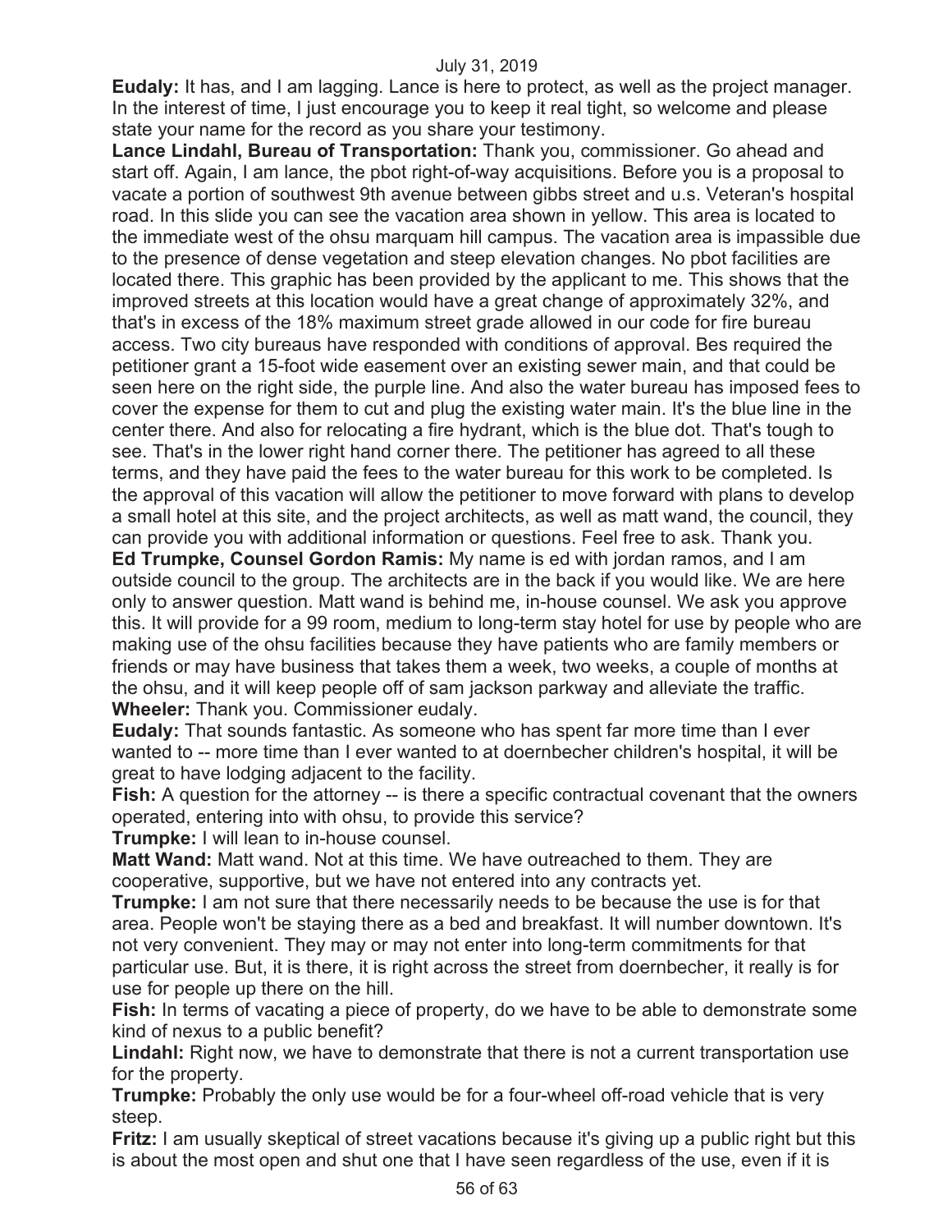**Eudaly:** It has, and I am lagging. Lance is here to protect, as well as the project manager. In the interest of time, I just encourage you to keep it real tight, so welcome and please state your name for the record as you share your testimony.

**Lance Lindahl, Bureau of Transportation:** Thank you, commissioner. Go ahead and start off. Again, I am lance, the pbot right-of-way acquisitions. Before you is a proposal to vacate a portion of southwest 9th avenue between gibbs street and u.s. Veteran's hospital road. In this slide you can see the vacation area shown in yellow. This area is located to the immediate west of the ohsu marquam hill campus. The vacation area is impassible due to the presence of dense vegetation and steep elevation changes. No pbot facilities are located there. This graphic has been provided by the applicant to me. This shows that the improved streets at this location would have a great change of approximately 32%, and that's in excess of the 18% maximum street grade allowed in our code for fire bureau access. Two city bureaus have responded with conditions of approval. Bes required the petitioner grant a 15-foot wide easement over an existing sewer main, and that could be seen here on the right side, the purple line. And also the water bureau has imposed fees to cover the expense for them to cut and plug the existing water main. It's the blue line in the center there. And also for relocating a fire hydrant, which is the blue dot. That's tough to see. That's in the lower right hand corner there. The petitioner has agreed to all these terms, and they have paid the fees to the water bureau for this work to be completed. Is the approval of this vacation will allow the petitioner to move forward with plans to develop a small hotel at this site, and the project architects, as well as matt wand, the council, they can provide you with additional information or questions. Feel free to ask. Thank you.

**Ed Trumpke, Counsel Gordon Ramis:** My name is ed with jordan ramos, and I am outside council to the group. The architects are in the back if you would like. We are here only to answer question. Matt wand is behind me, in-house counsel. We ask you approve this. It will provide for a 99 room, medium to long-term stay hotel for use by people who are making use of the ohsu facilities because they have patients who are family members or friends or may have business that takes them a week, two weeks, a couple of months at the ohsu, and it will keep people off of sam jackson parkway and alleviate the traffic.

**Wheeler:** Thank you. Commissioner eudaly.

**Eudaly:** That sounds fantastic. As someone who has spent far more time than I ever wanted to -- more time than I ever wanted to at doernbecher children's hospital, it will be great to have lodging adjacent to the facility.

**Fish:** A question for the attorney -- is there a specific contractual covenant that the owners operated, entering into with ohsu, to provide this service?

**Trumpke:** I will lean to in-house counsel.

**Matt Wand:** Matt wand. Not at this time. We have outreached to them. They are cooperative, supportive, but we have not entered into any contracts yet.

**Trumpke:** I am not sure that there necessarily needs to be because the use is for that area. People won't be staying there as a bed and breakfast. It will number downtown. It's not very convenient. They may or may not enter into long-term commitments for that particular use. But, it is there, it is right across the street from doernbecher, it really is for use for people up there on the hill.

**Fish:** In terms of vacating a piece of property, do we have to be able to demonstrate some kind of nexus to a public benefit?

**Lindahl:** Right now, we have to demonstrate that there is not a current transportation use for the property.

**Trumpke:** Probably the only use would be for a four-wheel off-road vehicle that is very steep.

**Fritz:** I am usually skeptical of street vacations because it's giving up a public right but this is about the most open and shut one that I have seen regardless of the use, even if it is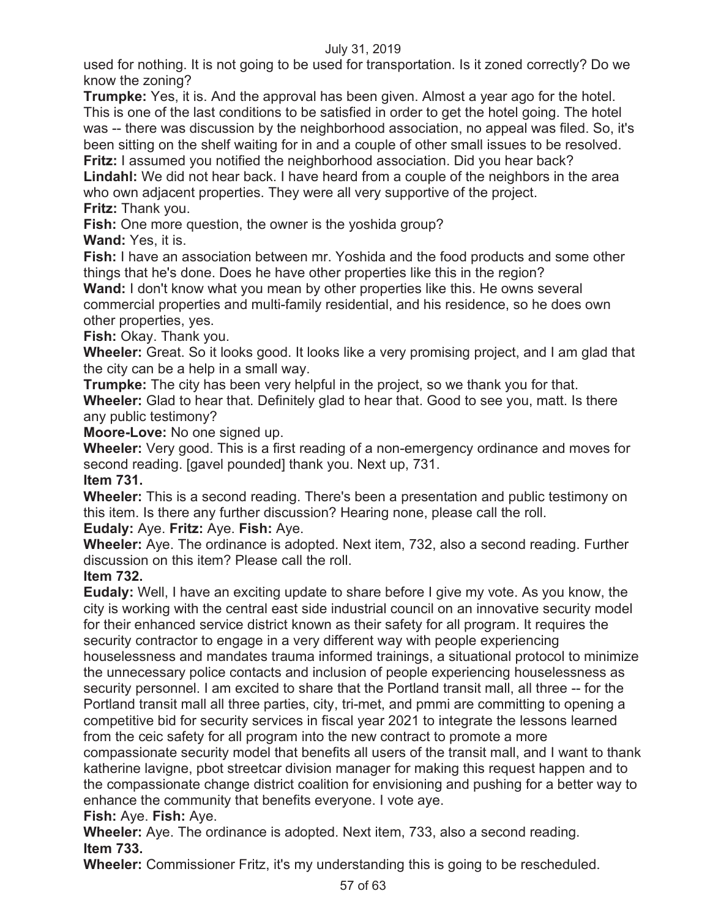used for nothing. It is not going to be used for transportation. Is it zoned correctly? Do we know the zoning?

**Trumpke:** Yes, it is. And the approval has been given. Almost a year ago for the hotel. This is one of the last conditions to be satisfied in order to get the hotel going. The hotel was -- there was discussion by the neighborhood association, no appeal was filed. So, it's been sitting on the shelf waiting for in and a couple of other small issues to be resolved.

**Fritz:** I assumed you notified the neighborhood association. Did you hear back?

**Lindahl:** We did not hear back. I have heard from a couple of the neighbors in the area who own adjacent properties. They were all very supportive of the project.

**Fritz:** Thank you.

**Fish:** One more question, the owner is the yoshida group?

**Wand:** Yes, it is.

**Fish:** I have an association between mr. Yoshida and the food products and some other things that he's done. Does he have other properties like this in the region?

**Wand:** I don't know what you mean by other properties like this. He owns several commercial properties and multi-family residential, and his residence, so he does own other properties, yes.

**Fish:** Okay. Thank you.

**Wheeler:** Great. So it looks good. It looks like a very promising project, and I am glad that the city can be a help in a small way.

**Trumpke:** The city has been very helpful in the project, so we thank you for that.

**Wheeler:** Glad to hear that. Definitely glad to hear that. Good to see you, matt. Is there any public testimony?

**Moore-Love:** No one signed up.

**Wheeler:** Very good. This is a first reading of a non-emergency ordinance and moves for second reading. [gavel pounded] thank you. Next up, 731.

**Item 731.**

**Wheeler:** This is a second reading. There's been a presentation and public testimony on this item. Is there any further discussion? Hearing none, please call the roll.

**Eudaly:** Aye. **Fritz:** Aye. **Fish:** Aye.

**Wheeler:** Aye. The ordinance is adopted. Next item, 732, also a second reading. Further discussion on this item? Please call the roll.

**Item 732.**

**Eudaly:** Well, I have an exciting update to share before I give my vote. As you know, the city is working with the central east side industrial council on an innovative security model for their enhanced service district known as their safety for all program. It requires the security contractor to engage in a very different way with people experiencing houselessness and mandates trauma informed trainings, a situational protocol to minimize the unnecessary police contacts and inclusion of people experiencing houselessness as security personnel. I am excited to share that the Portland transit mall, all three -- for the Portland transit mall all three parties, city, tri-met, and pmmi are committing to opening a competitive bid for security services in fiscal year 2021 to integrate the lessons learned from the ceic safety for all program into the new contract to promote a more compassionate security model that benefits all users of the transit mall, and I want to thank katherine lavigne, pbot streetcar division manager for making this request happen and to the compassionate change district coalition for envisioning and pushing for a better way to enhance the community that benefits everyone. I vote aye.

**Fish:** Aye. **Fish:** Aye.

**Wheeler:** Aye. The ordinance is adopted. Next item, 733, also a second reading.

**Item 733.**

**Wheeler:** Commissioner Fritz, it's my understanding this is going to be rescheduled.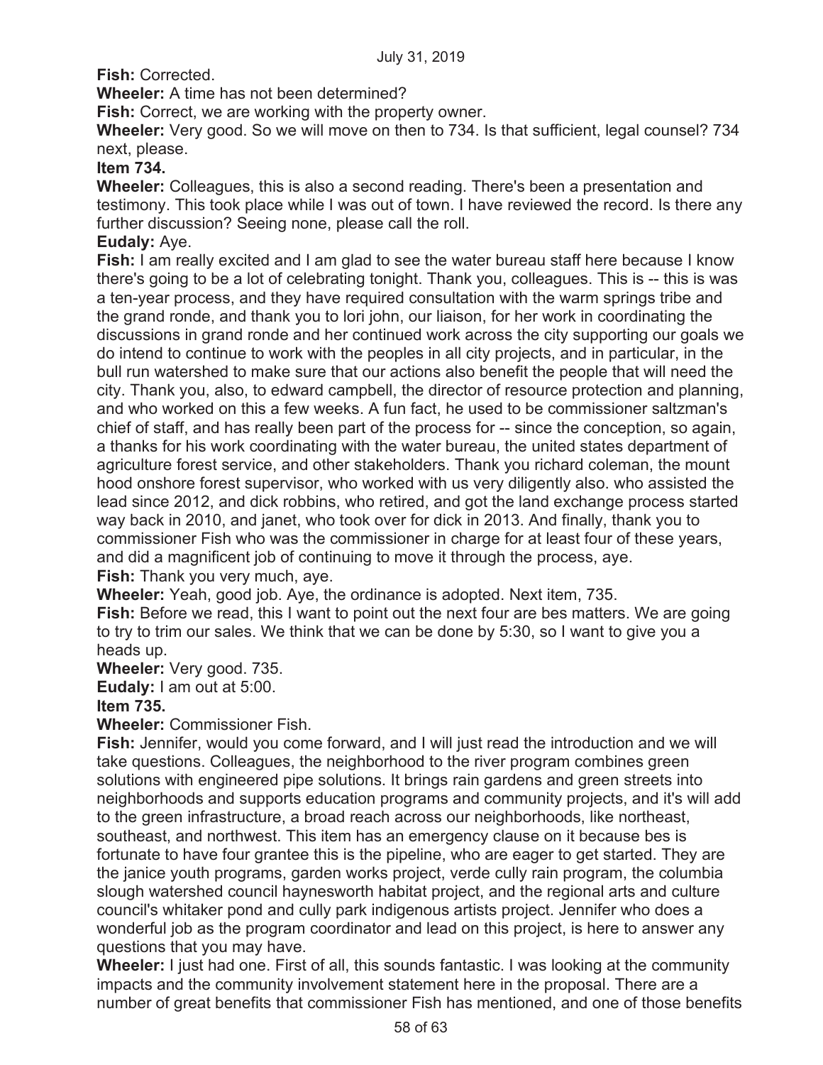**Fish:** Corrected.

**Wheeler:** A time has not been determined?

**Fish:** Correct, we are working with the property owner.

**Wheeler:** Very good. So we will move on then to 734. Is that sufficient, legal counsel? 734 next, please.

**Item 734.**

**Wheeler:** Colleagues, this is also a second reading. There's been a presentation and testimony. This took place while I was out of town. I have reviewed the record. Is there any further discussion? Seeing none, please call the roll.

**Eudaly:** Aye.

**Fish:** I am really excited and I am glad to see the water bureau staff here because I know there's going to be a lot of celebrating tonight. Thank you, colleagues. This is -- this is was a ten-year process, and they have required consultation with the warm springs tribe and the grand ronde, and thank you to lori john, our liaison, for her work in coordinating the discussions in grand ronde and her continued work across the city supporting our goals we do intend to continue to work with the peoples in all city projects, and in particular, in the bull run watershed to make sure that our actions also benefit the people that will need the city. Thank you, also, to edward campbell, the director of resource protection and planning, and who worked on this a few weeks. A fun fact, he used to be commissioner saltzman's chief of staff, and has really been part of the process for -- since the conception, so again, a thanks for his work coordinating with the water bureau, the united states department of agriculture forest service, and other stakeholders. Thank you richard coleman, the mount hood onshore forest supervisor, who worked with us very diligently also. who assisted the lead since 2012, and dick robbins, who retired, and got the land exchange process started way back in 2010, and janet, who took over for dick in 2013. And finally, thank you to commissioner Fish who was the commissioner in charge for at least four of these years, and did a magnificent job of continuing to move it through the process, aye.

**Fish:** Thank you very much, aye.

**Wheeler:** Yeah, good job. Aye, the ordinance is adopted. Next item, 735.

**Fish:** Before we read, this I want to point out the next four are bes matters. We are going to try to trim our sales. We think that we can be done by 5:30, so I want to give you a heads up.

**Wheeler:** Very good. 735.

**Eudaly:** I am out at 5:00.

**Item 735.**

**Wheeler:** Commissioner Fish.

**Fish:** Jennifer, would you come forward, and I will just read the introduction and we will take questions. Colleagues, the neighborhood to the river program combines green solutions with engineered pipe solutions. It brings rain gardens and green streets into neighborhoods and supports education programs and community projects, and it's will add to the green infrastructure, a broad reach across our neighborhoods, like northeast, southeast, and northwest. This item has an emergency clause on it because bes is fortunate to have four grantee this is the pipeline, who are eager to get started. They are the janice youth programs, garden works project, verde cully rain program, the columbia slough watershed council haynesworth habitat project, and the regional arts and culture council's whitaker pond and cully park indigenous artists project. Jennifer who does a wonderful job as the program coordinator and lead on this project, is here to answer any questions that you may have.

**Wheeler:** I just had one. First of all, this sounds fantastic. I was looking at the community impacts and the community involvement statement here in the proposal. There are a number of great benefits that commissioner Fish has mentioned, and one of those benefits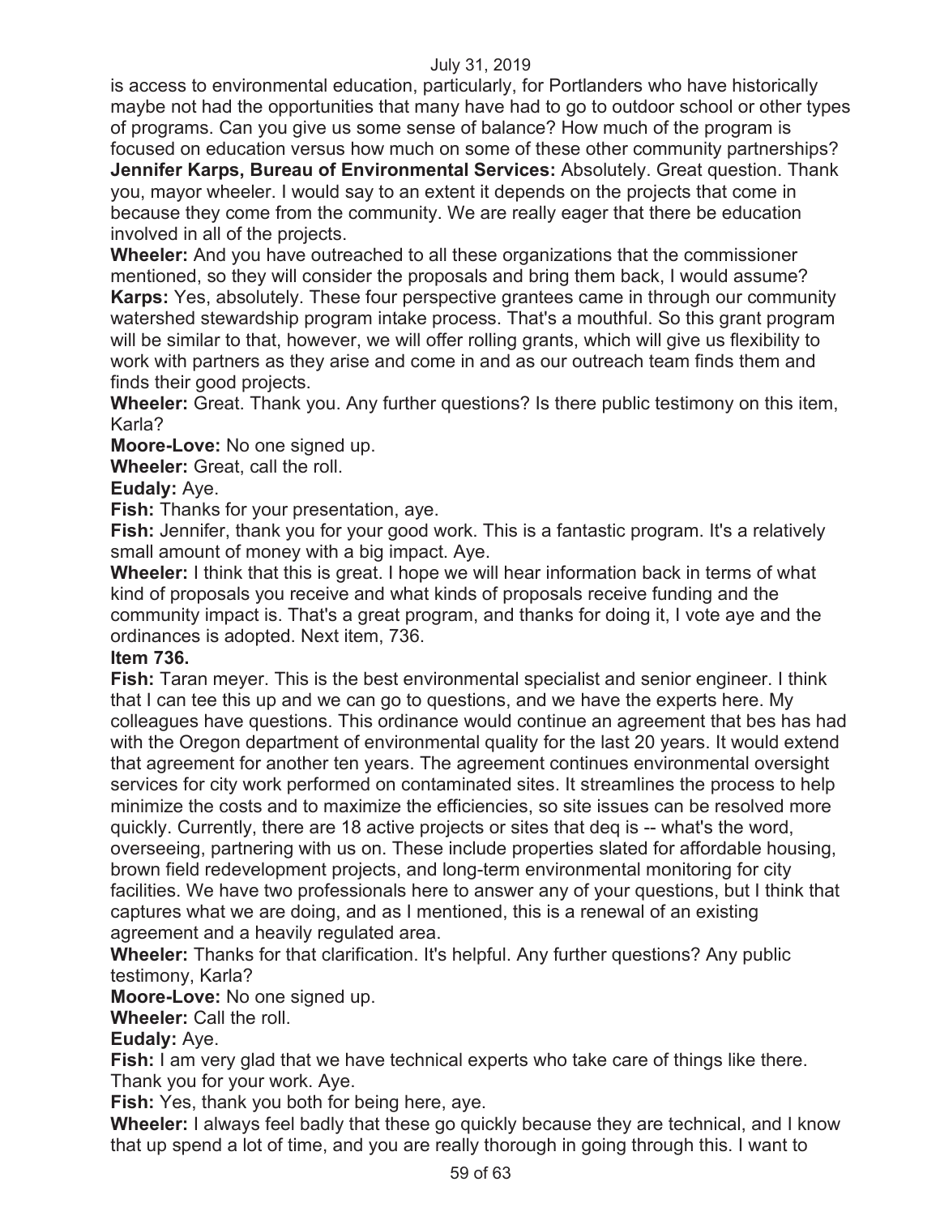is access to environmental education, particularly, for Portlanders who have historically maybe not had the opportunities that many have had to go to outdoor school or other types of programs. Can you give us some sense of balance? How much of the program is focused on education versus how much on some of these other community partnerships?

**Jennifer Karps, Bureau of Environmental Services:** Absolutely. Great question. Thank you, mayor wheeler. I would say to an extent it depends on the projects that come in because they come from the community. We are really eager that there be education involved in all of the projects.

**Wheeler:** And you have outreached to all these organizations that the commissioner mentioned, so they will consider the proposals and bring them back, I would assume?

**Karps:** Yes, absolutely. These four perspective grantees came in through our community watershed stewardship program intake process. That's a mouthful. So this grant program will be similar to that, however, we will offer rolling grants, which will give us flexibility to work with partners as they arise and come in and as our outreach team finds them and finds their good projects.

**Wheeler:** Great. Thank you. Any further questions? Is there public testimony on this item, Karla?

**Moore-Love:** No one signed up.

**Wheeler:** Great, call the roll.

**Eudaly:** Aye.

**Fish:** Thanks for your presentation, aye.

**Fish:** Jennifer, thank you for your good work. This is a fantastic program. It's a relatively small amount of money with a big impact. Aye.

**Wheeler:** I think that this is great. I hope we will hear information back in terms of what kind of proposals you receive and what kinds of proposals receive funding and the community impact is. That's a great program, and thanks for doing it, I vote aye and the ordinances is adopted. Next item, 736.

**Item 736.**

**Fish:** Taran meyer. This is the best environmental specialist and senior engineer. I think that I can tee this up and we can go to questions, and we have the experts here. My colleagues have questions. This ordinance would continue an agreement that bes has had with the Oregon department of environmental quality for the last 20 years. It would extend that agreement for another ten years. The agreement continues environmental oversight services for city work performed on contaminated sites. It streamlines the process to help minimize the costs and to maximize the efficiencies, so site issues can be resolved more quickly. Currently, there are 18 active projects or sites that deq is -- what's the word, overseeing, partnering with us on. These include properties slated for affordable housing, brown field redevelopment projects, and long-term environmental monitoring for city facilities. We have two professionals here to answer any of your questions, but I think that captures what we are doing, and as I mentioned, this is a renewal of an existing agreement and a heavily regulated area.

**Wheeler:** Thanks for that clarification. It's helpful. Any further questions? Any public testimony, Karla?

**Moore-Love:** No one signed up.

**Wheeler:** Call the roll.

**Eudaly:** Aye.

**Fish:** I am very glad that we have technical experts who take care of things like there. Thank you for your work. Aye.

**Fish:** Yes, thank you both for being here, aye.

**Wheeler:** I always feel badly that these go quickly because they are technical, and I know that up spend a lot of time, and you are really thorough in going through this. I want to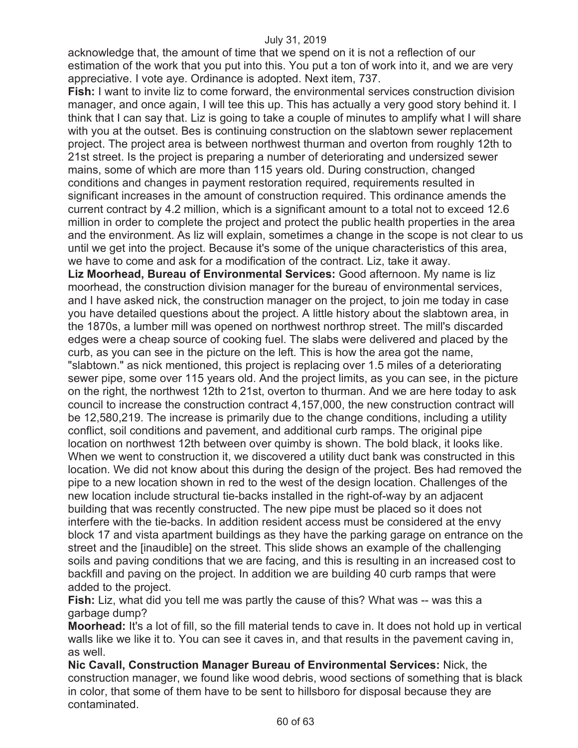acknowledge that, the amount of time that we spend on it is not a reflection of our estimation of the work that you put into this. You put a ton of work into it, and we are very appreciative. I vote aye. Ordinance is adopted. Next item, 737.

**Fish:** I want to invite liz to come forward, the environmental services construction division manager, and once again, I will tee this up. This has actually a very good story behind it. I think that I can say that. Liz is going to take a couple of minutes to amplify what I will share with you at the outset. Bes is continuing construction on the slabtown sewer replacement project. The project area is between northwest thurman and overton from roughly 12th to 21st street. Is the project is preparing a number of deteriorating and undersized sewer mains, some of which are more than 115 years old. During construction, changed conditions and changes in payment restoration required, requirements resulted in significant increases in the amount of construction required. This ordinance amends the current contract by 4.2 million, which is a significant amount to a total not to exceed 12.6 million in order to complete the project and protect the public health properties in the area and the environment. As liz will explain, sometimes a change in the scope is not clear to us until we get into the project. Because it's some of the unique characteristics of this area, we have to come and ask for a modification of the contract. Liz, take it away.

**Liz Moorhead, Bureau of Environmental Services:** Good afternoon. My name is liz moorhead, the construction division manager for the bureau of environmental services, and I have asked nick, the construction manager on the project, to join me today in case you have detailed questions about the project. A little history about the slabtown area, in the 1870s, a lumber mill was opened on northwest northrop street. The mill's discarded edges were a cheap source of cooking fuel. The slabs were delivered and placed by the curb, as you can see in the picture on the left. This is how the area got the name, "slabtown." as nick mentioned, this project is replacing over 1.5 miles of a deteriorating sewer pipe, some over 115 years old. And the project limits, as you can see, in the picture on the right, the northwest 12th to 21st, overton to thurman. And we are here today to ask council to increase the construction contract 4,157,000, the new construction contract will be 12,580,219. The increase is primarily due to the change conditions, including a utility conflict, soil conditions and pavement, and additional curb ramps. The original pipe location on northwest 12th between over quimby is shown. The bold black, it looks like. When we went to construction it, we discovered a utility duct bank was constructed in this location. We did not know about this during the design of the project. Bes had removed the pipe to a new location shown in red to the west of the design location. Challenges of the new location include structural tie-backs installed in the right-of-way by an adjacent building that was recently constructed. The new pipe must be placed so it does not interfere with the tie-backs. In addition resident access must be considered at the envy block 17 and vista apartment buildings as they have the parking garage on entrance on the street and the [inaudible] on the street. This slide shows an example of the challenging soils and paving conditions that we are facing, and this is resulting in an increased cost to backfill and paving on the project. In addition we are building 40 curb ramps that were added to the project.

**Fish:** Liz, what did you tell me was partly the cause of this? What was -- was this a garbage dump?

**Moorhead:** It's a lot of fill, so the fill material tends to cave in. It does not hold up in vertical walls like we like it to. You can see it caves in, and that results in the pavement caving in, as well.

**Nic Cavall, Construction Manager Bureau of Environmental Services:** Nick, the construction manager, we found like wood debris, wood sections of something that is black in color, that some of them have to be sent to hillsboro for disposal because they are contaminated.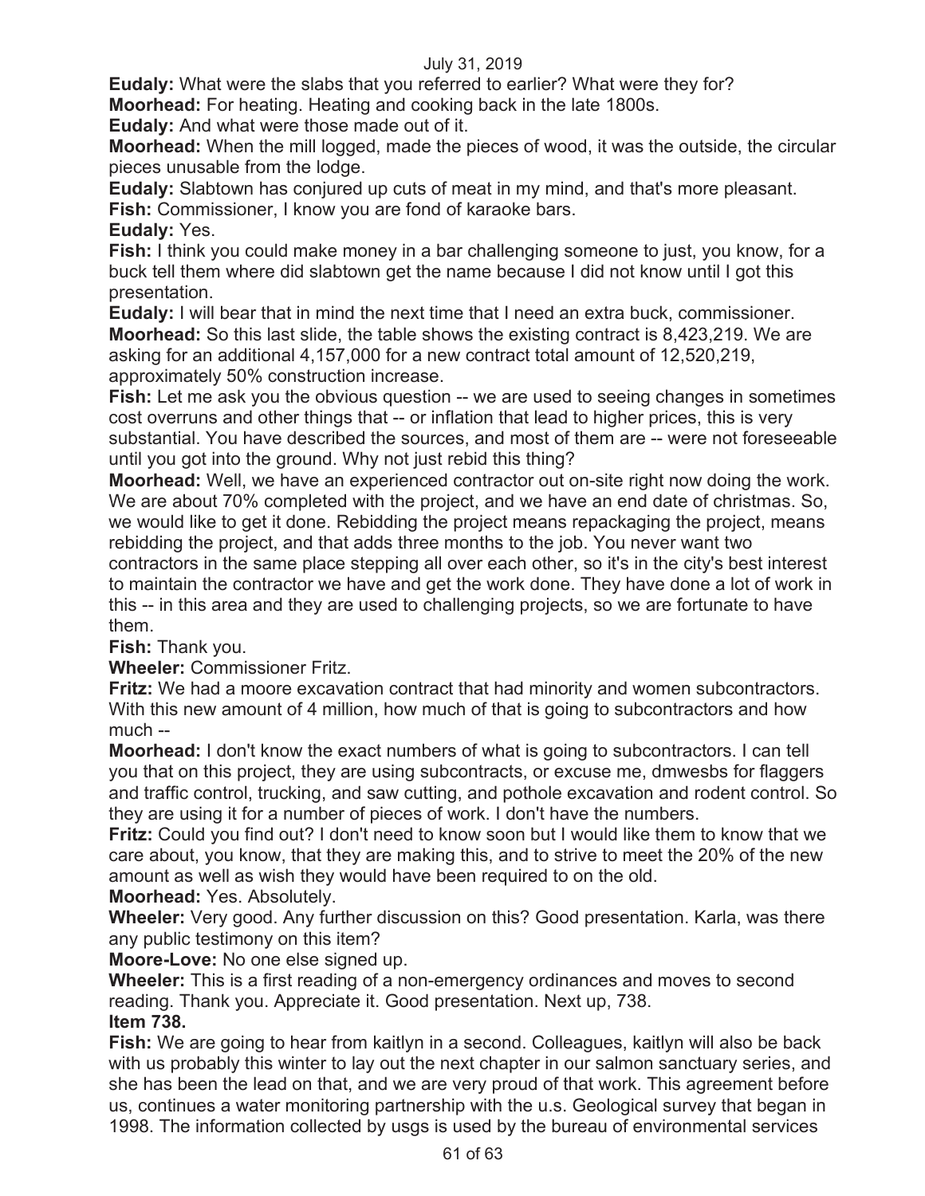**Eudaly:** What were the slabs that you referred to earlier? What were they for?

**Moorhead:** For heating. Heating and cooking back in the late 1800s.

**Eudaly:** And what were those made out of it.

**Moorhead:** When the mill logged, made the pieces of wood, it was the outside, the circular pieces unusable from the lodge.

**Eudaly:** Slabtown has conjured up cuts of meat in my mind, and that's more pleasant.

**Fish:** Commissioner, I know you are fond of karaoke bars.

**Eudaly:** Yes.

**Fish:** I think you could make money in a bar challenging someone to just, you know, for a buck tell them where did slabtown get the name because I did not know until I got this presentation.

**Eudaly:** I will bear that in mind the next time that I need an extra buck, commissioner.

**Moorhead:** So this last slide, the table shows the existing contract is 8,423,219. We are asking for an additional 4,157,000 for a new contract total amount of 12,520,219, approximately 50% construction increase.

**Fish:** Let me ask you the obvious question -- we are used to seeing changes in sometimes cost overruns and other things that -- or inflation that lead to higher prices, this is very substantial. You have described the sources, and most of them are -- were not foreseeable until you got into the ground. Why not just rebid this thing?

**Moorhead:** Well, we have an experienced contractor out on-site right now doing the work. We are about 70% completed with the project, and we have an end date of christmas. So, we would like to get it done. Rebidding the project means repackaging the project, means rebidding the project, and that adds three months to the job. You never want two contractors in the same place stepping all over each other, so it's in the city's best interest to maintain the contractor we have and get the work done. They have done a lot of work in this -- in this area and they are used to challenging projects, so we are fortunate to have them.

**Fish:** Thank you.

**Wheeler:** Commissioner Fritz.

**Fritz:** We had a moore excavation contract that had minority and women subcontractors. With this new amount of 4 million, how much of that is going to subcontractors and how much --

**Moorhead:** I don't know the exact numbers of what is going to subcontractors. I can tell you that on this project, they are using subcontracts, or excuse me, dmwesbs for flaggers and traffic control, trucking, and saw cutting, and pothole excavation and rodent control. So they are using it for a number of pieces of work. I don't have the numbers.

**Fritz:** Could you find out? I don't need to know soon but I would like them to know that we care about, you know, that they are making this, and to strive to meet the 20% of the new amount as well as wish they would have been required to on the old.

**Moorhead:** Yes. Absolutely.

**Wheeler:** Very good. Any further discussion on this? Good presentation. Karla, was there any public testimony on this item?

**Moore-Love:** No one else signed up.

**Wheeler:** This is a first reading of a non-emergency ordinances and moves to second reading. Thank you. Appreciate it. Good presentation. Next up, 738.

**Item 738.**

**Fish:** We are going to hear from kaitlyn in a second. Colleagues, kaitlyn will also be back with us probably this winter to lay out the next chapter in our salmon sanctuary series, and she has been the lead on that, and we are very proud of that work. This agreement before us, continues a water monitoring partnership with the u.s. Geological survey that began in 1998. The information collected by usgs is used by the bureau of environmental services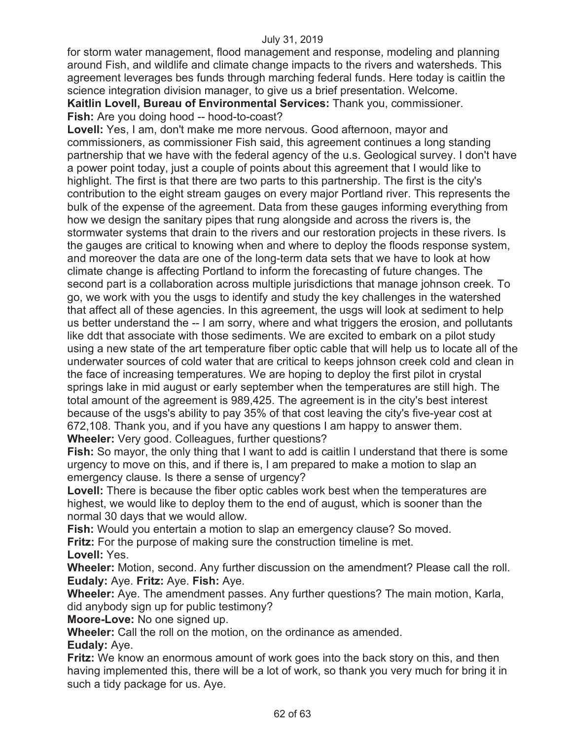for storm water management, flood management and response, modeling and planning around Fish, and wildlife and climate change impacts to the rivers and watersheds. This agreement leverages bes funds through marching federal funds. Here today is caitlin the science integration division manager, to give us a brief presentation. Welcome.

**Kaitlin Lovell, Bureau of Environmental Services:** Thank you, commissioner.

**Fish:** Are you doing hood -- hood-to-coast?

**Lovell:** Yes, I am, don't make me more nervous. Good afternoon, mayor and commissioners, as commissioner Fish said, this agreement continues a long standing partnership that we have with the federal agency of the u.s. Geological survey. I don't have a power point today, just a couple of points about this agreement that I would like to highlight. The first is that there are two parts to this partnership. The first is the city's contribution to the eight stream gauges on every major Portland river. This represents the bulk of the expense of the agreement. Data from these gauges informing everything from how we design the sanitary pipes that rung alongside and across the rivers is, the stormwater systems that drain to the rivers and our restoration projects in these rivers. Is the gauges are critical to knowing when and where to deploy the floods response system, and moreover the data are one of the long-term data sets that we have to look at how climate change is affecting Portland to inform the forecasting of future changes. The second part is a collaboration across multiple jurisdictions that manage johnson creek. To go, we work with you the usgs to identify and study the key challenges in the watershed that affect all of these agencies. In this agreement, the usgs will look at sediment to help us better understand the -- I am sorry, where and what triggers the erosion, and pollutants like ddt that associate with those sediments. We are excited to embark on a pilot study using a new state of the art temperature fiber optic cable that will help us to locate all of the underwater sources of cold water that are critical to keeps johnson creek cold and clean in the face of increasing temperatures. We are hoping to deploy the first pilot in crystal springs lake in mid august or early september when the temperatures are still high. The total amount of the agreement is 989,425. The agreement is in the city's best interest because of the usgs's ability to pay 35% of that cost leaving the city's five-year cost at 672,108. Thank you, and if you have any questions I am happy to answer them.

**Wheeler:** Very good. Colleagues, further questions?

**Fish:** So mayor, the only thing that I want to add is caitlin I understand that there is some urgency to move on this, and if there is, I am prepared to make a motion to slap an emergency clause. Is there a sense of urgency?

**Lovell:** There is because the fiber optic cables work best when the temperatures are highest, we would like to deploy them to the end of august, which is sooner than the normal 30 days that we would allow.

**Fish:** Would you entertain a motion to slap an emergency clause? So moved.

**Fritz:** For the purpose of making sure the construction timeline is met.

**Lovell:** Yes.

**Wheeler:** Motion, second. Any further discussion on the amendment? Please call the roll.

**Eudaly:** Aye. **Fritz:** Aye. **Fish:** Aye.

**Wheeler:** Aye. The amendment passes. Any further questions? The main motion, Karla, did anybody sign up for public testimony?

**Moore-Love:** No one signed up.

**Wheeler:** Call the roll on the motion, on the ordinance as amended.

**Eudaly:** Aye.

**Fritz:** We know an enormous amount of work goes into the back story on this, and then having implemented this, there will be a lot of work, so thank you very much for bring it in such a tidy package for us. Aye.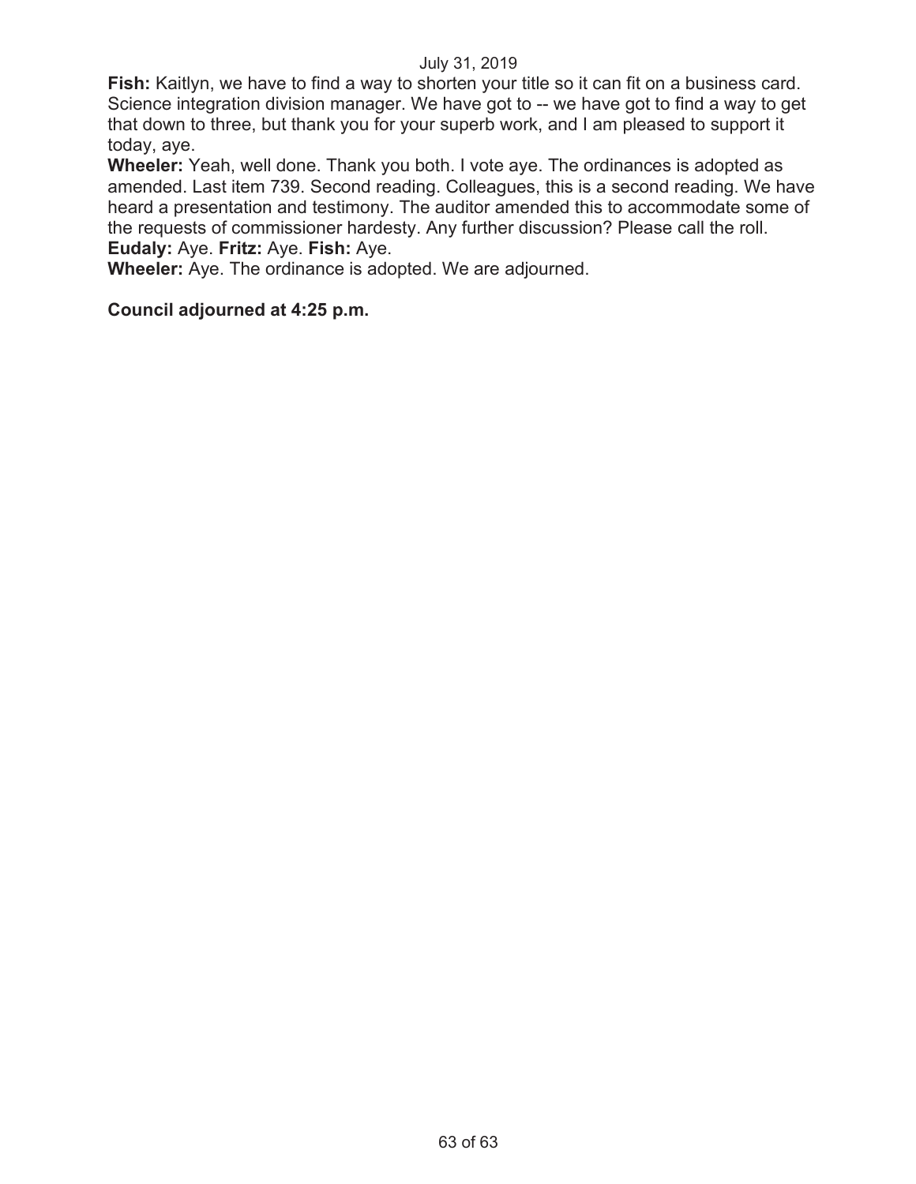**Fish:** Kaitlyn, we have to find a way to shorten your title so it can fit on a business card. Science integration division manager. We have got to -- we have got to find a way to get that down to three, but thank you for your superb work, and I am pleased to support it today, aye.

**Wheeler:** Yeah, well done. Thank you both. I vote aye. The ordinances is adopted as amended. Last item 739. Second reading. Colleagues, this is a second reading. We have heard a presentation and testimony. The auditor amended this to accommodate some of the requests of commissioner hardesty. Any further discussion? Please call the roll.

**Eudaly:** Aye. **Fritz:** Aye. **Fish:** Aye.

**Wheeler:** Aye. The ordinance is adopted. We are adjourned.

**Council adjourned at 4:25 p.m.**